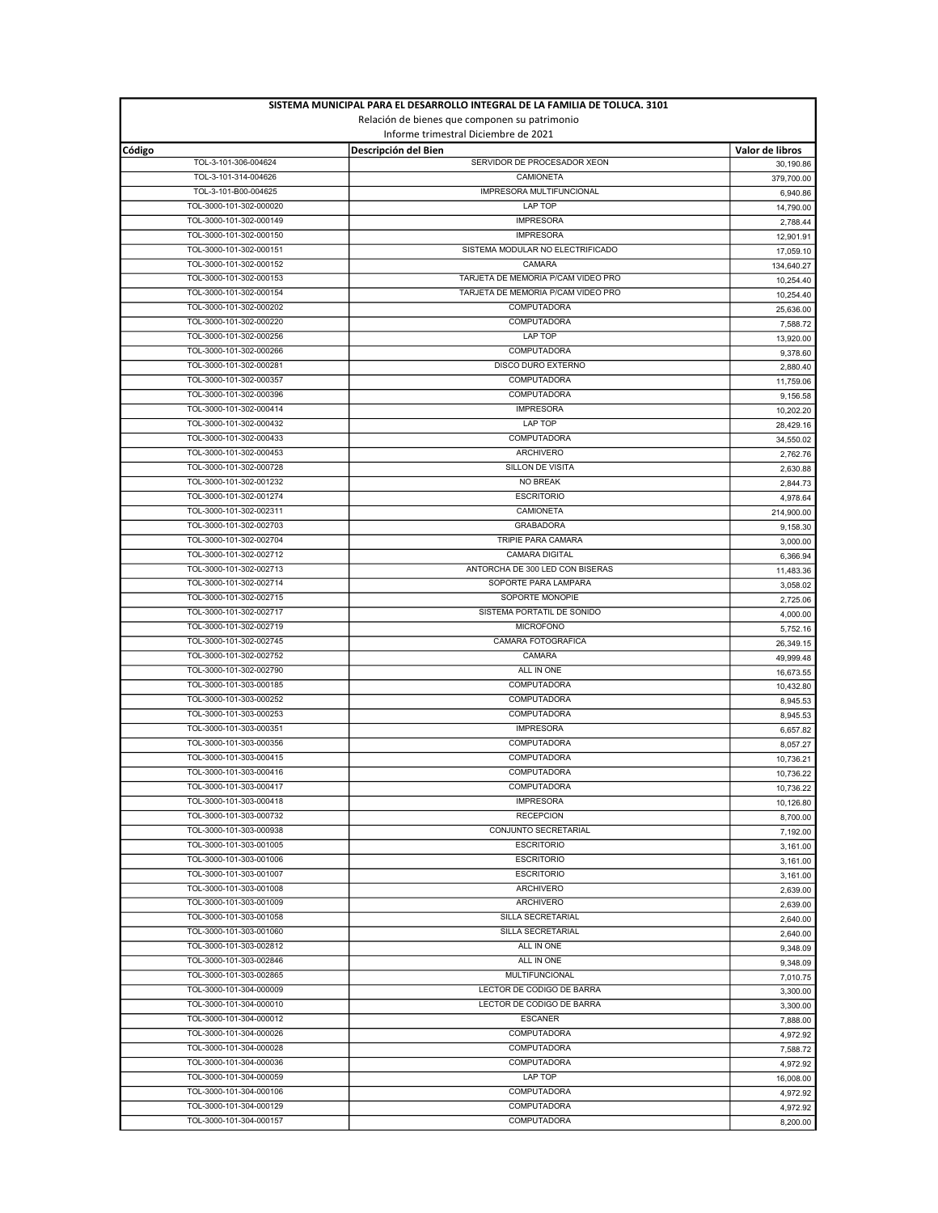**SISTEMA MUNICIPAL PARA EL DESARROLLO INTEGRAL DE LA FAMILIA DE TOLUCA. 3101**

Relación de bienes que componen su patrimonio

Informe trimestral Diciembre de 2021

| Código | Descripción del Bien | Valor de libros |
|---|---|---|
| TOL-3-101-306-004624 | SERVIDOR DE PROCESADOR XEON | 30,190.86 |
| TOL-3-101-314-004626 | CAMIONETA | 379,700.00 |
| TOL-3-101-B00-004625 | IMPRESORA MULTIFUNCIONAL | 6,940.86 |
| TOL-3000-101-302-000020 | LAP TOP | 14,790.00 |
| TOL-3000-101-302-000149 | IMPRESORA | 2,788.44 |
| TOL-3000-101-302-000150 | IMPRESORA | 12,901.91 |
| TOL-3000-101-302-000151 | SISTEMA MODULAR NO ELECTRIFICADO | 17,059.10 |
| TOL-3000-101-302-000152 | CAMARA | 134,640.27 |
| TOL-3000-101-302-000153 | TARJETA DE MEMORIA P/CAM VIDEO PRO | 10,254.40 |
| TOL-3000-101-302-000154 | TARJETA DE MEMORIA P/CAM VIDEO PRO | 10,254.40 |
| TOL-3000-101-302-000202 | COMPUTADORA | 25,636.00 |
| TOL-3000-101-302-000220 | COMPUTADORA | 7,588.72 |
| TOL-3000-101-302-000256 | LAP TOP | 13,920.00 |
| TOL-3000-101-302-000266 | COMPUTADORA | 9,378.60 |
| TOL-3000-101-302-000281 | DISCO DURO EXTERNO | 2,880.40 |
| TOL-3000-101-302-000357 | COMPUTADORA | 11,759.06 |
| TOL-3000-101-302-000396 | COMPUTADORA | 9,156.58 |
| TOL-3000-101-302-000414 | IMPRESORA | 10,202.20 |
| TOL-3000-101-302-000432 | LAP TOP | 28,429.16 |
| TOL-3000-101-302-000433 | COMPUTADORA | 34,550.02 |
| TOL-3000-101-302-000453 | ARCHIVERO | 2,762.76 |
| TOL-3000-101-302-000728 | SILLON DE VISITA | 2,630.88 |
| TOL-3000-101-302-001232 | NO BREAK | 2,844.73 |
| TOL-3000-101-302-001274 | ESCRITORIO | 4,978.64 |
| TOL-3000-101-302-002311 | CAMIONETA | 214,900.00 |
| TOL-3000-101-302-002703 | GRABADORA | 9,158.30 |
| TOL-3000-101-302-002704 | TRIPIE PARA CAMARA | 3,000.00 |
| TOL-3000-101-302-002712 | CAMARA DIGITAL | 6,366.94 |
| TOL-3000-101-302-002713 | ANTORCHA DE 300 LED CON BISERAS | 11,483.36 |
| TOL-3000-101-302-002714 | SOPORTE PARA LAMPARA | 3,058.02 |
| TOL-3000-101-302-002715 | SOPORTE MONOPIE | 2,725.06 |
| TOL-3000-101-302-002717 | SISTEMA PORTATIL DE SONIDO | 4,000.00 |
| TOL-3000-101-302-002719 | MICROFONO | 5,752.16 |
| TOL-3000-101-302-002745 | CAMARA FOTOGRAFICA | 26,349.15 |
| TOL-3000-101-302-002752 | CAMARA | 49,999.48 |
| TOL-3000-101-302-002790 | ALL IN ONE | 16,673.55 |
| TOL-3000-101-303-000185 | COMPUTADORA | 10,432.80 |
| TOL-3000-101-303-000252 | COMPUTADORA | 8,945.53 |
| TOL-3000-101-303-000253 | COMPUTADORA | 8,945.53 |
| TOL-3000-101-303-000351 | IMPRESORA | 6,657.82 |
| TOL-3000-101-303-000356 | COMPUTADORA | 8,057.27 |
| TOL-3000-101-303-000415 | COMPUTADORA | 10,736.21 |
| TOL-3000-101-303-000416 | COMPUTADORA | 10,736.22 |
| TOL-3000-101-303-000417 | COMPUTADORA | 10,736.22 |
| TOL-3000-101-303-000418 | IMPRESORA | 10,126.80 |
| TOL-3000-101-303-000732 | RECEPCION | 8,700.00 |
| TOL-3000-101-303-000938 | CONJUNTO SECRETARIAL | 7,192.00 |
| TOL-3000-101-303-001005 | ESCRITORIO | 3,161.00 |
| TOL-3000-101-303-001006 | ESCRITORIO | 3,161.00 |
| TOL-3000-101-303-001007 | ESCRITORIO | 3,161.00 |
| TOL-3000-101-303-001008 | ARCHIVERO | 2,639.00 |
| TOL-3000-101-303-001009 | ARCHIVERO | 2,639.00 |
| TOL-3000-101-303-001058 | SILLA SECRETARIAL | 2,640.00 |
| TOL-3000-101-303-001060 | SILLA SECRETARIAL | 2,640.00 |
| TOL-3000-101-303-002812 | ALL IN ONE | 9,348.09 |
| TOL-3000-101-303-002846 | ALL IN ONE | 9,348.09 |
| TOL-3000-101-303-002865 | MULTIFUNCIONAL | 7,010.75 |
| TOL-3000-101-304-000009 | LECTOR DE CODIGO DE BARRA | 3,300.00 |
| TOL-3000-101-304-000010 | LECTOR DE CODIGO DE BARRA | 3,300.00 |
| TOL-3000-101-304-000012 | ESCANER | 7,888.00 |
| TOL-3000-101-304-000026 | COMPUTADORA | 4,972.92 |
| TOL-3000-101-304-000028 | COMPUTADORA | 7,588.72 |
| TOL-3000-101-304-000036 | COMPUTADORA | 4,972.92 |
| TOL-3000-101-304-000059 | LAP TOP | 16,008.00 |
| TOL-3000-101-304-000106 | COMPUTADORA | 4,972.92 |
| TOL-3000-101-304-000129 | COMPUTADORA | 4,972.92 |
| TOL-3000-101-304-000157 | COMPUTADORA | 8,200.00 |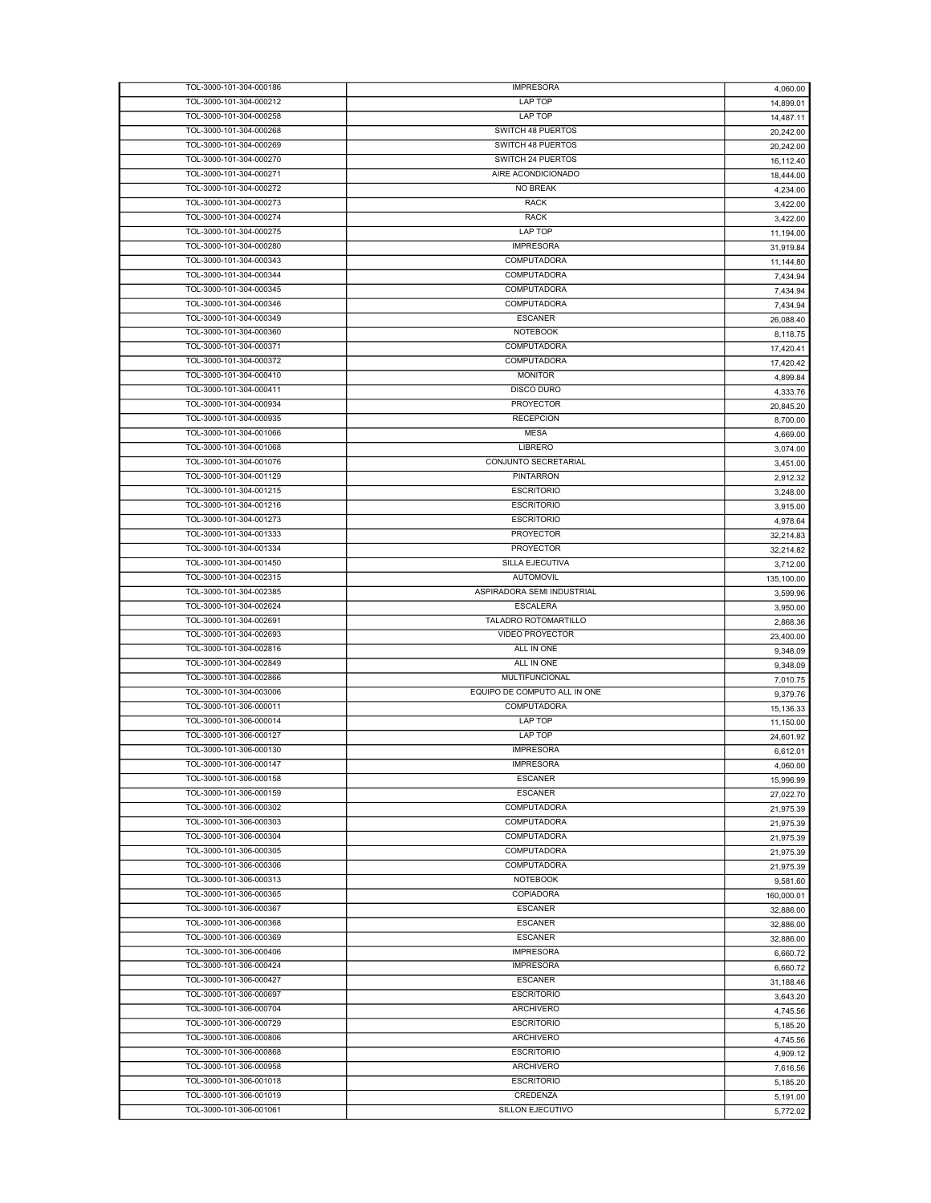| | | |
|---|---|---|
| TOL-3000-101-304-000186 | IMPRESORA | 4,060.00 |
| TOL-3000-101-304-000212 | LAP TOP | 14,899.01 |
| TOL-3000-101-304-000258 | LAP TOP | 14,487.11 |
| TOL-3000-101-304-000268 | SWITCH 48 PUERTOS | 20,242.00 |
| TOL-3000-101-304-000269 | SWITCH 48 PUERTOS | 20,242.00 |
| TOL-3000-101-304-000270 | SWITCH 24 PUERTOS | 16,112.40 |
| TOL-3000-101-304-000271 | AIRE ACONDICIONADO | 18,444.00 |
| TOL-3000-101-304-000272 | NO BREAK | 4,234.00 |
| TOL-3000-101-304-000273 | RACK | 3,422.00 |
| TOL-3000-101-304-000274 | RACK | 3,422.00 |
| TOL-3000-101-304-000275 | LAP TOP | 11,194.00 |
| TOL-3000-101-304-000280 | IMPRESORA | 31,919.84 |
| TOL-3000-101-304-000343 | COMPUTADORA | 11,144.80 |
| TOL-3000-101-304-000344 | COMPUTADORA | 7,434.94 |
| TOL-3000-101-304-000345 | COMPUTADORA | 7,434.94 |
| TOL-3000-101-304-000346 | COMPUTADORA | 7,434.94 |
| TOL-3000-101-304-000349 | ESCANER | 26,088.40 |
| TOL-3000-101-304-000360 | NOTEBOOK | 8,118.75 |
| TOL-3000-101-304-000371 | COMPUTADORA | 17,420.41 |
| TOL-3000-101-304-000372 | COMPUTADORA | 17,420.42 |
| TOL-3000-101-304-000410 | MONITOR | 4,899.84 |
| TOL-3000-101-304-000411 | DISCO DURO | 4,333.76 |
| TOL-3000-101-304-000934 | PROYECTOR | 20,845.20 |
| TOL-3000-101-304-000935 | RECEPCION | 8,700.00 |
| TOL-3000-101-304-001066 | MESA | 4,669.00 |
| TOL-3000-101-304-001068 | LIBRERO | 3,074.00 |
| TOL-3000-101-304-001076 | CONJUNTO SECRETARIAL | 3,451.00 |
| TOL-3000-101-304-001129 | PINTARRON | 2,912.32 |
| TOL-3000-101-304-001215 | ESCRITORIO | 3,248.00 |
| TOL-3000-101-304-001216 | ESCRITORIO | 3,915.00 |
| TOL-3000-101-304-001273 | ESCRITORIO | 4,978.64 |
| TOL-3000-101-304-001333 | PROYECTOR | 32,214.83 |
| TOL-3000-101-304-001334 | PROYECTOR | 32,214.82 |
| TOL-3000-101-304-001450 | SILLA EJECUTIVA | 3,712.00 |
| TOL-3000-101-304-002315 | AUTOMOVIL | 135,100.00 |
| TOL-3000-101-304-002385 | ASPIRADORA SEMI INDUSTRIAL | 3,599.96 |
| TOL-3000-101-304-002624 | ESCALERA | 3,950.00 |
| TOL-3000-101-304-002691 | TALADRO ROTOMARTILLO | 2,868.36 |
| TOL-3000-101-304-002693 | VIDEO PROYECTOR | 23,400.00 |
| TOL-3000-101-304-002816 | ALL IN ONE | 9,348.09 |
| TOL-3000-101-304-002849 | ALL IN ONE | 9,348.09 |
| TOL-3000-101-304-002866 | MULTIFUNCIONAL | 7,010.75 |
| TOL-3000-101-304-003006 | EQUIPO DE COMPUTO ALL IN ONE | 9,379.76 |
| TOL-3000-101-306-000011 | COMPUTADORA | 15,136.33 |
| TOL-3000-101-306-000014 | LAP TOP | 11,150.00 |
| TOL-3000-101-306-000127 | LAP TOP | 24,601.92 |
| TOL-3000-101-306-000130 | IMPRESORA | 6,612.01 |
| TOL-3000-101-306-000147 | IMPRESORA | 4,060.00 |
| TOL-3000-101-306-000158 | ESCANER | 15,996.99 |
| TOL-3000-101-306-000159 | ESCANER | 27,022.70 |
| TOL-3000-101-306-000302 | COMPUTADORA | 21,975.39 |
| TOL-3000-101-306-000303 | COMPUTADORA | 21,975.39 |
| TOL-3000-101-306-000304 | COMPUTADORA | 21,975.39 |
| TOL-3000-101-306-000305 | COMPUTADORA | 21,975.39 |
| TOL-3000-101-306-000306 | COMPUTADORA | 21,975.39 |
| TOL-3000-101-306-000313 | NOTEBOOK | 9,581.60 |
| TOL-3000-101-306-000365 | COPIADORA | 160,000.01 |
| TOL-3000-101-306-000367 | ESCANER | 32,886.00 |
| TOL-3000-101-306-000368 | ESCANER | 32,886.00 |
| TOL-3000-101-306-000369 | ESCANER | 32,886.00 |
| TOL-3000-101-306-000406 | IMPRESORA | 6,660.72 |
| TOL-3000-101-306-000424 | IMPRESORA | 6,660.72 |
| TOL-3000-101-306-000427 | ESCANER | 31,188.46 |
| TOL-3000-101-306-000697 | ESCRITORIO | 3,643.20 |
| TOL-3000-101-306-000704 | ARCHIVERO | 4,745.56 |
| TOL-3000-101-306-000729 | ESCRITORIO | 5,185.20 |
| TOL-3000-101-306-000806 | ARCHIVERO | 4,745.56 |
| TOL-3000-101-306-000868 | ESCRITORIO | 4,909.12 |
| TOL-3000-101-306-000958 | ARCHIVERO | 7,616.56 |
| TOL-3000-101-306-001018 | ESCRITORIO | 5,185.20 |
| TOL-3000-101-306-001019 | CREDENZA | 5,191.00 |
| TOL-3000-101-306-001061 | SILLON EJECUTIVO | 5,772.02 |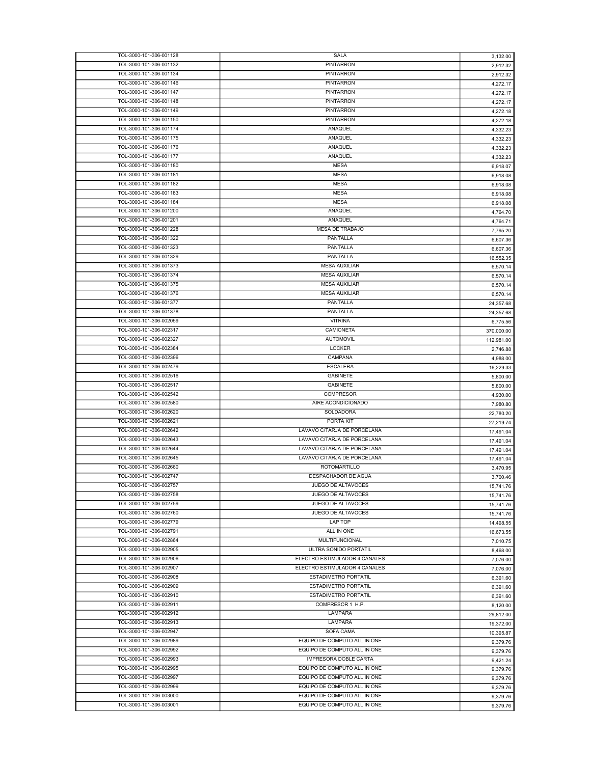| | | |
|---|---|---|
| TOL-3000-101-306-001128 | SALA | 3,132.00 |
| TOL-3000-101-306-001132 | PINTARRON | 2,912.32 |
| TOL-3000-101-306-001134 | PINTARRON | 2,912.32 |
| TOL-3000-101-306-001146 | PINTARRON | 4,272.17 |
| TOL-3000-101-306-001147 | PINTARRON | 4,272.17 |
| TOL-3000-101-306-001148 | PINTARRON | 4,272.17 |
| TOL-3000-101-306-001149 | PINTARRON | 4,272.18 |
| TOL-3000-101-306-001150 | PINTARRON | 4,272.18 |
| TOL-3000-101-306-001174 | ANAQUEL | 4,332.23 |
| TOL-3000-101-306-001175 | ANAQUEL | 4,332.23 |
| TOL-3000-101-306-001176 | ANAQUEL | 4,332.23 |
| TOL-3000-101-306-001177 | ANAQUEL | 4,332.23 |
| TOL-3000-101-306-001180 | MESA | 6,918.07 |
| TOL-3000-101-306-001181 | MESA | 6,918.08 |
| TOL-3000-101-306-001182 | MESA | 6,918.08 |
| TOL-3000-101-306-001183 | MESA | 6,918.08 |
| TOL-3000-101-306-001184 | MESA | 6,918.08 |
| TOL-3000-101-306-001200 | ANAQUEL | 4,764.70 |
| TOL-3000-101-306-001201 | ANAQUEL | 4,764.71 |
| TOL-3000-101-306-001228 | MESA DE TRABAJO | 7,795.20 |
| TOL-3000-101-306-001322 | PANTALLA | 6,607.36 |
| TOL-3000-101-306-001323 | PANTALLA | 6,607.36 |
| TOL-3000-101-306-001329 | PANTALLA | 16,552.35 |
| TOL-3000-101-306-001373 | MESA AUXILIAR | 6,570.14 |
| TOL-3000-101-306-001374 | MESA AUXILIAR | 6,570.14 |
| TOL-3000-101-306-001375 | MESA AUXILIAR | 6,570.14 |
| TOL-3000-101-306-001376 | MESA AUXILIAR | 6,570.14 |
| TOL-3000-101-306-001377 | PANTALLA | 24,357.68 |
| TOL-3000-101-306-001378 | PANTALLA | 24,357.68 |
| TOL-3000-101-306-002059 | VITRINA | 6,775.56 |
| TOL-3000-101-306-002317 | CAMIONETA | 370,000.00 |
| TOL-3000-101-306-002327 | AUTOMOVIL | 112,981.00 |
| TOL-3000-101-306-002384 | LOCKER | 2,746.88 |
| TOL-3000-101-306-002396 | CAMPANA | 4,988.00 |
| TOL-3000-101-306-002479 | ESCALERA | 16,229.33 |
| TOL-3000-101-306-002516 | GABINETE | 5,800.00 |
| TOL-3000-101-306-002517 | GABINETE | 5,800.00 |
| TOL-3000-101-306-002542 | COMPRESOR | 4,930.00 |
| TOL-3000-101-306-002580 | AIRE ACONDICIONADO | 7,980.80 |
| TOL-3000-101-306-002620 | SOLDADORA | 22,780.20 |
| TOL-3000-101-306-002621 | PORTA KIT | 27,219.74 |
| TOL-3000-101-306-002642 | LAVAVO C/TARJA DE PORCELANA | 17,491.04 |
| TOL-3000-101-306-002643 | LAVAVO C/TARJA DE PORCELANA | 17,491.04 |
| TOL-3000-101-306-002644 | LAVAVO C/TARJA DE PORCELANA | 17,491.04 |
| TOL-3000-101-306-002645 | LAVAVO C/TARJA DE PORCELANA | 17,491.04 |
| TOL-3000-101-306-002660 | ROTOMARTILLO | 3,470.95 |
| TOL-3000-101-306-002747 | DESPACHADOR DE AGUA | 3,700.46 |
| TOL-3000-101-306-002757 | JUEGO DE ALTAVOCES | 15,741.76 |
| TOL-3000-101-306-002758 | JUEGO DE ALTAVOCES | 15,741.76 |
| TOL-3000-101-306-002759 | JUEGO DE ALTAVOCES | 15,741.76 |
| TOL-3000-101-306-002760 | JUEGO DE ALTAVOCES | 15,741.76 |
| TOL-3000-101-306-002779 | LAP TOP | 14,498.55 |
| TOL-3000-101-306-002791 | ALL IN ONE | 16,673.55 |
| TOL-3000-101-306-002864 | MULTIFUNCIONAL | 7,010.75 |
| TOL-3000-101-306-002905 | ULTRA SONIDO PORTATIL | 8,468.00 |
| TOL-3000-101-306-002906 | ELECTRO ESTIMULADOR 4 CANALES | 7,076.00 |
| TOL-3000-101-306-002907 | ELECTRO ESTIMULADOR 4 CANALES | 7,076.00 |
| TOL-3000-101-306-002908 | ESTADIMETRO PORTATIL | 6,391.60 |
| TOL-3000-101-306-002909 | ESTADIMETRO PORTATIL | 6,391.60 |
| TOL-3000-101-306-002910 | ESTADIMETRO PORTATIL | 6,391.60 |
| TOL-3000-101-306-002911 | COMPRESOR 1 H.P. | 8,120.00 |
| TOL-3000-101-306-002912 | LAMPARA | 29,812.00 |
| TOL-3000-101-306-002913 | LAMPARA | 19,372.00 |
| TOL-3000-101-306-002947 | SOFA CAMA | 10,395.87 |
| TOL-3000-101-306-002989 | EQUIPO DE COMPUTO ALL IN ONE | 9,379.76 |
| TOL-3000-101-306-002992 | EQUIPO DE COMPUTO ALL IN ONE | 9,379.76 |
| TOL-3000-101-306-002993 | IMPRESORA DOBLE CARTA | 9,421.24 |
| TOL-3000-101-306-002995 | EQUIPO DE COMPUTO ALL IN ONE | 9,379.76 |
| TOL-3000-101-306-002997 | EQUIPO DE COMPUTO ALL IN ONE | 9,379.76 |
| TOL-3000-101-306-002999 | EQUIPO DE COMPUTO ALL IN ONE | 9,379.76 |
| TOL-3000-101-306-003000 | EQUIPO DE COMPUTO ALL IN ONE | 9,379.76 |
| TOL-3000-101-306-003001 | EQUIPO DE COMPUTO ALL IN ONE | 9,379.76 |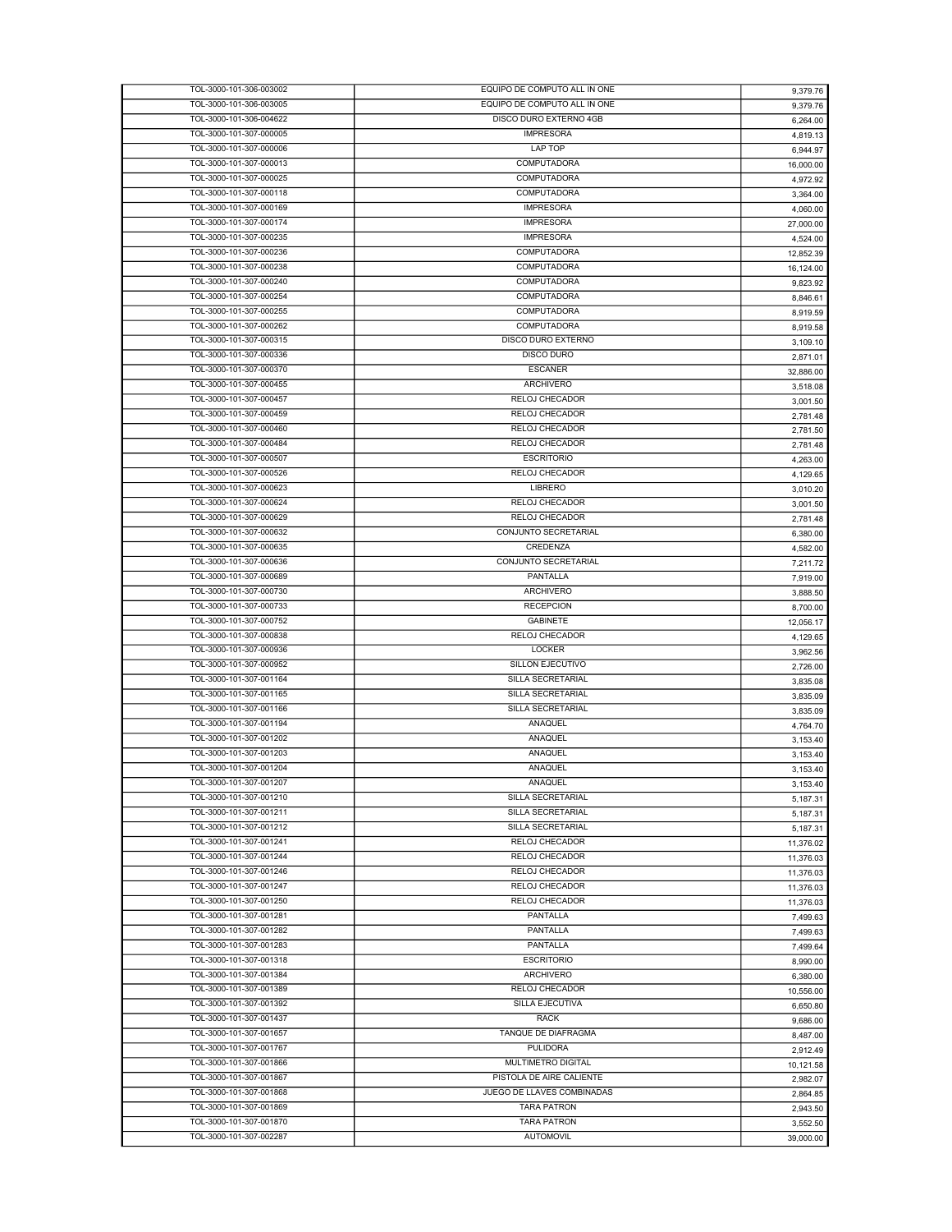| | | |
|---|---|---|
| TOL-3000-101-306-003002 | EQUIPO DE COMPUTO ALL IN ONE | 9,379.76 |
| TOL-3000-101-306-003005 | EQUIPO DE COMPUTO ALL IN ONE | 9,379.76 |
| TOL-3000-101-306-004622 | DISCO DURO EXTERNO 4GB | 6,264.00 |
| TOL-3000-101-307-000005 | IMPRESORA | 4,819.13 |
| TOL-3000-101-307-000006 | LAP TOP | 6,944.97 |
| TOL-3000-101-307-000013 | COMPUTADORA | 16,000.00 |
| TOL-3000-101-307-000025 | COMPUTADORA | 4,972.92 |
| TOL-3000-101-307-000118 | COMPUTADORA | 3,364.00 |
| TOL-3000-101-307-000169 | IMPRESORA | 4,060.00 |
| TOL-3000-101-307-000174 | IMPRESORA | 27,000.00 |
| TOL-3000-101-307-000235 | IMPRESORA | 4,524.00 |
| TOL-3000-101-307-000236 | COMPUTADORA | 12,852.39 |
| TOL-3000-101-307-000238 | COMPUTADORA | 16,124.00 |
| TOL-3000-101-307-000240 | COMPUTADORA | 9,823.92 |
| TOL-3000-101-307-000254 | COMPUTADORA | 8,846.61 |
| TOL-3000-101-307-000255 | COMPUTADORA | 8,919.59 |
| TOL-3000-101-307-000262 | COMPUTADORA | 8,919.58 |
| TOL-3000-101-307-000315 | DISCO DURO EXTERNO | 3,109.10 |
| TOL-3000-101-307-000336 | DISCO DURO | 2,871.01 |
| TOL-3000-101-307-000370 | ESCANER | 32,886.00 |
| TOL-3000-101-307-000455 | ARCHIVERO | 3,518.08 |
| TOL-3000-101-307-000457 | RELOJ CHECADOR | 3,001.50 |
| TOL-3000-101-307-000459 | RELOJ CHECADOR | 2,781.48 |
| TOL-3000-101-307-000460 | RELOJ CHECADOR | 2,781.50 |
| TOL-3000-101-307-000484 | RELOJ CHECADOR | 2,781.48 |
| TOL-3000-101-307-000507 | ESCRITORIO | 4,263.00 |
| TOL-3000-101-307-000526 | RELOJ CHECADOR | 4,129.65 |
| TOL-3000-101-307-000623 | LIBRERO | 3,010.20 |
| TOL-3000-101-307-000624 | RELOJ CHECADOR | 3,001.50 |
| TOL-3000-101-307-000629 | RELOJ CHECADOR | 2,781.48 |
| TOL-3000-101-307-000632 | CONJUNTO SECRETARIAL | 6,380.00 |
| TOL-3000-101-307-000635 | CREDENZA | 4,582.00 |
| TOL-3000-101-307-000636 | CONJUNTO SECRETARIAL | 7,211.72 |
| TOL-3000-101-307-000689 | PANTALLA | 7,919.00 |
| TOL-3000-101-307-000730 | ARCHIVERO | 3,888.50 |
| TOL-3000-101-307-000733 | RECEPCION | 8,700.00 |
| TOL-3000-101-307-000752 | GABINETE | 12,056.17 |
| TOL-3000-101-307-000838 | RELOJ CHECADOR | 4,129.65 |
| TOL-3000-101-307-000936 | LOCKER | 3,962.56 |
| TOL-3000-101-307-000952 | SILLON EJECUTIVO | 2,726.00 |
| TOL-3000-101-307-001164 | SILLA SECRETARIAL | 3,835.08 |
| TOL-3000-101-307-001165 | SILLA SECRETARIAL | 3,835.09 |
| TOL-3000-101-307-001166 | SILLA SECRETARIAL | 3,835.09 |
| TOL-3000-101-307-001194 | ANAQUEL | 4,764.70 |
| TOL-3000-101-307-001202 | ANAQUEL | 3,153.40 |
| TOL-3000-101-307-001203 | ANAQUEL | 3,153.40 |
| TOL-3000-101-307-001204 | ANAQUEL | 3,153.40 |
| TOL-3000-101-307-001207 | ANAQUEL | 3,153.40 |
| TOL-3000-101-307-001210 | SILLA SECRETARIAL | 5,187.31 |
| TOL-3000-101-307-001211 | SILLA SECRETARIAL | 5,187.31 |
| TOL-3000-101-307-001212 | SILLA SECRETARIAL | 5,187.31 |
| TOL-3000-101-307-001241 | RELOJ CHECADOR | 11,376.02 |
| TOL-3000-101-307-001244 | RELOJ CHECADOR | 11,376.03 |
| TOL-3000-101-307-001246 | RELOJ CHECADOR | 11,376.03 |
| TOL-3000-101-307-001247 | RELOJ CHECADOR | 11,376.03 |
| TOL-3000-101-307-001250 | RELOJ CHECADOR | 11,376.03 |
| TOL-3000-101-307-001281 | PANTALLA | 7,499.63 |
| TOL-3000-101-307-001282 | PANTALLA | 7,499.63 |
| TOL-3000-101-307-001283 | PANTALLA | 7,499.64 |
| TOL-3000-101-307-001318 | ESCRITORIO | 8,990.00 |
| TOL-3000-101-307-001384 | ARCHIVERO | 6,380.00 |
| TOL-3000-101-307-001389 | RELOJ CHECADOR | 10,556.00 |
| TOL-3000-101-307-001392 | SILLA EJECUTIVA | 6,650.80 |
| TOL-3000-101-307-001437 | RACK | 9,686.00 |
| TOL-3000-101-307-001657 | TANQUE DE DIAFRAGMA | 8,487.00 |
| TOL-3000-101-307-001767 | PULIDORA | 2,912.49 |
| TOL-3000-101-307-001866 | MULTIMETRO DIGITAL | 10,121.58 |
| TOL-3000-101-307-001867 | PISTOLA DE AIRE CALIENTE | 2,982.07 |
| TOL-3000-101-307-001868 | JUEGO DE LLAVES COMBINADAS | 2,864.85 |
| TOL-3000-101-307-001869 | TARA PATRON | 2,943.50 |
| TOL-3000-101-307-001870 | TARA PATRON | 3,552.50 |
| TOL-3000-101-307-002287 | AUTOMOVIL | 39,000.00 |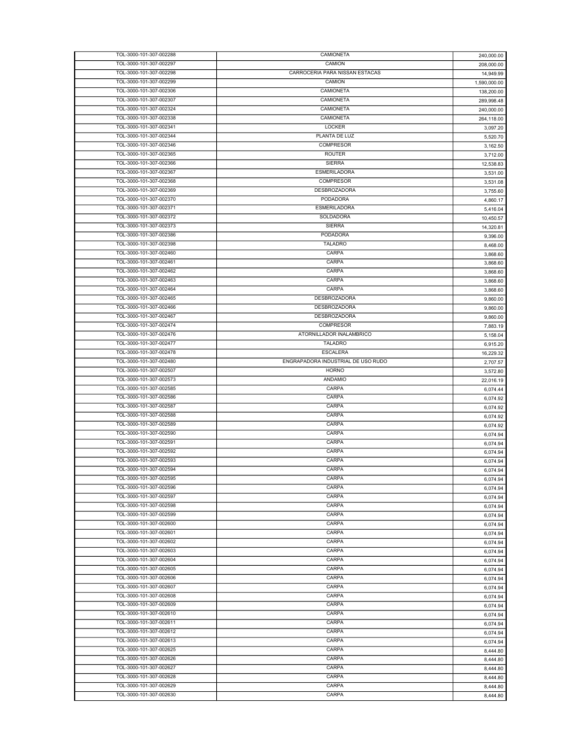| | | |
|---|---|---|
| TOL-3000-101-307-002288 | CAMIONETA | 240,000.00 |
| TOL-3000-101-307-002297 | CAMION | 208,000.00 |
| TOL-3000-101-307-002298 | CARROCERIA PARA NISSAN ESTACAS | 14,949.99 |
| TOL-3000-101-307-002299 | CAMION | 1,590,000.00 |
| TOL-3000-101-307-002306 | CAMIONETA | 138,200.00 |
| TOL-3000-101-307-002307 | CAMIONETA | 289,998.48 |
| TOL-3000-101-307-002324 | CAMIONETA | 240,000.00 |
| TOL-3000-101-307-002338 | CAMIONETA | 264,118.00 |
| TOL-3000-101-307-002341 | LOCKER | 3,097.20 |
| TOL-3000-101-307-002344 | PLANTA DE LUZ | 5,520.70 |
| TOL-3000-101-307-002346 | COMPRESOR | 3,162.50 |
| TOL-3000-101-307-002365 | ROUTER | 3,712.00 |
| TOL-3000-101-307-002366 | SIERRA | 12,538.83 |
| TOL-3000-101-307-002367 | ESMERILADORA | 3,531.00 |
| TOL-3000-101-307-002368 | COMPRESOR | 3,531.08 |
| TOL-3000-101-307-002369 | DESBROZADORA | 3,755.60 |
| TOL-3000-101-307-002370 | PODADORA | 4,860.17 |
| TOL-3000-101-307-002371 | ESMERILADORA | 5,416.04 |
| TOL-3000-101-307-002372 | SOLDADORA | 10,450.57 |
| TOL-3000-101-307-002373 | SIERRA | 14,320.81 |
| TOL-3000-101-307-002386 | PODADORA | 9,396.00 |
| TOL-3000-101-307-002398 | TALADRO | 8,468.00 |
| TOL-3000-101-307-002460 | CARPA | 3,868.60 |
| TOL-3000-101-307-002461 | CARPA | 3,868.60 |
| TOL-3000-101-307-002462 | CARPA | 3,868.60 |
| TOL-3000-101-307-002463 | CARPA | 3,868.60 |
| TOL-3000-101-307-002464 | CARPA | 3,868.60 |
| TOL-3000-101-307-002465 | DESBROZADORA | 9,860.00 |
| TOL-3000-101-307-002466 | DESBROZADORA | 9,860.00 |
| TOL-3000-101-307-002467 | DESBROZADORA | 9,860.00 |
| TOL-3000-101-307-002474 | COMPRESOR | 7,883.19 |
| TOL-3000-101-307-002476 | ATORNILLADOR INALAMBRICO | 5,158.04 |
| TOL-3000-101-307-002477 | TALADRO | 6,915.20 |
| TOL-3000-101-307-002478 | ESCALERA | 16,229.32 |
| TOL-3000-101-307-002480 | ENGRAPADORA INDUSTRIAL DE USO RUDO | 2,707.57 |
| TOL-3000-101-307-002507 | HORNO | 3,572.80 |
| TOL-3000-101-307-002573 | ANDAMIO | 22,016.19 |
| TOL-3000-101-307-002585 | CARPA | 6,074.44 |
| TOL-3000-101-307-002586 | CARPA | 6,074.92 |
| TOL-3000-101-307-002587 | CARPA | 6,074.92 |
| TOL-3000-101-307-002588 | CARPA | 6,074.92 |
| TOL-3000-101-307-002589 | CARPA | 6,074.92 |
| TOL-3000-101-307-002590 | CARPA | 6,074.94 |
| TOL-3000-101-307-002591 | CARPA | 6,074.94 |
| TOL-3000-101-307-002592 | CARPA | 6,074.94 |
| TOL-3000-101-307-002593 | CARPA | 6,074.94 |
| TOL-3000-101-307-002594 | CARPA | 6,074.94 |
| TOL-3000-101-307-002595 | CARPA | 6,074.94 |
| TOL-3000-101-307-002596 | CARPA | 6,074.94 |
| TOL-3000-101-307-002597 | CARPA | 6,074.94 |
| TOL-3000-101-307-002598 | CARPA | 6,074.94 |
| TOL-3000-101-307-002599 | CARPA | 6,074.94 |
| TOL-3000-101-307-002600 | CARPA | 6,074.94 |
| TOL-3000-101-307-002601 | CARPA | 6,074.94 |
| TOL-3000-101-307-002602 | CARPA | 6,074.94 |
| TOL-3000-101-307-002603 | CARPA | 6,074.94 |
| TOL-3000-101-307-002604 | CARPA | 6,074.94 |
| TOL-3000-101-307-002605 | CARPA | 6,074.94 |
| TOL-3000-101-307-002606 | CARPA | 6,074.94 |
| TOL-3000-101-307-002607 | CARPA | 6,074.94 |
| TOL-3000-101-307-002608 | CARPA | 6,074.94 |
| TOL-3000-101-307-002609 | CARPA | 6,074.94 |
| TOL-3000-101-307-002610 | CARPA | 6,074.94 |
| TOL-3000-101-307-002611 | CARPA | 6,074.94 |
| TOL-3000-101-307-002612 | CARPA | 6,074.94 |
| TOL-3000-101-307-002613 | CARPA | 6,074.94 |
| TOL-3000-101-307-002625 | CARPA | 8,444.80 |
| TOL-3000-101-307-002626 | CARPA | 8,444.80 |
| TOL-3000-101-307-002627 | CARPA | 8,444.80 |
| TOL-3000-101-307-002628 | CARPA | 8,444.80 |
| TOL-3000-101-307-002629 | CARPA | 8,444.80 |
| TOL-3000-101-307-002630 | CARPA | 8,444.80 |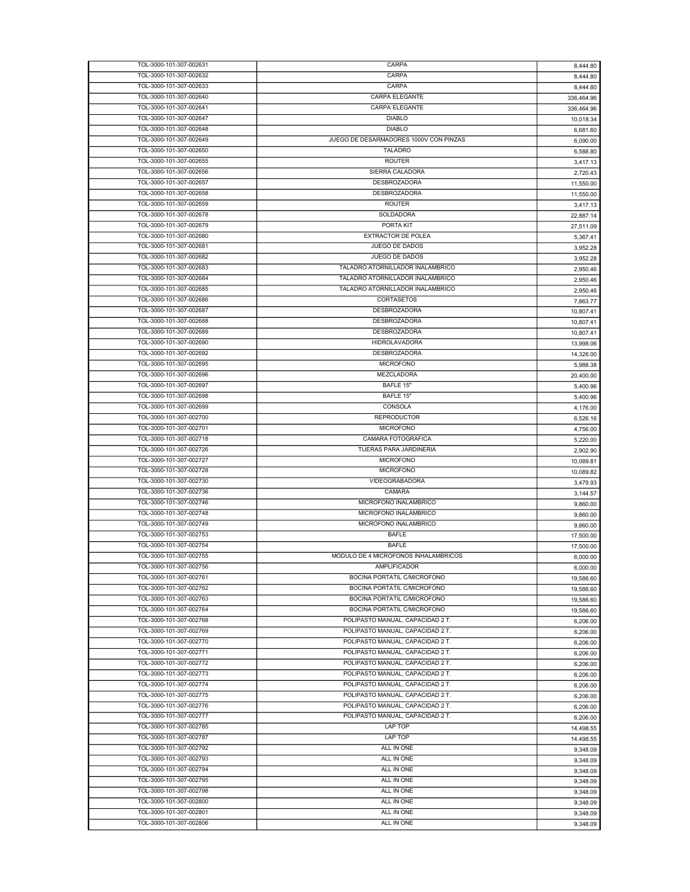| | | |
|---|---|---|
| TOL-3000-101-307-002631 | CARPA | 8,444.80 |
| TOL-3000-101-307-002632 | CARPA | 8,444.80 |
| TOL-3000-101-307-002633 | CARPA | 8,444.80 |
| TOL-3000-101-307-002640 | CARPA ELEGANTE | 336,464.96 |
| TOL-3000-101-307-002641 | CARPA ELEGANTE | 336,464.96 |
| TOL-3000-101-307-002647 | DIABLO | 10,018.34 |
| TOL-3000-101-307-002648 | DIABLO | 6,681.60 |
| TOL-3000-101-307-002649 | JUEGO DE DESARMADORES 1000V CON PINZAS | 6,090.00 |
| TOL-3000-101-307-002650 | TALADRO | 6,588.80 |
| TOL-3000-101-307-002655 | ROUTER | 3,417.13 |
| TOL-3000-101-307-002656 | SIERRA CALADORA | 2,720.43 |
| TOL-3000-101-307-002657 | DESBROZADORA | 11,550.00 |
| TOL-3000-101-307-002658 | DESBROZADORA | 11,550.00 |
| TOL-3000-101-307-002659 | ROUTER | 3,417.13 |
| TOL-3000-101-307-002678 | SOLDADORA | 22,887.14 |
| TOL-3000-101-307-002679 | PORTA KIT | 27,511.09 |
| TOL-3000-101-307-002680 | EXTRACTOR DE POLEA | 5,367.41 |
| TOL-3000-101-307-002681 | JUEGO DE DADOS | 3,952.28 |
| TOL-3000-101-307-002682 | JUEGO DE DADOS | 3,952.28 |
| TOL-3000-101-307-002683 | TALADRO ATORNILLADOR INALAMBRICO | 2,950.46 |
| TOL-3000-101-307-002684 | TALADRO ATORNILLADOR INALAMBRICO | 2,950.46 |
| TOL-3000-101-307-002685 | TALADRO ATORNILLADOR INALAMBRICO | 2,950.46 |
| TOL-3000-101-307-002686 | CORTASETOS | 7,863.77 |
| TOL-3000-101-307-002687 | DESBROZADORA | 10,807.41 |
| TOL-3000-101-307-002688 | DESBROZADORA | 10,807.41 |
| TOL-3000-101-307-002689 | DESBROZADORA | 10,807.41 |
| TOL-3000-101-307-002690 | HIDROLAVADORA | 13,998.06 |
| TOL-3000-101-307-002692 | DESBROZADORA | 14,326.00 |
| TOL-3000-101-307-002695 | MICROFONO | 5,988.38 |
| TOL-3000-101-307-002696 | MEZCLADORA | 20,400.00 |
| TOL-3000-101-307-002697 | BAFLE 15" | 5,400.96 |
| TOL-3000-101-307-002698 | BAFLE 15" | 5,400.96 |
| TOL-3000-101-307-002699 | CONSOLA | 4,176.00 |
| TOL-3000-101-307-002700 | REPRODUCTOR | 6,526.16 |
| TOL-3000-101-307-002701 | MICROFONO | 4,756.00 |
| TOL-3000-101-307-002718 | CAMARA FOTOGRAFICA | 5,220.00 |
| TOL-3000-101-307-002726 | TIJERAS PARA JARDINERIA | 2,902.90 |
| TOL-3000-101-307-002727 | MICROFONO | 10,089.81 |
| TOL-3000-101-307-002728 | MICROFONO | 10,089.82 |
| TOL-3000-101-307-002730 | VIDEOGRABADORA | 3,479.93 |
| TOL-3000-101-307-002736 | CAMARA | 3,144.57 |
| TOL-3000-101-307-002746 | MICROFONO INALAMBRICO | 9,860.00 |
| TOL-3000-101-307-002748 | MICROFONO INALAMBRICO | 9,860.00 |
| TOL-3000-101-307-002749 | MICROFONO INALAMBRICO | 9,860.00 |
| TOL-3000-101-307-002753 | BAFLE | 17,500.00 |
| TOL-3000-101-307-002754 | BAFLE | 17,500.00 |
| TOL-3000-101-307-002755 | MODULO DE 4 MICROFONOS INHALAMBRICOS | 6,000.00 |
| TOL-3000-101-307-002756 | AMPLIFICADOR | 6,000.00 |
| TOL-3000-101-307-002761 | BOCINA PORTATIL C/MICROFONO | 19,586.60 |
| TOL-3000-101-307-002762 | BOCINA PORTATIL C/MICROFONO | 19,586.60 |
| TOL-3000-101-307-002763 | BOCINA PORTATIL C/MICROFONO | 19,586.60 |
| TOL-3000-101-307-002764 | BOCINA PORTATIL C/MICROFONO | 19,586.60 |
| TOL-3000-101-307-002768 | POLIPASTO MANUAL, CAPACIDAD 2 T. | 6,206.00 |
| TOL-3000-101-307-002769 | POLIPASTO MANUAL, CAPACIDAD 2 T. | 6,206.00 |
| TOL-3000-101-307-002770 | POLIPASTO MANUAL, CAPACIDAD 2 T. | 6,206.00 |
| TOL-3000-101-307-002771 | POLIPASTO MANUAL, CAPACIDAD 2 T. | 6,206.00 |
| TOL-3000-101-307-002772 | POLIPASTO MANUAL, CAPACIDAD 2 T. | 6,206.00 |
| TOL-3000-101-307-002773 | POLIPASTO MANUAL, CAPACIDAD 2 T. | 6,206.00 |
| TOL-3000-101-307-002774 | POLIPASTO MANUAL, CAPACIDAD 2 T. | 6,206.00 |
| TOL-3000-101-307-002775 | POLIPASTO MANUAL, CAPACIDAD 2 T. | 6,206.00 |
| TOL-3000-101-307-002776 | POLIPASTO MANUAL, CAPACIDAD 2 T. | 6,206.00 |
| TOL-3000-101-307-002777 | POLIPASTO MANUAL, CAPACIDAD 2 T. | 6,206.00 |
| TOL-3000-101-307-002785 | LAP TOP | 14,498.55 |
| TOL-3000-101-307-002787 | LAP TOP | 14,498.55 |
| TOL-3000-101-307-002792 | ALL IN ONE | 9,348.09 |
| TOL-3000-101-307-002793 | ALL IN ONE | 9,348.09 |
| TOL-3000-101-307-002794 | ALL IN ONE | 9,348.09 |
| TOL-3000-101-307-002795 | ALL IN ONE | 9,348.09 |
| TOL-3000-101-307-002798 | ALL IN ONE | 9,348.09 |
| TOL-3000-101-307-002800 | ALL IN ONE | 9,348.09 |
| TOL-3000-101-307-002801 | ALL IN ONE | 9,348.09 |
| TOL-3000-101-307-002806 | ALL IN ONE | 9,348.09 |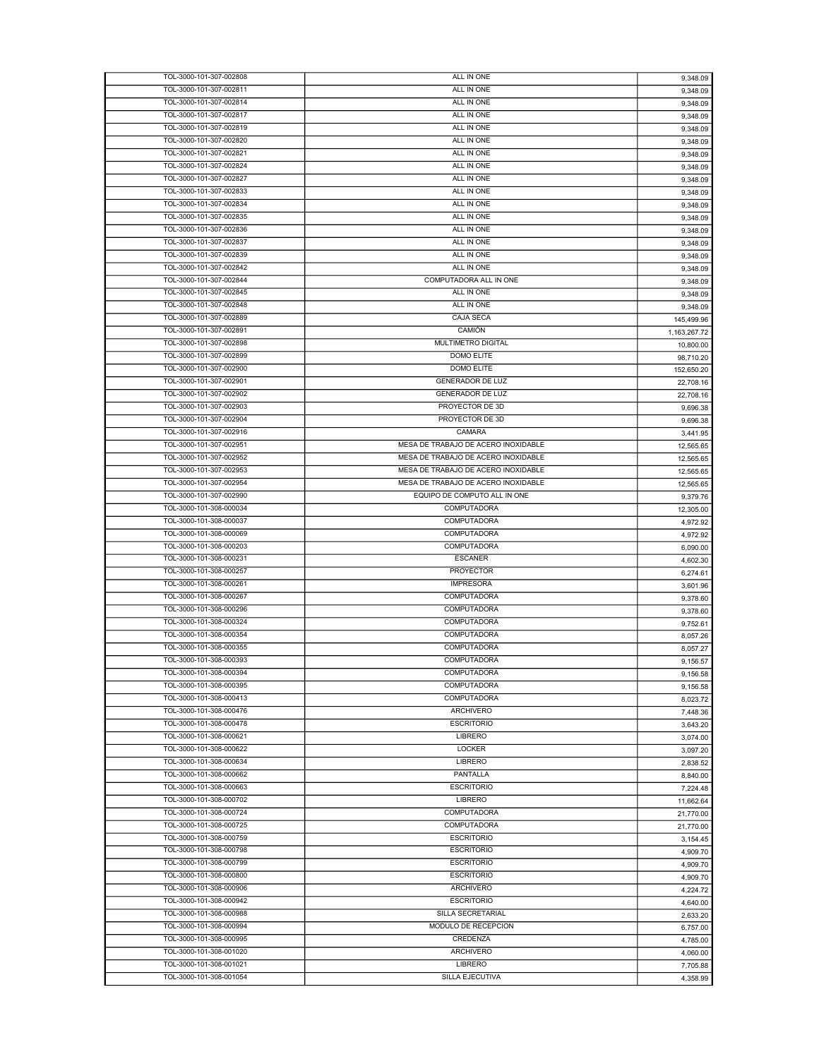| | | |
|---|---|---|
| TOL-3000-101-307-002808 | ALL IN ONE | 9,348.09 |
| TOL-3000-101-307-002811 | ALL IN ONE | 9,348.09 |
| TOL-3000-101-307-002814 | ALL IN ONE | 9,348.09 |
| TOL-3000-101-307-002817 | ALL IN ONE | 9,348.09 |
| TOL-3000-101-307-002819 | ALL IN ONE | 9,348.09 |
| TOL-3000-101-307-002820 | ALL IN ONE | 9,348.09 |
| TOL-3000-101-307-002821 | ALL IN ONE | 9,348.09 |
| TOL-3000-101-307-002824 | ALL IN ONE | 9,348.09 |
| TOL-3000-101-307-002827 | ALL IN ONE | 9,348.09 |
| TOL-3000-101-307-002833 | ALL IN ONE | 9,348.09 |
| TOL-3000-101-307-002834 | ALL IN ONE | 9,348.09 |
| TOL-3000-101-307-002835 | ALL IN ONE | 9,348.09 |
| TOL-3000-101-307-002836 | ALL IN ONE | 9,348.09 |
| TOL-3000-101-307-002837 | ALL IN ONE | 9,348.09 |
| TOL-3000-101-307-002839 | ALL IN ONE | 9,348.09 |
| TOL-3000-101-307-002842 | ALL IN ONE | 9,348.09 |
| TOL-3000-101-307-002844 | COMPUTADORA ALL IN ONE | 9,348.09 |
| TOL-3000-101-307-002845 | ALL IN ONE | 9,348.09 |
| TOL-3000-101-307-002848 | ALL IN ONE | 9,348.09 |
| TOL-3000-101-307-002889 | CAJA SECA | 145,499.96 |
| TOL-3000-101-307-002891 | CAMIÓN | 1,163,267.72 |
| TOL-3000-101-307-002898 | MULTIMETRO DIGITAL | 10,800.00 |
| TOL-3000-101-307-002899 | DOMO ELITE | 98,710.20 |
| TOL-3000-101-307-002900 | DOMO ELITE | 152,650.20 |
| TOL-3000-101-307-002901 | GENERADOR DE LUZ | 22,708.16 |
| TOL-3000-101-307-002902 | GENERADOR DE LUZ | 22,708.16 |
| TOL-3000-101-307-002903 | PROYECTOR DE 3D | 9,696.38 |
| TOL-3000-101-307-002904 | PROYECTOR DE 3D | 9,696.38 |
| TOL-3000-101-307-002916 | CAMARA | 3,441.95 |
| TOL-3000-101-307-002951 | MESA DE TRABAJO DE ACERO INOXIDABLE | 12,565.65 |
| TOL-3000-101-307-002952 | MESA DE TRABAJO DE ACERO INOXIDABLE | 12,565.65 |
| TOL-3000-101-307-002953 | MESA DE TRABAJO DE ACERO INOXIDABLE | 12,565.65 |
| TOL-3000-101-307-002954 | MESA DE TRABAJO DE ACERO INOXIDABLE | 12,565.65 |
| TOL-3000-101-307-002990 | EQUIPO DE COMPUTO ALL IN ONE | 9,379.76 |
| TOL-3000-101-308-000034 | COMPUTADORA | 12,305.00 |
| TOL-3000-101-308-000037 | COMPUTADORA | 4,972.92 |
| TOL-3000-101-308-000069 | COMPUTADORA | 4,972.92 |
| TOL-3000-101-308-000203 | COMPUTADORA | 6,090.00 |
| TOL-3000-101-308-000231 | ESCANER | 4,602.30 |
| TOL-3000-101-308-000257 | PROYECTOR | 6,274.61 |
| TOL-3000-101-308-000261 | IMPRESORA | 3,601.96 |
| TOL-3000-101-308-000267 | COMPUTADORA | 9,378.60 |
| TOL-3000-101-308-000296 | COMPUTADORA | 9,378.60 |
| TOL-3000-101-308-000324 | COMPUTADORA | 9,752.61 |
| TOL-3000-101-308-000354 | COMPUTADORA | 8,057.26 |
| TOL-3000-101-308-000355 | COMPUTADORA | 8,057.27 |
| TOL-3000-101-308-000393 | COMPUTADORA | 9,156.57 |
| TOL-3000-101-308-000394 | COMPUTADORA | 9,156.58 |
| TOL-3000-101-308-000395 | COMPUTADORA | 9,156.58 |
| TOL-3000-101-308-000413 | COMPUTADORA | 8,023.72 |
| TOL-3000-101-308-000476 | ARCHIVERO | 7,448.36 |
| TOL-3000-101-308-000478 | ESCRITORIO | 3,643.20 |
| TOL-3000-101-308-000621 | LIBRERO | 3,074.00 |
| TOL-3000-101-308-000622 | LOCKER | 3,097.20 |
| TOL-3000-101-308-000634 | LIBRERO | 2,838.52 |
| TOL-3000-101-308-000662 | PANTALLA | 8,840.00 |
| TOL-3000-101-308-000663 | ESCRITORIO | 7,224.48 |
| TOL-3000-101-308-000702 | LIBRERO | 11,662.64 |
| TOL-3000-101-308-000724 | COMPUTADORA | 21,770.00 |
| TOL-3000-101-308-000725 | COMPUTADORA | 21,770.00 |
| TOL-3000-101-308-000759 | ESCRITORIO | 3,154.45 |
| TOL-3000-101-308-000798 | ESCRITORIO | 4,909.70 |
| TOL-3000-101-308-000799 | ESCRITORIO | 4,909.70 |
| TOL-3000-101-308-000800 | ESCRITORIO | 4,909.70 |
| TOL-3000-101-308-000906 | ARCHIVERO | 4,224.72 |
| TOL-3000-101-308-000942 | ESCRITORIO | 4,640.00 |
| TOL-3000-101-308-000988 | SILLA SECRETARIAL | 2,633.20 |
| TOL-3000-101-308-000994 | MODULO DE RECEPCION | 6,757.00 |
| TOL-3000-101-308-000995 | CREDENZA | 4,785.00 |
| TOL-3000-101-308-001020 | ARCHIVERO | 4,060.00 |
| TOL-3000-101-308-001021 | LIBRERO | 7,705.88 |
| TOL-3000-101-308-001054 | SILLA EJECUTIVA | 4,358.99 |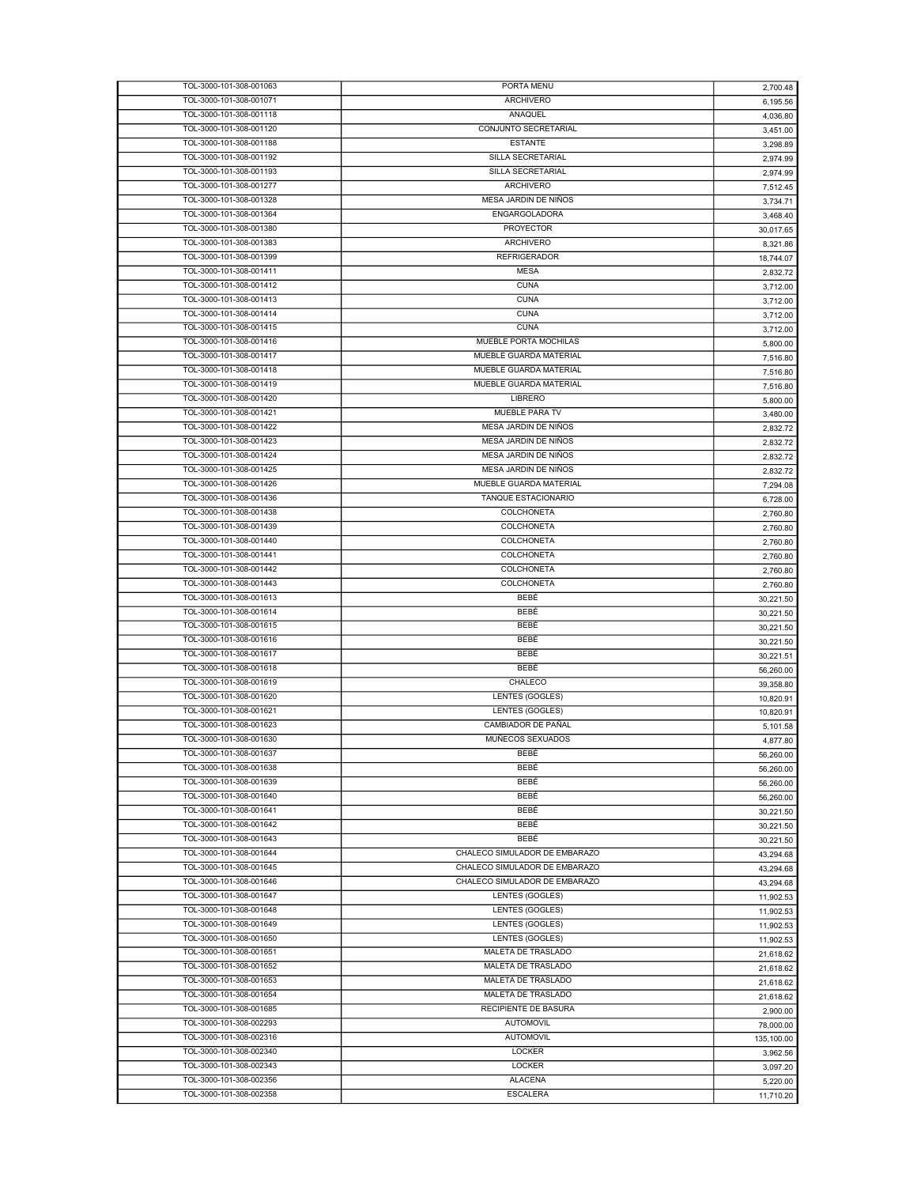| | | |
|---|---|---|
| TOL-3000-101-308-001063 | PORTA MENU | 2,700.48 |
| TOL-3000-101-308-001071 | ARCHIVERO | 6,195.56 |
| TOL-3000-101-308-001118 | ANAQUEL | 4,036.80 |
| TOL-3000-101-308-001120 | CONJUNTO SECRETARIAL | 3,451.00 |
| TOL-3000-101-308-001188 | ESTANTE | 3,298.89 |
| TOL-3000-101-308-001192 | SILLA SECRETARIAL | 2,974.99 |
| TOL-3000-101-308-001193 | SILLA SECRETARIAL | 2,974.99 |
| TOL-3000-101-308-001277 | ARCHIVERO | 7,512.45 |
| TOL-3000-101-308-001328 | MESA JARDIN DE NIÑOS | 3,734.71 |
| TOL-3000-101-308-001364 | ENGARGOLADORA | 3,468.40 |
| TOL-3000-101-308-001380 | PROYECTOR | 30,017.65 |
| TOL-3000-101-308-001383 | ARCHIVERO | 8,321.86 |
| TOL-3000-101-308-001399 | REFRIGERADOR | 18,744.07 |
| TOL-3000-101-308-001411 | MESA | 2,832.72 |
| TOL-3000-101-308-001412 | CUNA | 3,712.00 |
| TOL-3000-101-308-001413 | CUNA | 3,712.00 |
| TOL-3000-101-308-001414 | CUNA | 3,712.00 |
| TOL-3000-101-308-001415 | CUNA | 3,712.00 |
| TOL-3000-101-308-001416 | MUEBLE PORTA MOCHILAS | 5,800.00 |
| TOL-3000-101-308-001417 | MUEBLE GUARDA MATERIAL | 7,516.80 |
| TOL-3000-101-308-001418 | MUEBLE GUARDA MATERIAL | 7,516.80 |
| TOL-3000-101-308-001419 | MUEBLE GUARDA MATERIAL | 7,516.80 |
| TOL-3000-101-308-001420 | LIBRERO | 5,800.00 |
| TOL-3000-101-308-001421 | MUEBLE PARA TV | 3,480.00 |
| TOL-3000-101-308-001422 | MESA JARDIN DE NIÑOS | 2,832.72 |
| TOL-3000-101-308-001423 | MESA JARDIN DE NIÑOS | 2,832.72 |
| TOL-3000-101-308-001424 | MESA JARDIN DE NIÑOS | 2,832.72 |
| TOL-3000-101-308-001425 | MESA JARDIN DE NIÑOS | 2,832.72 |
| TOL-3000-101-308-001426 | MUEBLE GUARDA MATERIAL | 7,294.08 |
| TOL-3000-101-308-001436 | TANQUE ESTACIONARIO | 6,728.00 |
| TOL-3000-101-308-001438 | COLCHONETA | 2,760.80 |
| TOL-3000-101-308-001439 | COLCHONETA | 2,760.80 |
| TOL-3000-101-308-001440 | COLCHONETA | 2,760.80 |
| TOL-3000-101-308-001441 | COLCHONETA | 2,760.80 |
| TOL-3000-101-308-001442 | COLCHONETA | 2,760.80 |
| TOL-3000-101-308-001443 | COLCHONETA | 2,760.80 |
| TOL-3000-101-308-001613 | BEBÉ | 30,221.50 |
| TOL-3000-101-308-001614 | BEBÉ | 30,221.50 |
| TOL-3000-101-308-001615 | BEBÉ | 30,221.50 |
| TOL-3000-101-308-001616 | BEBÉ | 30,221.50 |
| TOL-3000-101-308-001617 | BEBÉ | 30,221.51 |
| TOL-3000-101-308-001618 | BEBÉ | 56,260.00 |
| TOL-3000-101-308-001619 | CHALECO | 39,358.80 |
| TOL-3000-101-308-001620 | LENTES (GOGLES) | 10,820.91 |
| TOL-3000-101-308-001621 | LENTES (GOGLES) | 10,820.91 |
| TOL-3000-101-308-001623 | CAMBIADOR DE PAÑAL | 5,101.58 |
| TOL-3000-101-308-001630 | MUÑECOS SEXUADOS | 4,877.80 |
| TOL-3000-101-308-001637 | BEBÉ | 56,260.00 |
| TOL-3000-101-308-001638 | BEBÉ | 56,260.00 |
| TOL-3000-101-308-001639 | BEBÉ | 56,260.00 |
| TOL-3000-101-308-001640 | BEBÉ | 56,260.00 |
| TOL-3000-101-308-001641 | BEBÉ | 30,221.50 |
| TOL-3000-101-308-001642 | BEBÉ | 30,221.50 |
| TOL-3000-101-308-001643 | BEBÉ | 30,221.50 |
| TOL-3000-101-308-001644 | CHALECO SIMULADOR DE EMBARAZO | 43,294.68 |
| TOL-3000-101-308-001645 | CHALECO SIMULADOR DE EMBARAZO | 43,294.68 |
| TOL-3000-101-308-001646 | CHALECO SIMULADOR DE EMBARAZO | 43,294.68 |
| TOL-3000-101-308-001647 | LENTES (GOGLES) | 11,902.53 |
| TOL-3000-101-308-001648 | LENTES (GOGLES) | 11,902.53 |
| TOL-3000-101-308-001649 | LENTES (GOGLES) | 11,902.53 |
| TOL-3000-101-308-001650 | LENTES (GOGLES) | 11,902.53 |
| TOL-3000-101-308-001651 | MALETA DE TRASLADO | 21,618.62 |
| TOL-3000-101-308-001652 | MALETA DE TRASLADO | 21,618.62 |
| TOL-3000-101-308-001653 | MALETA DE TRASLADO | 21,618.62 |
| TOL-3000-101-308-001654 | MALETA DE TRASLADO | 21,618.62 |
| TOL-3000-101-308-001685 | RECIPIENTE DE BASURA | 2,900.00 |
| TOL-3000-101-308-002293 | AUTOMOVIL | 78,000.00 |
| TOL-3000-101-308-002316 | AUTOMOVIL | 135,100.00 |
| TOL-3000-101-308-002340 | LOCKER | 3,962.56 |
| TOL-3000-101-308-002343 | LOCKER | 3,097.20 |
| TOL-3000-101-308-002356 | ALACENA | 5,220.00 |
| TOL-3000-101-308-002358 | ESCALERA | 11,710.20 |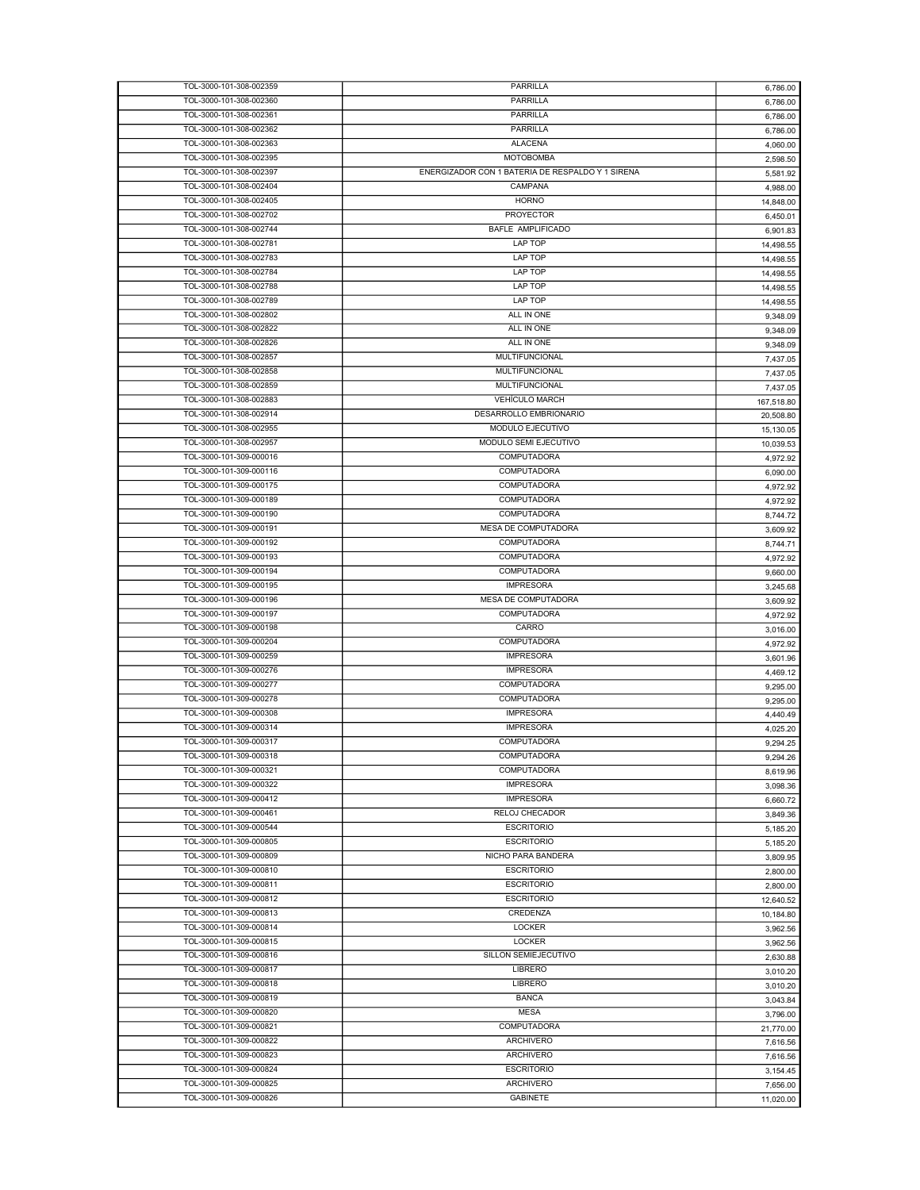| | | |
|---|---|---|
| TOL-3000-101-308-002359 | PARRILLA | 6,786.00 |
| TOL-3000-101-308-002360 | PARRILLA | 6,786.00 |
| TOL-3000-101-308-002361 | PARRILLA | 6,786.00 |
| TOL-3000-101-308-002362 | PARRILLA | 6,786.00 |
| TOL-3000-101-308-002363 | ALACENA | 4,060.00 |
| TOL-3000-101-308-002395 | MOTOBOMBA | 2,598.50 |
| TOL-3000-101-308-002397 | ENERGIZADOR CON 1 BATERIA DE RESPALDO Y 1 SIRENA | 5,581.92 |
| TOL-3000-101-308-002404 | CAMPANA | 4,988.00 |
| TOL-3000-101-308-002405 | HORNO | 14,848.00 |
| TOL-3000-101-308-002702 | PROYECTOR | 6,450.01 |
| TOL-3000-101-308-002744 | BAFLE AMPLIFICADO | 6,901.83 |
| TOL-3000-101-308-002781 | LAP TOP | 14,498.55 |
| TOL-3000-101-308-002783 | LAP TOP | 14,498.55 |
| TOL-3000-101-308-002784 | LAP TOP | 14,498.55 |
| TOL-3000-101-308-002788 | LAP TOP | 14,498.55 |
| TOL-3000-101-308-002789 | LAP TOP | 14,498.55 |
| TOL-3000-101-308-002802 | ALL IN ONE | 9,348.09 |
| TOL-3000-101-308-002822 | ALL IN ONE | 9,348.09 |
| TOL-3000-101-308-002826 | ALL IN ONE | 9,348.09 |
| TOL-3000-101-308-002857 | MULTIFUNCIONAL | 7,437.05 |
| TOL-3000-101-308-002858 | MULTIFUNCIONAL | 7,437.05 |
| TOL-3000-101-308-002859 | MULTIFUNCIONAL | 7,437.05 |
| TOL-3000-101-308-002883 | VEHÍCULO MARCH | 167,518.80 |
| TOL-3000-101-308-002914 | DESARROLLO EMBRIONARIO | 20,508.80 |
| TOL-3000-101-308-002955 | MODULO EJECUTIVO | 15,130.05 |
| TOL-3000-101-308-002957 | MODULO SEMI EJECUTIVO | 10,039.53 |
| TOL-3000-101-309-000016 | COMPUTADORA | 4,972.92 |
| TOL-3000-101-309-000116 | COMPUTADORA | 6,090.00 |
| TOL-3000-101-309-000175 | COMPUTADORA | 4,972.92 |
| TOL-3000-101-309-000189 | COMPUTADORA | 4,972.92 |
| TOL-3000-101-309-000190 | COMPUTADORA | 8,744.72 |
| TOL-3000-101-309-000191 | MESA DE COMPUTADORA | 3,609.92 |
| TOL-3000-101-309-000192 | COMPUTADORA | 8,744.71 |
| TOL-3000-101-309-000193 | COMPUTADORA | 4,972.92 |
| TOL-3000-101-309-000194 | COMPUTADORA | 9,660.00 |
| TOL-3000-101-309-000195 | IMPRESORA | 3,245.68 |
| TOL-3000-101-309-000196 | MESA DE COMPUTADORA | 3,609.92 |
| TOL-3000-101-309-000197 | COMPUTADORA | 4,972.92 |
| TOL-3000-101-309-000198 | CARRO | 3,016.00 |
| TOL-3000-101-309-000204 | COMPUTADORA | 4,972.92 |
| TOL-3000-101-309-000259 | IMPRESORA | 3,601.96 |
| TOL-3000-101-309-000276 | IMPRESORA | 4,469.12 |
| TOL-3000-101-309-000277 | COMPUTADORA | 9,295.00 |
| TOL-3000-101-309-000278 | COMPUTADORA | 9,295.00 |
| TOL-3000-101-309-000308 | IMPRESORA | 4,440.49 |
| TOL-3000-101-309-000314 | IMPRESORA | 4,025.20 |
| TOL-3000-101-309-000317 | COMPUTADORA | 9,294.25 |
| TOL-3000-101-309-000318 | COMPUTADORA | 9,294.26 |
| TOL-3000-101-309-000321 | COMPUTADORA | 8,619.96 |
| TOL-3000-101-309-000322 | IMPRESORA | 3,098.36 |
| TOL-3000-101-309-000412 | IMPRESORA | 6,660.72 |
| TOL-3000-101-309-000461 | RELOJ CHECADOR | 3,849.36 |
| TOL-3000-101-309-000544 | ESCRITORIO | 5,185.20 |
| TOL-3000-101-309-000805 | ESCRITORIO | 5,185.20 |
| TOL-3000-101-309-000809 | NICHO PARA BANDERA | 3,809.95 |
| TOL-3000-101-309-000810 | ESCRITORIO | 2,800.00 |
| TOL-3000-101-309-000811 | ESCRITORIO | 2,800.00 |
| TOL-3000-101-309-000812 | ESCRITORIO | 12,640.52 |
| TOL-3000-101-309-000813 | CREDENZA | 10,184.80 |
| TOL-3000-101-309-000814 | LOCKER | 3,962.56 |
| TOL-3000-101-309-000815 | LOCKER | 3,962.56 |
| TOL-3000-101-309-000816 | SILLON SEMIEJECUTIVO | 2,630.88 |
| TOL-3000-101-309-000817 | LIBRERO | 3,010.20 |
| TOL-3000-101-309-000818 | LIBRERO | 3,010.20 |
| TOL-3000-101-309-000819 | BANCA | 3,043.84 |
| TOL-3000-101-309-000820 | MESA | 3,796.00 |
| TOL-3000-101-309-000821 | COMPUTADORA | 21,770.00 |
| TOL-3000-101-309-000822 | ARCHIVERO | 7,616.56 |
| TOL-3000-101-309-000823 | ARCHIVERO | 7,616.56 |
| TOL-3000-101-309-000824 | ESCRITORIO | 3,154.45 |
| TOL-3000-101-309-000825 | ARCHIVERO | 7,656.00 |
| TOL-3000-101-309-000826 | GABINETE | 11,020.00 |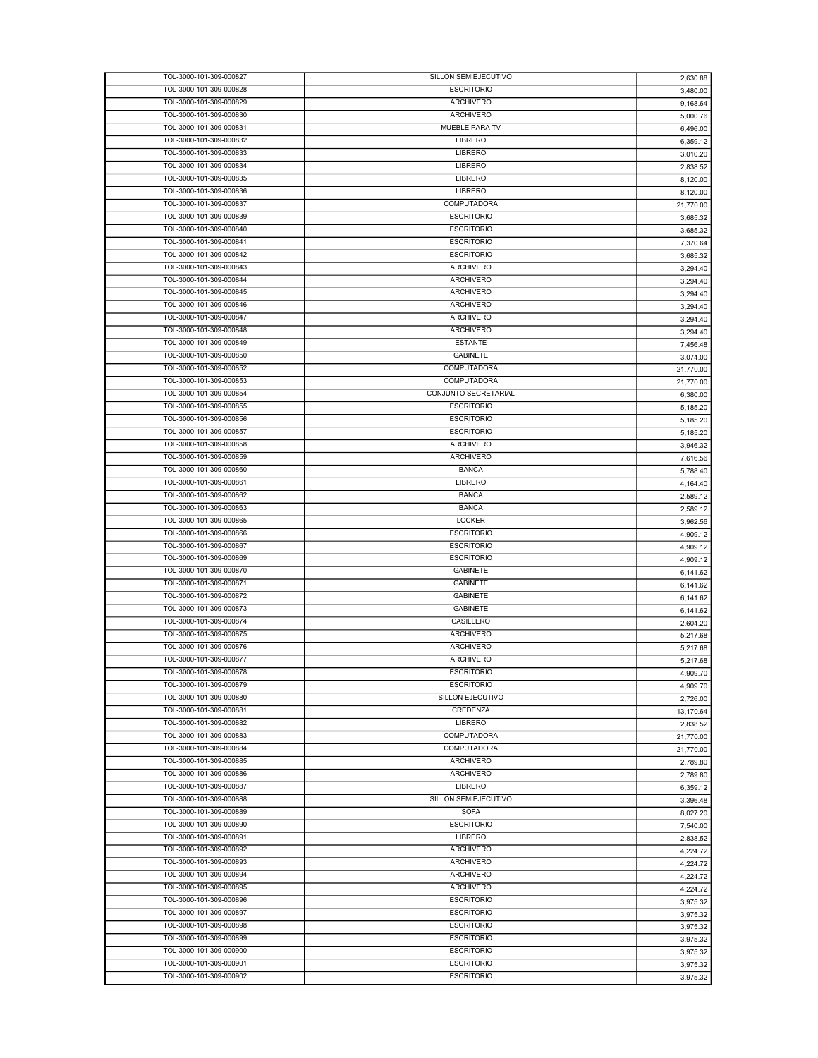| TOL-3000-101-309-000827 | SILLON SEMIEJECUTIVO | 2,630.88 |
|---|---|---|
| TOL-3000-101-309-000828 | ESCRITORIO | 3,480.00 |
| TOL-3000-101-309-000829 | ARCHIVERO | 9,168.64 |
| TOL-3000-101-309-000830 | ARCHIVERO | 5,000.76 |
| TOL-3000-101-309-000831 | MUEBLE PARA TV | 6,496.00 |
| TOL-3000-101-309-000832 | LIBRERO | 6,359.12 |
| TOL-3000-101-309-000833 | LIBRERO | 3,010.20 |
| TOL-3000-101-309-000834 | LIBRERO | 2,838.52 |
| TOL-3000-101-309-000835 | LIBRERO | 8,120.00 |
| TOL-3000-101-309-000836 | LIBRERO | 8,120.00 |
| TOL-3000-101-309-000837 | COMPUTADORA | 21,770.00 |
| TOL-3000-101-309-000839 | ESCRITORIO | 3,685.32 |
| TOL-3000-101-309-000840 | ESCRITORIO | 3,685.32 |
| TOL-3000-101-309-000841 | ESCRITORIO | 7,370.64 |
| TOL-3000-101-309-000842 | ESCRITORIO | 3,685.32 |
| TOL-3000-101-309-000843 | ARCHIVERO | 3,294.40 |
| TOL-3000-101-309-000844 | ARCHIVERO | 3,294.40 |
| TOL-3000-101-309-000845 | ARCHIVERO | 3,294.40 |
| TOL-3000-101-309-000846 | ARCHIVERO | 3,294.40 |
| TOL-3000-101-309-000847 | ARCHIVERO | 3,294.40 |
| TOL-3000-101-309-000848 | ARCHIVERO | 3,294.40 |
| TOL-3000-101-309-000849 | ESTANTE | 7,456.48 |
| TOL-3000-101-309-000850 | GABINETE | 3,074.00 |
| TOL-3000-101-309-000852 | COMPUTADORA | 21,770.00 |
| TOL-3000-101-309-000853 | COMPUTADORA | 21,770.00 |
| TOL-3000-101-309-000854 | CONJUNTO SECRETARIAL | 6,380.00 |
| TOL-3000-101-309-000855 | ESCRITORIO | 5,185.20 |
| TOL-3000-101-309-000856 | ESCRITORIO | 5,185.20 |
| TOL-3000-101-309-000857 | ESCRITORIO | 5,185.20 |
| TOL-3000-101-309-000858 | ARCHIVERO | 3,946.32 |
| TOL-3000-101-309-000859 | ARCHIVERO | 7,616.56 |
| TOL-3000-101-309-000860 | BANCA | 5,788.40 |
| TOL-3000-101-309-000861 | LIBRERO | 4,164.40 |
| TOL-3000-101-309-000862 | BANCA | 2,589.12 |
| TOL-3000-101-309-000863 | BANCA | 2,589.12 |
| TOL-3000-101-309-000865 | LOCKER | 3,962.56 |
| TOL-3000-101-309-000866 | ESCRITORIO | 4,909.12 |
| TOL-3000-101-309-000867 | ESCRITORIO | 4,909.12 |
| TOL-3000-101-309-000869 | ESCRITORIO | 4,909.12 |
| TOL-3000-101-309-000870 | GABINETE | 6,141.62 |
| TOL-3000-101-309-000871 | GABINETE | 6,141.62 |
| TOL-3000-101-309-000872 | GABINETE | 6,141.62 |
| TOL-3000-101-309-000873 | GABINETE | 6,141.62 |
| TOL-3000-101-309-000874 | CASILLERO | 2,604.20 |
| TOL-3000-101-309-000875 | ARCHIVERO | 5,217.68 |
| TOL-3000-101-309-000876 | ARCHIVERO | 5,217.68 |
| TOL-3000-101-309-000877 | ARCHIVERO | 5,217.68 |
| TOL-3000-101-309-000878 | ESCRITORIO | 4,909.70 |
| TOL-3000-101-309-000879 | ESCRITORIO | 4,909.70 |
| TOL-3000-101-309-000880 | SILLON EJECUTIVO | 2,726.00 |
| TOL-3000-101-309-000881 | CREDENZA | 13,170.64 |
| TOL-3000-101-309-000882 | LIBRERO | 2,838.52 |
| TOL-3000-101-309-000883 | COMPUTADORA | 21,770.00 |
| TOL-3000-101-309-000884 | COMPUTADORA | 21,770.00 |
| TOL-3000-101-309-000885 | ARCHIVERO | 2,789.80 |
| TOL-3000-101-309-000886 | ARCHIVERO | 2,789.80 |
| TOL-3000-101-309-000887 | LIBRERO | 6,359.12 |
| TOL-3000-101-309-000888 | SILLON SEMIEJECUTIVO | 3,396.48 |
| TOL-3000-101-309-000889 | SOFA | 8,027.20 |
| TOL-3000-101-309-000890 | ESCRITORIO | 7,540.00 |
| TOL-3000-101-309-000891 | LIBRERO | 2,838.52 |
| TOL-3000-101-309-000892 | ARCHIVERO | 4,224.72 |
| TOL-3000-101-309-000893 | ARCHIVERO | 4,224.72 |
| TOL-3000-101-309-000894 | ARCHIVERO | 4,224.72 |
| TOL-3000-101-309-000895 | ARCHIVERO | 4,224.72 |
| TOL-3000-101-309-000896 | ESCRITORIO | 3,975.32 |
| TOL-3000-101-309-000897 | ESCRITORIO | 3,975.32 |
| TOL-3000-101-309-000898 | ESCRITORIO | 3,975.32 |
| TOL-3000-101-309-000899 | ESCRITORIO | 3,975.32 |
| TOL-3000-101-309-000900 | ESCRITORIO | 3,975.32 |
| TOL-3000-101-309-000901 | ESCRITORIO | 3,975.32 |
| TOL-3000-101-309-000902 | ESCRITORIO | 3,975.32 |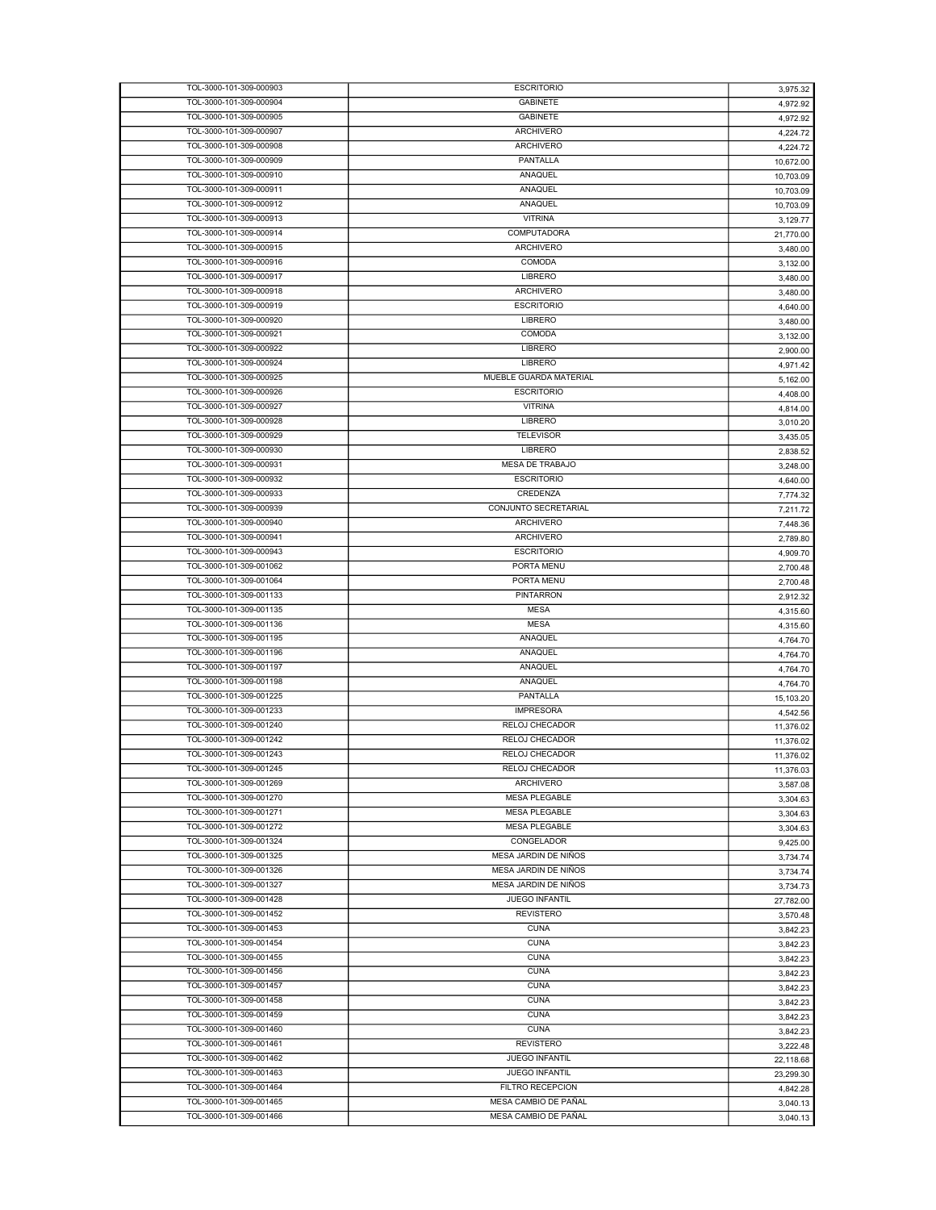| | | |
|---|---|---|
| TOL-3000-101-309-000903 | ESCRITORIO | 3,975.32 |
| TOL-3000-101-309-000904 | GABINETE | 4,972.92 |
| TOL-3000-101-309-000905 | GABINETE | 4,972.92 |
| TOL-3000-101-309-000907 | ARCHIVERO | 4,224.72 |
| TOL-3000-101-309-000908 | ARCHIVERO | 4,224.72 |
| TOL-3000-101-309-000909 | PANTALLA | 10,672.00 |
| TOL-3000-101-309-000910 | ANAQUEL | 10,703.09 |
| TOL-3000-101-309-000911 | ANAQUEL | 10,703.09 |
| TOL-3000-101-309-000912 | ANAQUEL | 10,703.09 |
| TOL-3000-101-309-000913 | VITRINA | 3,129.77 |
| TOL-3000-101-309-000914 | COMPUTADORA | 21,770.00 |
| TOL-3000-101-309-000915 | ARCHIVERO | 3,480.00 |
| TOL-3000-101-309-000916 | COMODA | 3,132.00 |
| TOL-3000-101-309-000917 | LIBRERO | 3,480.00 |
| TOL-3000-101-309-000918 | ARCHIVERO | 3,480.00 |
| TOL-3000-101-309-000919 | ESCRITORIO | 4,640.00 |
| TOL-3000-101-309-000920 | LIBRERO | 3,480.00 |
| TOL-3000-101-309-000921 | COMODA | 3,132.00 |
| TOL-3000-101-309-000922 | LIBRERO | 2,900.00 |
| TOL-3000-101-309-000924 | LIBRERO | 4,971.42 |
| TOL-3000-101-309-000925 | MUEBLE GUARDA MATERIAL | 5,162.00 |
| TOL-3000-101-309-000926 | ESCRITORIO | 4,408.00 |
| TOL-3000-101-309-000927 | VITRINA | 4,814.00 |
| TOL-3000-101-309-000928 | LIBRERO | 3,010.20 |
| TOL-3000-101-309-000929 | TELEVISOR | 3,435.05 |
| TOL-3000-101-309-000930 | LIBRERO | 2,838.52 |
| TOL-3000-101-309-000931 | MESA DE TRABAJO | 3,248.00 |
| TOL-3000-101-309-000932 | ESCRITORIO | 4,640.00 |
| TOL-3000-101-309-000933 | CREDENZA | 7,774.32 |
| TOL-3000-101-309-000939 | CONJUNTO SECRETARIAL | 7,211.72 |
| TOL-3000-101-309-000940 | ARCHIVERO | 7,448.36 |
| TOL-3000-101-309-000941 | ARCHIVERO | 2,789.80 |
| TOL-3000-101-309-000943 | ESCRITORIO | 4,909.70 |
| TOL-3000-101-309-001062 | PORTA MENU | 2,700.48 |
| TOL-3000-101-309-001064 | PORTA MENU | 2,700.48 |
| TOL-3000-101-309-001133 | PINTARRON | 2,912.32 |
| TOL-3000-101-309-001135 | MESA | 4,315.60 |
| TOL-3000-101-309-001136 | MESA | 4,315.60 |
| TOL-3000-101-309-001195 | ANAQUEL | 4,764.70 |
| TOL-3000-101-309-001196 | ANAQUEL | 4,764.70 |
| TOL-3000-101-309-001197 | ANAQUEL | 4,764.70 |
| TOL-3000-101-309-001198 | ANAQUEL | 4,764.70 |
| TOL-3000-101-309-001225 | PANTALLA | 15,103.20 |
| TOL-3000-101-309-001233 | IMPRESORA | 4,542.56 |
| TOL-3000-101-309-001240 | RELOJ CHECADOR | 11,376.02 |
| TOL-3000-101-309-001242 | RELOJ CHECADOR | 11,376.02 |
| TOL-3000-101-309-001243 | RELOJ CHECADOR | 11,376.02 |
| TOL-3000-101-309-001245 | RELOJ CHECADOR | 11,376.03 |
| TOL-3000-101-309-001269 | ARCHIVERO | 3,587.08 |
| TOL-3000-101-309-001270 | MESA PLEGABLE | 3,304.63 |
| TOL-3000-101-309-001271 | MESA PLEGABLE | 3,304.63 |
| TOL-3000-101-309-001272 | MESA PLEGABLE | 3,304.63 |
| TOL-3000-101-309-001324 | CONGELADOR | 9,425.00 |
| TOL-3000-101-309-001325 | MESA JARDIN DE NIÑOS | 3,734.74 |
| TOL-3000-101-309-001326 | MESA JARDIN DE NIÑOS | 3,734.74 |
| TOL-3000-101-309-001327 | MESA JARDIN DE NIÑOS | 3,734.73 |
| TOL-3000-101-309-001428 | JUEGO INFANTIL | 27,782.00 |
| TOL-3000-101-309-001452 | REVISTERO | 3,570.48 |
| TOL-3000-101-309-001453 | CUNA | 3,842.23 |
| TOL-3000-101-309-001454 | CUNA | 3,842.23 |
| TOL-3000-101-309-001455 | CUNA | 3,842.23 |
| TOL-3000-101-309-001456 | CUNA | 3,842.23 |
| TOL-3000-101-309-001457 | CUNA | 3,842.23 |
| TOL-3000-101-309-001458 | CUNA | 3,842.23 |
| TOL-3000-101-309-001459 | CUNA | 3,842.23 |
| TOL-3000-101-309-001460 | CUNA | 3,842.23 |
| TOL-3000-101-309-001461 | REVISTERO | 3,222.48 |
| TOL-3000-101-309-001462 | JUEGO INFANTIL | 22,118.68 |
| TOL-3000-101-309-001463 | JUEGO INFANTIL | 23,299.30 |
| TOL-3000-101-309-001464 | FILTRO RECEPCION | 4,842.28 |
| TOL-3000-101-309-001465 | MESA CAMBIO DE PAÑAL | 3,040.13 |
| TOL-3000-101-309-001466 | MESA CAMBIO DE PAÑAL | 3,040.13 |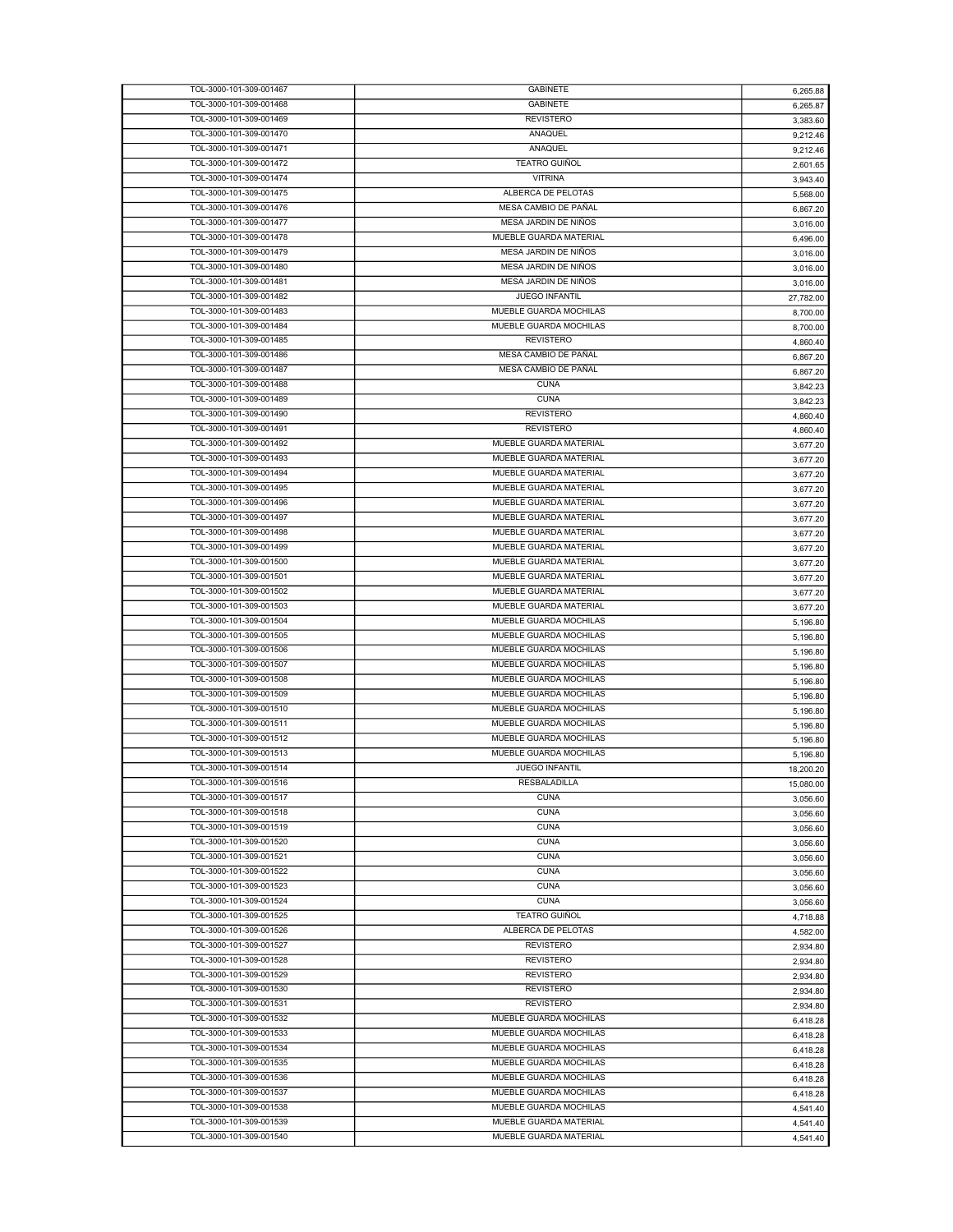| | | |
|---|---|---|
| TOL-3000-101-309-001467 | GABINETE | 6,265.88 |
| TOL-3000-101-309-001468 | GABINETE | 6,265.87 |
| TOL-3000-101-309-001469 | REVISTERO | 3,383.60 |
| TOL-3000-101-309-001470 | ANAQUEL | 9,212.46 |
| TOL-3000-101-309-001471 | ANAQUEL | 9,212.46 |
| TOL-3000-101-309-001472 | TEATRO GUIÑOL | 2,601.65 |
| TOL-3000-101-309-001474 | VITRINA | 3,943.40 |
| TOL-3000-101-309-001475 | ALBERCA DE PELOTAS | 5,568.00 |
| TOL-3000-101-309-001476 | MESA CAMBIO DE PAÑAL | 6,867.20 |
| TOL-3000-101-309-001477 | MESA JARDIN DE NIÑOS | 3,016.00 |
| TOL-3000-101-309-001478 | MUEBLE GUARDA MATERIAL | 6,496.00 |
| TOL-3000-101-309-001479 | MESA JARDIN DE NIÑOS | 3,016.00 |
| TOL-3000-101-309-001480 | MESA JARDIN DE NIÑOS | 3,016.00 |
| TOL-3000-101-309-001481 | MESA JARDIN DE NIÑOS | 3,016.00 |
| TOL-3000-101-309-001482 | JUEGO INFANTIL | 27,782.00 |
| TOL-3000-101-309-001483 | MUEBLE GUARDA MOCHILAS | 8,700.00 |
| TOL-3000-101-309-001484 | MUEBLE GUARDA MOCHILAS | 8,700.00 |
| TOL-3000-101-309-001485 | REVISTERO | 4,860.40 |
| TOL-3000-101-309-001486 | MESA CAMBIO DE PAÑAL | 6,867.20 |
| TOL-3000-101-309-001487 | MESA CAMBIO DE PAÑAL | 6,867.20 |
| TOL-3000-101-309-001488 | CUNA | 3,842.23 |
| TOL-3000-101-309-001489 | CUNA | 3,842.23 |
| TOL-3000-101-309-001490 | REVISTERO | 4,860.40 |
| TOL-3000-101-309-001491 | REVISTERO | 4,860.40 |
| TOL-3000-101-309-001492 | MUEBLE GUARDA MATERIAL | 3,677.20 |
| TOL-3000-101-309-001493 | MUEBLE GUARDA MATERIAL | 3,677.20 |
| TOL-3000-101-309-001494 | MUEBLE GUARDA MATERIAL | 3,677.20 |
| TOL-3000-101-309-001495 | MUEBLE GUARDA MATERIAL | 3,677.20 |
| TOL-3000-101-309-001496 | MUEBLE GUARDA MATERIAL | 3,677.20 |
| TOL-3000-101-309-001497 | MUEBLE GUARDA MATERIAL | 3,677.20 |
| TOL-3000-101-309-001498 | MUEBLE GUARDA MATERIAL | 3,677.20 |
| TOL-3000-101-309-001499 | MUEBLE GUARDA MATERIAL | 3,677.20 |
| TOL-3000-101-309-001500 | MUEBLE GUARDA MATERIAL | 3,677.20 |
| TOL-3000-101-309-001501 | MUEBLE GUARDA MATERIAL | 3,677.20 |
| TOL-3000-101-309-001502 | MUEBLE GUARDA MATERIAL | 3,677.20 |
| TOL-3000-101-309-001503 | MUEBLE GUARDA MATERIAL | 3,677.20 |
| TOL-3000-101-309-001504 | MUEBLE GUARDA MOCHILAS | 5,196.80 |
| TOL-3000-101-309-001505 | MUEBLE GUARDA MOCHILAS | 5,196.80 |
| TOL-3000-101-309-001506 | MUEBLE GUARDA MOCHILAS | 5,196.80 |
| TOL-3000-101-309-001507 | MUEBLE GUARDA MOCHILAS | 5,196.80 |
| TOL-3000-101-309-001508 | MUEBLE GUARDA MOCHILAS | 5,196.80 |
| TOL-3000-101-309-001509 | MUEBLE GUARDA MOCHILAS | 5,196.80 |
| TOL-3000-101-309-001510 | MUEBLE GUARDA MOCHILAS | 5,196.80 |
| TOL-3000-101-309-001511 | MUEBLE GUARDA MOCHILAS | 5,196.80 |
| TOL-3000-101-309-001512 | MUEBLE GUARDA MOCHILAS | 5,196.80 |
| TOL-3000-101-309-001513 | MUEBLE GUARDA MOCHILAS | 5,196.80 |
| TOL-3000-101-309-001514 | JUEGO INFANTIL | 18,200.20 |
| TOL-3000-101-309-001516 | RESBALADILLA | 15,080.00 |
| TOL-3000-101-309-001517 | CUNA | 3,056.60 |
| TOL-3000-101-309-001518 | CUNA | 3,056.60 |
| TOL-3000-101-309-001519 | CUNA | 3,056.60 |
| TOL-3000-101-309-001520 | CUNA | 3,056.60 |
| TOL-3000-101-309-001521 | CUNA | 3,056.60 |
| TOL-3000-101-309-001522 | CUNA | 3,056.60 |
| TOL-3000-101-309-001523 | CUNA | 3,056.60 |
| TOL-3000-101-309-001524 | CUNA | 3,056.60 |
| TOL-3000-101-309-001525 | TEATRO GUIÑOL | 4,718.88 |
| TOL-3000-101-309-001526 | ALBERCA DE PELOTAS | 4,582.00 |
| TOL-3000-101-309-001527 | REVISTERO | 2,934.80 |
| TOL-3000-101-309-001528 | REVISTERO | 2,934.80 |
| TOL-3000-101-309-001529 | REVISTERO | 2,934.80 |
| TOL-3000-101-309-001530 | REVISTERO | 2,934.80 |
| TOL-3000-101-309-001531 | REVISTERO | 2,934.80 |
| TOL-3000-101-309-001532 | MUEBLE GUARDA MOCHILAS | 6,418.28 |
| TOL-3000-101-309-001533 | MUEBLE GUARDA MOCHILAS | 6,418.28 |
| TOL-3000-101-309-001534 | MUEBLE GUARDA MOCHILAS | 6,418.28 |
| TOL-3000-101-309-001535 | MUEBLE GUARDA MOCHILAS | 6,418.28 |
| TOL-3000-101-309-001536 | MUEBLE GUARDA MOCHILAS | 6,418.28 |
| TOL-3000-101-309-001537 | MUEBLE GUARDA MOCHILAS | 6,418.28 |
| TOL-3000-101-309-001538 | MUEBLE GUARDA MOCHILAS | 4,541.40 |
| TOL-3000-101-309-001539 | MUEBLE GUARDA MATERIAL | 4,541.40 |
| TOL-3000-101-309-001540 | MUEBLE GUARDA MATERIAL | 4,541.40 |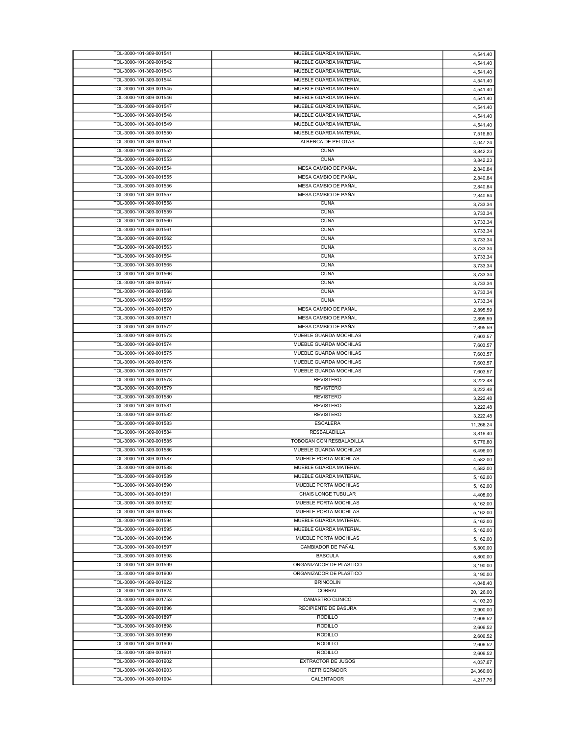| | | |
|---|---|---|
| TOL-3000-101-309-001541 | MUEBLE GUARDA MATERIAL | 4,541.40 |
| TOL-3000-101-309-001542 | MUEBLE GUARDA MATERIAL | 4,541.40 |
| TOL-3000-101-309-001543 | MUEBLE GUARDA MATERIAL | 4,541.40 |
| TOL-3000-101-309-001544 | MUEBLE GUARDA MATERIAL | 4,541.40 |
| TOL-3000-101-309-001545 | MUEBLE GUARDA MATERIAL | 4,541.40 |
| TOL-3000-101-309-001546 | MUEBLE GUARDA MATERIAL | 4,541.40 |
| TOL-3000-101-309-001547 | MUEBLE GUARDA MATERIAL | 4,541.40 |
| TOL-3000-101-309-001548 | MUEBLE GUARDA MATERIAL | 4,541.40 |
| TOL-3000-101-309-001549 | MUEBLE GUARDA MATERIAL | 4,541.40 |
| TOL-3000-101-309-001550 | MUEBLE GUARDA MATERIAL | 7,516.80 |
| TOL-3000-101-309-001551 | ALBERCA DE PELOTAS | 4,047.24 |
| TOL-3000-101-309-001552 | CUNA | 3,842.23 |
| TOL-3000-101-309-001553 | CUNA | 3,842.23 |
| TOL-3000-101-309-001554 | MESA CAMBIO DE PAÑAL | 2,840.84 |
| TOL-3000-101-309-001555 | MESA CAMBIO DE PAÑAL | 2,840.84 |
| TOL-3000-101-309-001556 | MESA CAMBIO DE PAÑAL | 2,840.84 |
| TOL-3000-101-309-001557 | MESA CAMBIO DE PAÑAL | 2,840.84 |
| TOL-3000-101-309-001558 | CUNA | 3,733.34 |
| TOL-3000-101-309-001559 | CUNA | 3,733.34 |
| TOL-3000-101-309-001560 | CUNA | 3,733.34 |
| TOL-3000-101-309-001561 | CUNA | 3,733.34 |
| TOL-3000-101-309-001562 | CUNA | 3,733.34 |
| TOL-3000-101-309-001563 | CUNA | 3,733.34 |
| TOL-3000-101-309-001564 | CUNA | 3,733.34 |
| TOL-3000-101-309-001565 | CUNA | 3,733.34 |
| TOL-3000-101-309-001566 | CUNA | 3,733.34 |
| TOL-3000-101-309-001567 | CUNA | 3,733.34 |
| TOL-3000-101-309-001568 | CUNA | 3,733.34 |
| TOL-3000-101-309-001569 | CUNA | 3,733.34 |
| TOL-3000-101-309-001570 | MESA CAMBIO DE PAÑAL | 2,895.59 |
| TOL-3000-101-309-001571 | MESA CAMBIO DE PAÑAL | 2,895.59 |
| TOL-3000-101-309-001572 | MESA CAMBIO DE PAÑAL | 2,895.59 |
| TOL-3000-101-309-001573 | MUEBLE GUARDA MOCHILAS | 7,603.57 |
| TOL-3000-101-309-001574 | MUEBLE GUARDA MOCHILAS | 7,603.57 |
| TOL-3000-101-309-001575 | MUEBLE GUARDA MOCHILAS | 7,603.57 |
| TOL-3000-101-309-001576 | MUEBLE GUARDA MOCHILAS | 7,603.57 |
| TOL-3000-101-309-001577 | MUEBLE GUARDA MOCHILAS | 7,603.57 |
| TOL-3000-101-309-001578 | REVISTERO | 3,222.48 |
| TOL-3000-101-309-001579 | REVISTERO | 3,222.48 |
| TOL-3000-101-309-001580 | REVISTERO | 3,222.48 |
| TOL-3000-101-309-001581 | REVISTERO | 3,222.48 |
| TOL-3000-101-309-001582 | REVISTERO | 3,222.48 |
| TOL-3000-101-309-001583 | ESCALERA | 11,268.24 |
| TOL-3000-101-309-001584 | RESBALADILLA | 3,816.40 |
| TOL-3000-101-309-001585 | TOBOGAN CON RESBALADILLA | 5,776.80 |
| TOL-3000-101-309-001586 | MUEBLE GUARDA MOCHILAS | 6,496.00 |
| TOL-3000-101-309-001587 | MUEBLE PORTA MOCHILAS | 4,582.00 |
| TOL-3000-101-309-001588 | MUEBLE GUARDA MATERIAL | 4,582.00 |
| TOL-3000-101-309-001589 | MUEBLE GUARDA MATERIAL | 5,162.00 |
| TOL-3000-101-309-001590 | MUEBLE PORTA MOCHILAS | 5,162.00 |
| TOL-3000-101-309-001591 | CHAIS LONGE TUBULAR | 4,408.00 |
| TOL-3000-101-309-001592 | MUEBLE PORTA MOCHILAS | 5,162.00 |
| TOL-3000-101-309-001593 | MUEBLE PORTA MOCHILAS | 5,162.00 |
| TOL-3000-101-309-001594 | MUEBLE GUARDA MATERIAL | 5,162.00 |
| TOL-3000-101-309-001595 | MUEBLE GUARDA MATERIAL | 5,162.00 |
| TOL-3000-101-309-001596 | MUEBLE PORTA MOCHILAS | 5,162.00 |
| TOL-3000-101-309-001597 | CAMBIADOR DE PAÑAL | 5,800.00 |
| TOL-3000-101-309-001598 | BASCULA | 5,800.00 |
| TOL-3000-101-309-001599 | ORGANIZADOR DE PLASTICO | 3,190.00 |
| TOL-3000-101-309-001600 | ORGANIZADOR DE PLASTICO | 3,190.00 |
| TOL-3000-101-309-001622 | BRINCOLIN | 4,048.40 |
| TOL-3000-101-309-001624 | CORRAL | 20,126.00 |
| TOL-3000-101-309-001753 | CAMASTRO CLINICO | 4,103.20 |
| TOL-3000-101-309-001896 | RECIPIENTE DE BASURA | 2,900.00 |
| TOL-3000-101-309-001897 | RODILLO | 2,606.52 |
| TOL-3000-101-309-001898 | RODILLO | 2,606.52 |
| TOL-3000-101-309-001899 | RODILLO | 2,606.52 |
| TOL-3000-101-309-001900 | RODILLO | 2,606.52 |
| TOL-3000-101-309-001901 | RODILLO | 2,606.52 |
| TOL-3000-101-309-001902 | EXTRACTOR DE JUGOS | 4,037.67 |
| TOL-3000-101-309-001903 | REFRIGERADOR | 24,360.00 |
| TOL-3000-101-309-001904 | CALENTADOR | 4,217.76 |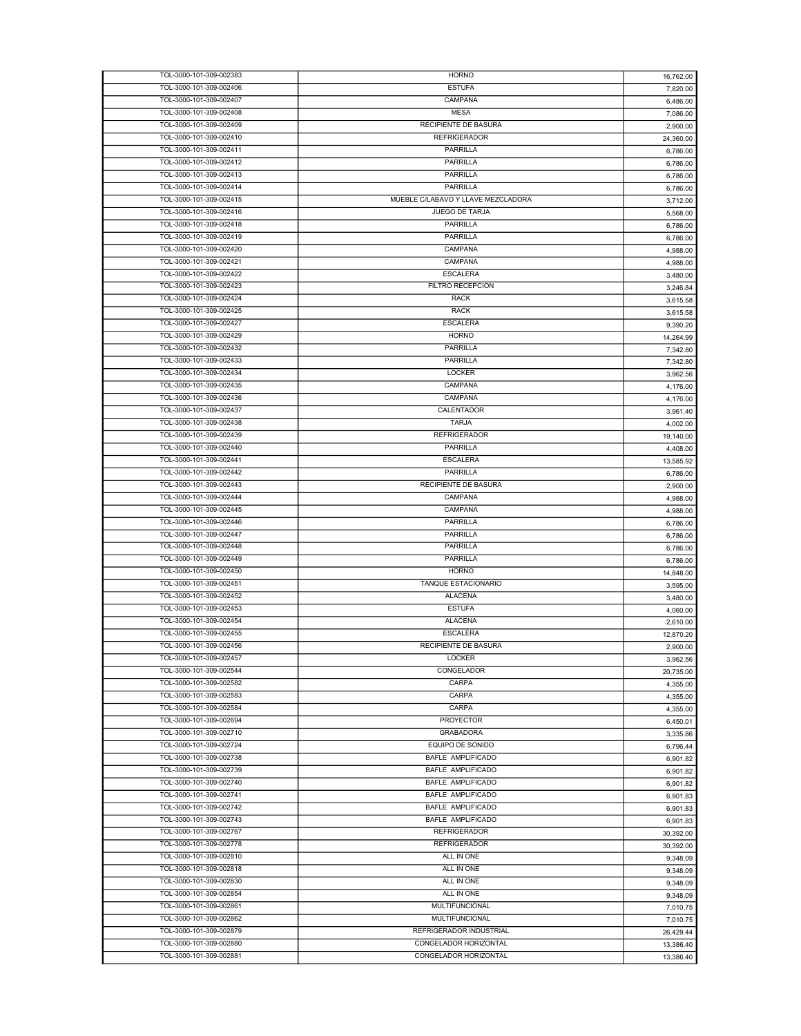| | | |
|---|---|---|
| TOL-3000-101-309-002383 | HORNO | 16,762.00 |
| TOL-3000-101-309-002406 | ESTUFA | 7,820.00 |
| TOL-3000-101-309-002407 | CAMPANA | 6,486.00 |
| TOL-3000-101-309-002408 | MESA | 7,086.00 |
| TOL-3000-101-309-002409 | RECIPIENTE DE BASURA | 2,900.00 |
| TOL-3000-101-309-002410 | REFRIGERADOR | 24,360.00 |
| TOL-3000-101-309-002411 | PARRILLA | 6,786.00 |
| TOL-3000-101-309-002412 | PARRILLA | 6,786.00 |
| TOL-3000-101-309-002413 | PARRILLA | 6,786.00 |
| TOL-3000-101-309-002414 | PARRILLA | 6,786.00 |
| TOL-3000-101-309-002415 | MUEBLE C/LABAVO Y LLAVE MEZCLADORA | 3,712.00 |
| TOL-3000-101-309-002416 | JUEGO DE TARJA | 5,568.00 |
| TOL-3000-101-309-002418 | PARRILLA | 6,786.00 |
| TOL-3000-101-309-002419 | PARRILLA | 6,786.00 |
| TOL-3000-101-309-002420 | CAMPANA | 4,988.00 |
| TOL-3000-101-309-002421 | CAMPANA | 4,988.00 |
| TOL-3000-101-309-002422 | ESCALERA | 3,480.00 |
| TOL-3000-101-309-002423 | FILTRO RECEPCION | 3,246.84 |
| TOL-3000-101-309-002424 | RACK | 3,615.58 |
| TOL-3000-101-309-002425 | RACK | 3,615.58 |
| TOL-3000-101-309-002427 | ESCALERA | 9,390.20 |
| TOL-3000-101-309-002429 | HORNO | 14,264.99 |
| TOL-3000-101-309-002432 | PARRILLA | 7,342.80 |
| TOL-3000-101-309-002433 | PARRILLA | 7,342.80 |
| TOL-3000-101-309-002434 | LOCKER | 3,962.56 |
| TOL-3000-101-309-002435 | CAMPANA | 4,176.00 |
| TOL-3000-101-309-002436 | CAMPANA | 4,176.00 |
| TOL-3000-101-309-002437 | CALENTADOR | 3,961.40 |
| TOL-3000-101-309-002438 | TARJA | 4,002.00 |
| TOL-3000-101-309-002439 | REFRIGERADOR | 19,140.00 |
| TOL-3000-101-309-002440 | PARRILLA | 4,408.00 |
| TOL-3000-101-309-002441 | ESCALERA | 13,585.92 |
| TOL-3000-101-309-002442 | PARRILLA | 6,786.00 |
| TOL-3000-101-309-002443 | RECIPIENTE DE BASURA | 2,900.00 |
| TOL-3000-101-309-002444 | CAMPANA | 4,988.00 |
| TOL-3000-101-309-002445 | CAMPANA | 4,988.00 |
| TOL-3000-101-309-002446 | PARRILLA | 6,786.00 |
| TOL-3000-101-309-002447 | PARRILLA | 6,786.00 |
| TOL-3000-101-309-002448 | PARRILLA | 6,786.00 |
| TOL-3000-101-309-002449 | PARRILLA | 6,786.00 |
| TOL-3000-101-309-002450 | HORNO | 14,848.00 |
| TOL-3000-101-309-002451 | TANQUE ESTACIONARIO | 3,595.00 |
| TOL-3000-101-309-002452 | ALACENA | 3,480.00 |
| TOL-3000-101-309-002453 | ESTUFA | 4,060.00 |
| TOL-3000-101-309-002454 | ALACENA | 2,610.00 |
| TOL-3000-101-309-002455 | ESCALERA | 12,870.20 |
| TOL-3000-101-309-002456 | RECIPIENTE DE BASURA | 2,900.00 |
| TOL-3000-101-309-002457 | LOCKER | 3,962.56 |
| TOL-3000-101-309-002544 | CONGELADOR | 20,735.00 |
| TOL-3000-101-309-002582 | CARPA | 4,355.00 |
| TOL-3000-101-309-002583 | CARPA | 4,355.00 |
| TOL-3000-101-309-002584 | CARPA | 4,355.00 |
| TOL-3000-101-309-002694 | PROYECTOR | 6,450.01 |
| TOL-3000-101-309-002710 | GRABADORA | 3,335.86 |
| TOL-3000-101-309-002724 | EQUIPO DE SONIDO | 6,796.44 |
| TOL-3000-101-309-002738 | BAFLE AMPLIFICADO | 6,901.82 |
| TOL-3000-101-309-002739 | BAFLE AMPLIFICADO | 6,901.82 |
| TOL-3000-101-309-002740 | BAFLE AMPLIFICADO | 6,901.82 |
| TOL-3000-101-309-002741 | BAFLE AMPLIFICADO | 6,901.83 |
| TOL-3000-101-309-002742 | BAFLE AMPLIFICADO | 6,901.83 |
| TOL-3000-101-309-002743 | BAFLE AMPLIFICADO | 6,901.83 |
| TOL-3000-101-309-002767 | REFRIGERADOR | 30,392.00 |
| TOL-3000-101-309-002778 | REFRIGERADOR | 30,392.00 |
| TOL-3000-101-309-002810 | ALL IN ONE | 9,348.09 |
| TOL-3000-101-309-002818 | ALL IN ONE | 9,348.09 |
| TOL-3000-101-309-002830 | ALL IN ONE | 9,348.09 |
| TOL-3000-101-309-002854 | ALL IN ONE | 9,348.09 |
| TOL-3000-101-309-002861 | MULTIFUNCIONAL | 7,010.75 |
| TOL-3000-101-309-002862 | MULTIFUNCIONAL | 7,010.75 |
| TOL-3000-101-309-002879 | REFRIGERADOR INDUSTRIAL | 26,429.44 |
| TOL-3000-101-309-002880 | CONGELADOR HORIZONTAL | 13,386.40 |
| TOL-3000-101-309-002881 | CONGELADOR HORIZONTAL | 13,386.40 |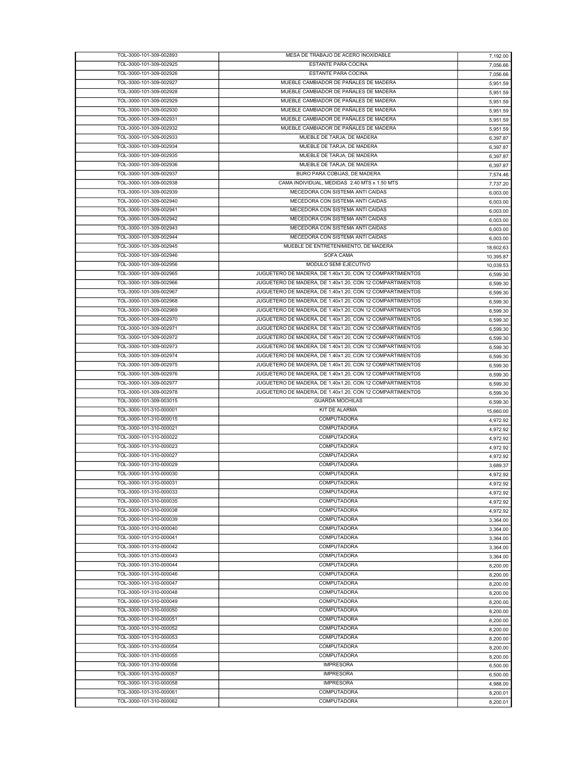| | | |
|---|---|---|
| TOL-3000-101-309-002893 | MESA DE TRABAJO DE ACERO INOXIDABLE | 7,192.00 |
| TOL-3000-101-309-002925 | ESTANTE PARA COCINA | 7,056.66 |
| TOL-3000-101-309-002926 | ESTANTE PARA COCINA | 7,056.66 |
| TOL-3000-101-309-002927 | MUEBLE CAMBIADOR DE PAÑALES DE MADERA | 5,951.59 |
| TOL-3000-101-309-002928 | MUEBLE CAMBIADOR DE PAÑALES DE MADERA | 5,951.59 |
| TOL-3000-101-309-002929 | MUEBLE CAMBIADOR DE PAÑALES DE MADERA | 5,951.59 |
| TOL-3000-101-309-002930 | MUEBLE CAMBIADOR DE PAÑALES DE MADERA | 5,951.59 |
| TOL-3000-101-309-002931 | MUEBLE CAMBIADOR DE PAÑALES DE MADERA | 5,951.59 |
| TOL-3000-101-309-002932 | MUEBLE CAMBIADOR DE PAÑALES DE MADERA | 5,951.59 |
| TOL-3000-101-309-002933 | MUEBLE DE TARJA, DE MADERA | 6,397.87 |
| TOL-3000-101-309-002934 | MUEBLE DE TARJA, DE MADERA | 6,397.87 |
| TOL-3000-101-309-002935 | MUEBLE DE TARJA, DE MADERA | 6,397.87 |
| TOL-3000-101-309-002936 | MUEBLE DE TARJA, DE MADERA | 6,397.87 |
| TOL-3000-101-309-002937 | BURO PARA COBIJAS, DE MADERA | 7,574.46 |
| TOL-3000-101-309-002938 | CAMA INDIVIDUAL, MEDIDAS 2.40 MTS x 1.50 MTS | 7,737.20 |
| TOL-3000-101-309-002939 | MECEDORA CON SISTEMA ANTI CAIDAS | 6,003.00 |
| TOL-3000-101-309-002940 | MECEDORA CON SISTEMA ANTI CAIDAS | 6,003.00 |
| TOL-3000-101-309-002941 | MECEDORA CON SISTEMA ANTI CAIDAS | 6,003.00 |
| TOL-3000-101-309-002942 | MECEDORA CON SISTEMA ANTI CAIDAS | 6,003.00 |
| TOL-3000-101-309-002943 | MECEDORA CON SISTEMA ANTI CAIDAS | 6,003.00 |
| TOL-3000-101-309-002944 | MECEDORA CON SISTEMA ANTI CAIDAS | 6,003.00 |
| TOL-3000-101-309-002945 | MUEBLE DE ENTRETENIMIENTO, DE MADERA | 18,602.63 |
| TOL-3000-101-309-002946 | SOFA CAMA | 10,395.87 |
| TOL-3000-101-309-002956 | MODULO SEMI EJECUTIVO | 10,039.53 |
| TOL-3000-101-309-002965 | JUGUETERO DE MADERA, DE 1.40x1.20, CON 12 COMPARTIMIENTOS | 6,599.30 |
| TOL-3000-101-309-002966 | JUGUETERO DE MADERA, DE 1.40x1.20, CON 12 COMPARTIMIENTOS | 6,599.30 |
| TOL-3000-101-309-002967 | JUGUETERO DE MADERA, DE 1.40x1.20, CON 12 COMPARTIMIENTOS | 6,599.30 |
| TOL-3000-101-309-002968 | JUGUETERO DE MADERA, DE 1.40x1.20, CON 12 COMPARTIMIENTOS | 6,599.30 |
| TOL-3000-101-309-002969 | JUGUETERO DE MADERA, DE 1.40x1.20, CON 12 COMPARTIMIENTOS | 6,599.30 |
| TOL-3000-101-309-002970 | JUGUETERO DE MADERA, DE 1.40x1.20, CON 12 COMPARTIMIENTOS | 6,599.30 |
| TOL-3000-101-309-002971 | JUGUETERO DE MADERA, DE 1.40x1.20, CON 12 COMPARTIMIENTOS | 6,599.30 |
| TOL-3000-101-309-002972 | JUGUETERO DE MADERA, DE 1.40x1.20, CON 12 COMPARTIMIENTOS | 6,599.30 |
| TOL-3000-101-309-002973 | JUGUETERO DE MADERA, DE 1.40x1.20, CON 12 COMPARTIMIENTOS | 6,599.30 |
| TOL-3000-101-309-002974 | JUGUETERO DE MADERA, DE 1.40x1.20, CON 12 COMPARTIMIENTOS | 6,599.30 |
| TOL-3000-101-309-002975 | JUGUETERO DE MADERA, DE 1.40x1.20, CON 12 COMPARTIMIENTOS | 6,599.30 |
| TOL-3000-101-309-002976 | JUGUETERO DE MADERA, DE 1.40x1.20, CON 12 COMPARTIMIENTOS | 6,599.30 |
| TOL-3000-101-309-002977 | JUGUETERO DE MADERA, DE 1.40x1.20, CON 12 COMPARTIMIENTOS | 6,599.30 |
| TOL-3000-101-309-002978 | JUGUETERO DE MADERA, DE 1.40x1.20, CON 12 COMPARTIMIENTOS | 6,599.30 |
| TOL-3000-101-309-003015 | GUARDA MOCHILAS | 6,599.30 |
| TOL-3000-101-310-000001 | KIT DE ALARMA | 15,660.00 |
| TOL-3000-101-310-000015 | COMPUTADORA | 4,972.92 |
| TOL-3000-101-310-000021 | COMPUTADORA | 4,972.92 |
| TOL-3000-101-310-000022 | COMPUTADORA | 4,972.92 |
| TOL-3000-101-310-000023 | COMPUTADORA | 4,972.92 |
| TOL-3000-101-310-000027 | COMPUTADORA | 4,972.92 |
| TOL-3000-101-310-000029 | COMPUTADORA | 3,689.37 |
| TOL-3000-101-310-000030 | COMPUTADORA | 4,972.92 |
| TOL-3000-101-310-000031 | COMPUTADORA | 4,972.92 |
| TOL-3000-101-310-000033 | COMPUTADORA | 4,972.92 |
| TOL-3000-101-310-000035 | COMPUTADORA | 4,972.92 |
| TOL-3000-101-310-000038 | COMPUTADORA | 4,972.92 |
| TOL-3000-101-310-000039 | COMPUTADORA | 3,364.00 |
| TOL-3000-101-310-000040 | COMPUTADORA | 3,364.00 |
| TOL-3000-101-310-000041 | COMPUTADORA | 3,364.00 |
| TOL-3000-101-310-000042 | COMPUTADORA | 3,364.00 |
| TOL-3000-101-310-000043 | COMPUTADORA | 3,364.00 |
| TOL-3000-101-310-000044 | COMPUTADORA | 8,200.00 |
| TOL-3000-101-310-000046 | COMPUTADORA | 8,200.00 |
| TOL-3000-101-310-000047 | COMPUTADORA | 8,200.00 |
| TOL-3000-101-310-000048 | COMPUTADORA | 8,200.00 |
| TOL-3000-101-310-000049 | COMPUTADORA | 8,200.00 |
| TOL-3000-101-310-000050 | COMPUTADORA | 8,200.00 |
| TOL-3000-101-310-000051 | COMPUTADORA | 8,200.00 |
| TOL-3000-101-310-000052 | COMPUTADORA | 8,200.00 |
| TOL-3000-101-310-000053 | COMPUTADORA | 8,200.00 |
| TOL-3000-101-310-000054 | COMPUTADORA | 8,200.00 |
| TOL-3000-101-310-000055 | COMPUTADORA | 8,200.00 |
| TOL-3000-101-310-000056 | IMPRESORA | 6,500.00 |
| TOL-3000-101-310-000057 | IMPRESORA | 6,500.00 |
| TOL-3000-101-310-000058 | IMPRESORA | 4,988.00 |
| TOL-3000-101-310-000061 | COMPUTADORA | 8,200.01 |
| TOL-3000-101-310-000062 | COMPUTADORA | 8,200.01 |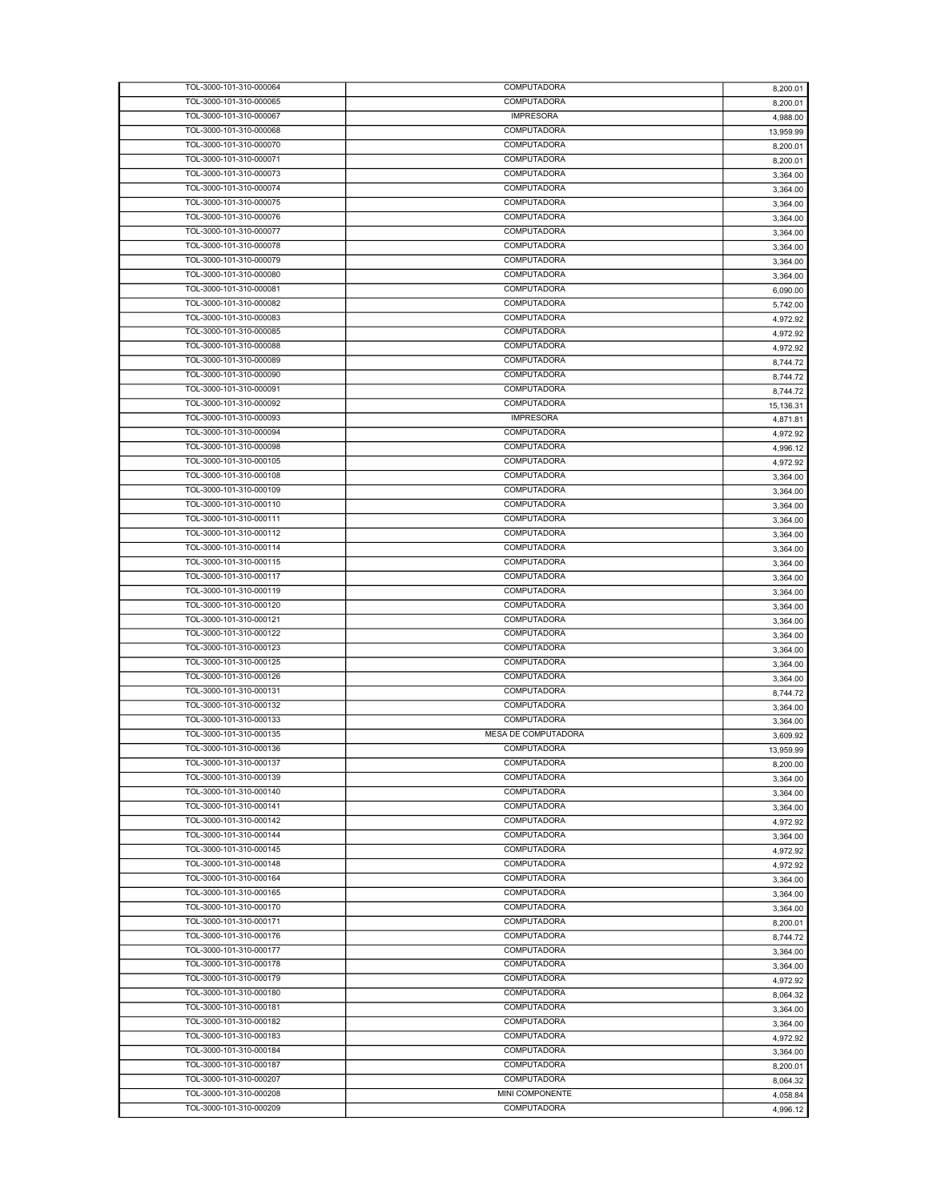| | | |
|---|---|---|
| TOL-3000-101-310-000064 | COMPUTADORA | 8,200.01 |
| TOL-3000-101-310-000065 | COMPUTADORA | 8,200.01 |
| TOL-3000-101-310-000067 | IMPRESORA | 4,988.00 |
| TOL-3000-101-310-000068 | COMPUTADORA | 13,959.99 |
| TOL-3000-101-310-000070 | COMPUTADORA | 8,200.01 |
| TOL-3000-101-310-000071 | COMPUTADORA | 8,200.01 |
| TOL-3000-101-310-000073 | COMPUTADORA | 3,364.00 |
| TOL-3000-101-310-000074 | COMPUTADORA | 3,364.00 |
| TOL-3000-101-310-000075 | COMPUTADORA | 3,364.00 |
| TOL-3000-101-310-000076 | COMPUTADORA | 3,364.00 |
| TOL-3000-101-310-000077 | COMPUTADORA | 3,364.00 |
| TOL-3000-101-310-000078 | COMPUTADORA | 3,364.00 |
| TOL-3000-101-310-000079 | COMPUTADORA | 3,364.00 |
| TOL-3000-101-310-000080 | COMPUTADORA | 3,364.00 |
| TOL-3000-101-310-000081 | COMPUTADORA | 6,090.00 |
| TOL-3000-101-310-000082 | COMPUTADORA | 5,742.00 |
| TOL-3000-101-310-000083 | COMPUTADORA | 4,972.92 |
| TOL-3000-101-310-000085 | COMPUTADORA | 4,972.92 |
| TOL-3000-101-310-000088 | COMPUTADORA | 4,972.92 |
| TOL-3000-101-310-000089 | COMPUTADORA | 8,744.72 |
| TOL-3000-101-310-000090 | COMPUTADORA | 8,744.72 |
| TOL-3000-101-310-000091 | COMPUTADORA | 8,744.72 |
| TOL-3000-101-310-000092 | COMPUTADORA | 15,136.31 |
| TOL-3000-101-310-000093 | IMPRESORA | 4,871.81 |
| TOL-3000-101-310-000094 | COMPUTADORA | 4,972.92 |
| TOL-3000-101-310-000098 | COMPUTADORA | 4,996.12 |
| TOL-3000-101-310-000105 | COMPUTADORA | 4,972.92 |
| TOL-3000-101-310-000108 | COMPUTADORA | 3,364.00 |
| TOL-3000-101-310-000109 | COMPUTADORA | 3,364.00 |
| TOL-3000-101-310-000110 | COMPUTADORA | 3,364.00 |
| TOL-3000-101-310-000111 | COMPUTADORA | 3,364.00 |
| TOL-3000-101-310-000112 | COMPUTADORA | 3,364.00 |
| TOL-3000-101-310-000114 | COMPUTADORA | 3,364.00 |
| TOL-3000-101-310-000115 | COMPUTADORA | 3,364.00 |
| TOL-3000-101-310-000117 | COMPUTADORA | 3,364.00 |
| TOL-3000-101-310-000119 | COMPUTADORA | 3,364.00 |
| TOL-3000-101-310-000120 | COMPUTADORA | 3,364.00 |
| TOL-3000-101-310-000121 | COMPUTADORA | 3,364.00 |
| TOL-3000-101-310-000122 | COMPUTADORA | 3,364.00 |
| TOL-3000-101-310-000123 | COMPUTADORA | 3,364.00 |
| TOL-3000-101-310-000125 | COMPUTADORA | 3,364.00 |
| TOL-3000-101-310-000126 | COMPUTADORA | 3,364.00 |
| TOL-3000-101-310-000131 | COMPUTADORA | 8,744.72 |
| TOL-3000-101-310-000132 | COMPUTADORA | 3,364.00 |
| TOL-3000-101-310-000133 | COMPUTADORA | 3,364.00 |
| TOL-3000-101-310-000135 | MESA DE COMPUTADORA | 3,609.92 |
| TOL-3000-101-310-000136 | COMPUTADORA | 13,959.99 |
| TOL-3000-101-310-000137 | COMPUTADORA | 8,200.00 |
| TOL-3000-101-310-000139 | COMPUTADORA | 3,364.00 |
| TOL-3000-101-310-000140 | COMPUTADORA | 3,364.00 |
| TOL-3000-101-310-000141 | COMPUTADORA | 3,364.00 |
| TOL-3000-101-310-000142 | COMPUTADORA | 4,972.92 |
| TOL-3000-101-310-000144 | COMPUTADORA | 3,364.00 |
| TOL-3000-101-310-000145 | COMPUTADORA | 4,972.92 |
| TOL-3000-101-310-000148 | COMPUTADORA | 4,972.92 |
| TOL-3000-101-310-000164 | COMPUTADORA | 3,364.00 |
| TOL-3000-101-310-000165 | COMPUTADORA | 3,364.00 |
| TOL-3000-101-310-000170 | COMPUTADORA | 3,364.00 |
| TOL-3000-101-310-000171 | COMPUTADORA | 8,200.01 |
| TOL-3000-101-310-000176 | COMPUTADORA | 8,744.72 |
| TOL-3000-101-310-000177 | COMPUTADORA | 3,364.00 |
| TOL-3000-101-310-000178 | COMPUTADORA | 3,364.00 |
| TOL-3000-101-310-000179 | COMPUTADORA | 4,972.92 |
| TOL-3000-101-310-000180 | COMPUTADORA | 8,064.32 |
| TOL-3000-101-310-000181 | COMPUTADORA | 3,364.00 |
| TOL-3000-101-310-000182 | COMPUTADORA | 3,364.00 |
| TOL-3000-101-310-000183 | COMPUTADORA | 4,972.92 |
| TOL-3000-101-310-000184 | COMPUTADORA | 3,364.00 |
| TOL-3000-101-310-000187 | COMPUTADORA | 8,200.01 |
| TOL-3000-101-310-000207 | COMPUTADORA | 8,064.32 |
| TOL-3000-101-310-000208 | MINI COMPONENTE | 4,058.84 |
| TOL-3000-101-310-000209 | COMPUTADORA | 4,996.12 |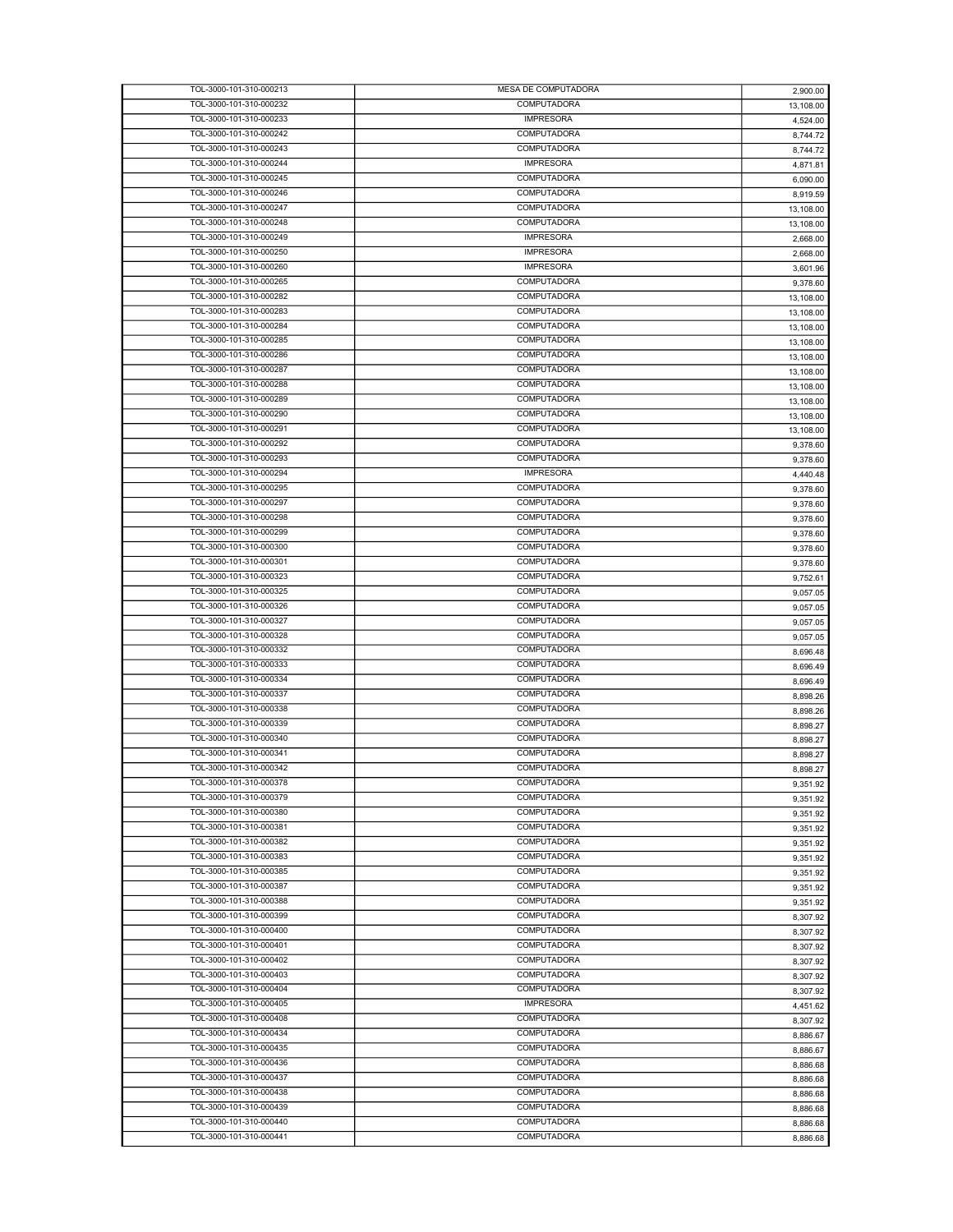| | | |
|---|---|---|
| TOL-3000-101-310-000213 | MESA DE COMPUTADORA | 2,900.00 |
| TOL-3000-101-310-000232 | COMPUTADORA | 13,108.00 |
| TOL-3000-101-310-000233 | IMPRESORA | 4,524.00 |
| TOL-3000-101-310-000242 | COMPUTADORA | 8,744.72 |
| TOL-3000-101-310-000243 | COMPUTADORA | 8,744.72 |
| TOL-3000-101-310-000244 | IMPRESORA | 4,871.81 |
| TOL-3000-101-310-000245 | COMPUTADORA | 6,090.00 |
| TOL-3000-101-310-000246 | COMPUTADORA | 8,919.59 |
| TOL-3000-101-310-000247 | COMPUTADORA | 13,108.00 |
| TOL-3000-101-310-000248 | COMPUTADORA | 13,108.00 |
| TOL-3000-101-310-000249 | IMPRESORA | 2,668.00 |
| TOL-3000-101-310-000250 | IMPRESORA | 2,668.00 |
| TOL-3000-101-310-000260 | IMPRESORA | 3,601.96 |
| TOL-3000-101-310-000265 | COMPUTADORA | 9,378.60 |
| TOL-3000-101-310-000282 | COMPUTADORA | 13,108.00 |
| TOL-3000-101-310-000283 | COMPUTADORA | 13,108.00 |
| TOL-3000-101-310-000284 | COMPUTADORA | 13,108.00 |
| TOL-3000-101-310-000285 | COMPUTADORA | 13,108.00 |
| TOL-3000-101-310-000286 | COMPUTADORA | 13,108.00 |
| TOL-3000-101-310-000287 | COMPUTADORA | 13,108.00 |
| TOL-3000-101-310-000288 | COMPUTADORA | 13,108.00 |
| TOL-3000-101-310-000289 | COMPUTADORA | 13,108.00 |
| TOL-3000-101-310-000290 | COMPUTADORA | 13,108.00 |
| TOL-3000-101-310-000291 | COMPUTADORA | 13,108.00 |
| TOL-3000-101-310-000292 | COMPUTADORA | 9,378.60 |
| TOL-3000-101-310-000293 | COMPUTADORA | 9,378.60 |
| TOL-3000-101-310-000294 | IMPRESORA | 4,440.48 |
| TOL-3000-101-310-000295 | COMPUTADORA | 9,378.60 |
| TOL-3000-101-310-000297 | COMPUTADORA | 9,378.60 |
| TOL-3000-101-310-000298 | COMPUTADORA | 9,378.60 |
| TOL-3000-101-310-000299 | COMPUTADORA | 9,378.60 |
| TOL-3000-101-310-000300 | COMPUTADORA | 9,378.60 |
| TOL-3000-101-310-000301 | COMPUTADORA | 9,378.60 |
| TOL-3000-101-310-000323 | COMPUTADORA | 9,752.61 |
| TOL-3000-101-310-000325 | COMPUTADORA | 9,057.05 |
| TOL-3000-101-310-000326 | COMPUTADORA | 9,057.05 |
| TOL-3000-101-310-000327 | COMPUTADORA | 9,057.05 |
| TOL-3000-101-310-000328 | COMPUTADORA | 9,057.05 |
| TOL-3000-101-310-000332 | COMPUTADORA | 8,696.48 |
| TOL-3000-101-310-000333 | COMPUTADORA | 8,696.49 |
| TOL-3000-101-310-000334 | COMPUTADORA | 8,696.49 |
| TOL-3000-101-310-000337 | COMPUTADORA | 8,898.26 |
| TOL-3000-101-310-000338 | COMPUTADORA | 8,898.26 |
| TOL-3000-101-310-000339 | COMPUTADORA | 8,898.27 |
| TOL-3000-101-310-000340 | COMPUTADORA | 8,898.27 |
| TOL-3000-101-310-000341 | COMPUTADORA | 8,898.27 |
| TOL-3000-101-310-000342 | COMPUTADORA | 8,898.27 |
| TOL-3000-101-310-000378 | COMPUTADORA | 9,351.92 |
| TOL-3000-101-310-000379 | COMPUTADORA | 9,351.92 |
| TOL-3000-101-310-000380 | COMPUTADORA | 9,351.92 |
| TOL-3000-101-310-000381 | COMPUTADORA | 9,351.92 |
| TOL-3000-101-310-000382 | COMPUTADORA | 9,351.92 |
| TOL-3000-101-310-000383 | COMPUTADORA | 9,351.92 |
| TOL-3000-101-310-000385 | COMPUTADORA | 9,351.92 |
| TOL-3000-101-310-000387 | COMPUTADORA | 9,351.92 |
| TOL-3000-101-310-000388 | COMPUTADORA | 9,351.92 |
| TOL-3000-101-310-000399 | COMPUTADORA | 8,307.92 |
| TOL-3000-101-310-000400 | COMPUTADORA | 8,307.92 |
| TOL-3000-101-310-000401 | COMPUTADORA | 8,307.92 |
| TOL-3000-101-310-000402 | COMPUTADORA | 8,307.92 |
| TOL-3000-101-310-000403 | COMPUTADORA | 8,307.92 |
| TOL-3000-101-310-000404 | COMPUTADORA | 8,307.92 |
| TOL-3000-101-310-000405 | IMPRESORA | 4,451.62 |
| TOL-3000-101-310-000408 | COMPUTADORA | 8,307.92 |
| TOL-3000-101-310-000434 | COMPUTADORA | 8,886.67 |
| TOL-3000-101-310-000435 | COMPUTADORA | 8,886.67 |
| TOL-3000-101-310-000436 | COMPUTADORA | 8,886.68 |
| TOL-3000-101-310-000437 | COMPUTADORA | 8,886.68 |
| TOL-3000-101-310-000438 | COMPUTADORA | 8,886.68 |
| TOL-3000-101-310-000439 | COMPUTADORA | 8,886.68 |
| TOL-3000-101-310-000440 | COMPUTADORA | 8,886.68 |
| TOL-3000-101-310-000441 | COMPUTADORA | 8,886.68 |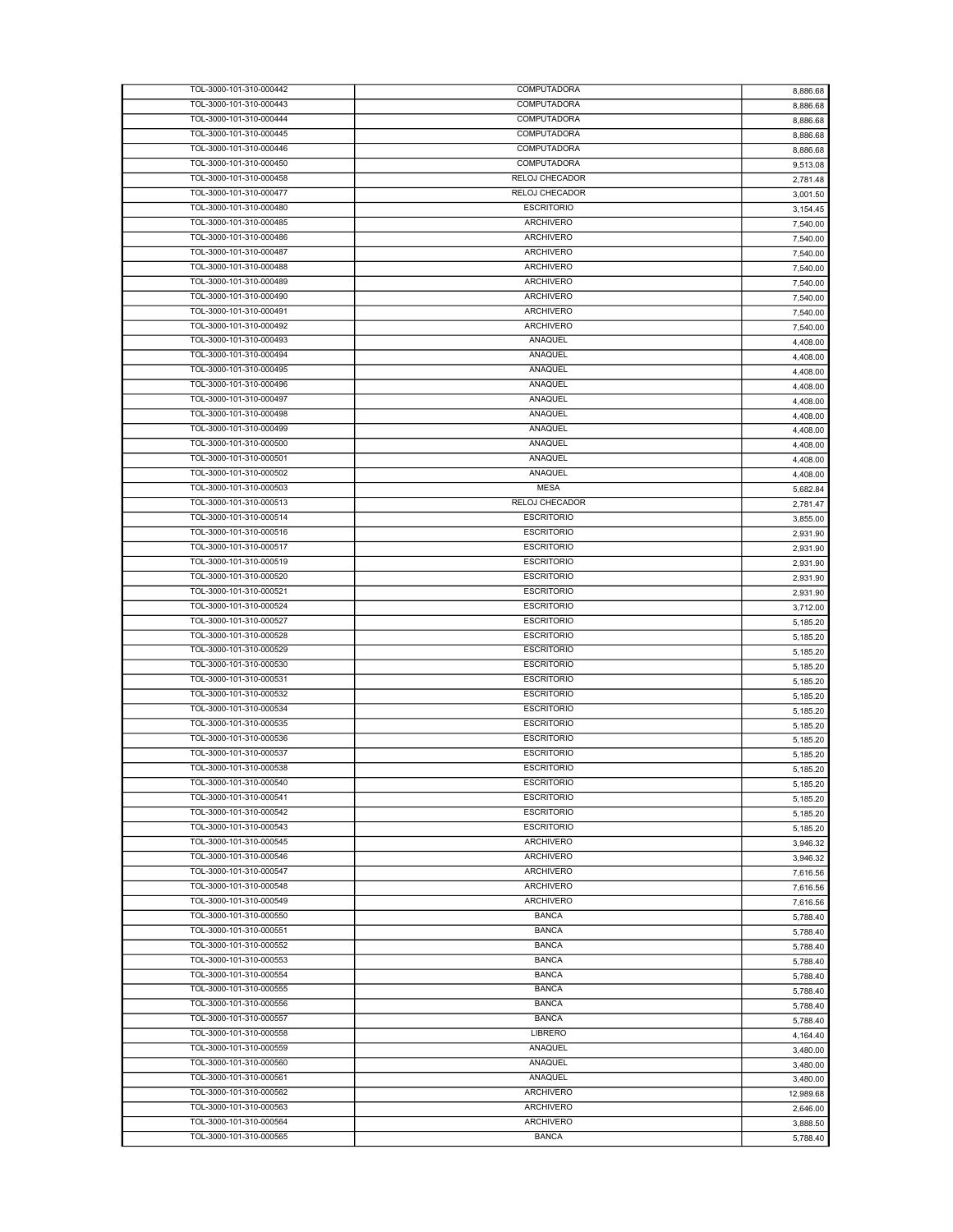| | | |
|---|---|---|
| TOL-3000-101-310-000442 | COMPUTADORA | 8,886.68 |
| TOL-3000-101-310-000443 | COMPUTADORA | 8,886.68 |
| TOL-3000-101-310-000444 | COMPUTADORA | 8,886.68 |
| TOL-3000-101-310-000445 | COMPUTADORA | 8,886.68 |
| TOL-3000-101-310-000446 | COMPUTADORA | 8,886.68 |
| TOL-3000-101-310-000450 | COMPUTADORA | 9,513.08 |
| TOL-3000-101-310-000458 | RELOJ CHECADOR | 2,781.48 |
| TOL-3000-101-310-000477 | RELOJ CHECADOR | 3,001.50 |
| TOL-3000-101-310-000480 | ESCRITORIO | 3,154.45 |
| TOL-3000-101-310-000485 | ARCHIVERO | 7,540.00 |
| TOL-3000-101-310-000486 | ARCHIVERO | 7,540.00 |
| TOL-3000-101-310-000487 | ARCHIVERO | 7,540.00 |
| TOL-3000-101-310-000488 | ARCHIVERO | 7,540.00 |
| TOL-3000-101-310-000489 | ARCHIVERO | 7,540.00 |
| TOL-3000-101-310-000490 | ARCHIVERO | 7,540.00 |
| TOL-3000-101-310-000491 | ARCHIVERO | 7,540.00 |
| TOL-3000-101-310-000492 | ARCHIVERO | 7,540.00 |
| TOL-3000-101-310-000493 | ANAQUEL | 4,408.00 |
| TOL-3000-101-310-000494 | ANAQUEL | 4,408.00 |
| TOL-3000-101-310-000495 | ANAQUEL | 4,408.00 |
| TOL-3000-101-310-000496 | ANAQUEL | 4,408.00 |
| TOL-3000-101-310-000497 | ANAQUEL | 4,408.00 |
| TOL-3000-101-310-000498 | ANAQUEL | 4,408.00 |
| TOL-3000-101-310-000499 | ANAQUEL | 4,408.00 |
| TOL-3000-101-310-000500 | ANAQUEL | 4,408.00 |
| TOL-3000-101-310-000501 | ANAQUEL | 4,408.00 |
| TOL-3000-101-310-000502 | ANAQUEL | 4,408.00 |
| TOL-3000-101-310-000503 | MESA | 5,682.84 |
| TOL-3000-101-310-000513 | RELOJ CHECADOR | 2,781.47 |
| TOL-3000-101-310-000514 | ESCRITORIO | 3,855.00 |
| TOL-3000-101-310-000516 | ESCRITORIO | 2,931.90 |
| TOL-3000-101-310-000517 | ESCRITORIO | 2,931.90 |
| TOL-3000-101-310-000519 | ESCRITORIO | 2,931.90 |
| TOL-3000-101-310-000520 | ESCRITORIO | 2,931.90 |
| TOL-3000-101-310-000521 | ESCRITORIO | 2,931.90 |
| TOL-3000-101-310-000524 | ESCRITORIO | 3,712.00 |
| TOL-3000-101-310-000527 | ESCRITORIO | 5,185.20 |
| TOL-3000-101-310-000528 | ESCRITORIO | 5,185.20 |
| TOL-3000-101-310-000529 | ESCRITORIO | 5,185.20 |
| TOL-3000-101-310-000530 | ESCRITORIO | 5,185.20 |
| TOL-3000-101-310-000531 | ESCRITORIO | 5,185.20 |
| TOL-3000-101-310-000532 | ESCRITORIO | 5,185.20 |
| TOL-3000-101-310-000534 | ESCRITORIO | 5,185.20 |
| TOL-3000-101-310-000535 | ESCRITORIO | 5,185.20 |
| TOL-3000-101-310-000536 | ESCRITORIO | 5,185.20 |
| TOL-3000-101-310-000537 | ESCRITORIO | 5,185.20 |
| TOL-3000-101-310-000538 | ESCRITORIO | 5,185.20 |
| TOL-3000-101-310-000540 | ESCRITORIO | 5,185.20 |
| TOL-3000-101-310-000541 | ESCRITORIO | 5,185.20 |
| TOL-3000-101-310-000542 | ESCRITORIO | 5,185.20 |
| TOL-3000-101-310-000543 | ESCRITORIO | 5,185.20 |
| TOL-3000-101-310-000545 | ARCHIVERO | 3,946.32 |
| TOL-3000-101-310-000546 | ARCHIVERO | 3,946.32 |
| TOL-3000-101-310-000547 | ARCHIVERO | 7,616.56 |
| TOL-3000-101-310-000548 | ARCHIVERO | 7,616.56 |
| TOL-3000-101-310-000549 | ARCHIVERO | 7,616.56 |
| TOL-3000-101-310-000550 | BANCA | 5,788.40 |
| TOL-3000-101-310-000551 | BANCA | 5,788.40 |
| TOL-3000-101-310-000552 | BANCA | 5,788.40 |
| TOL-3000-101-310-000553 | BANCA | 5,788.40 |
| TOL-3000-101-310-000554 | BANCA | 5,788.40 |
| TOL-3000-101-310-000555 | BANCA | 5,788.40 |
| TOL-3000-101-310-000556 | BANCA | 5,788.40 |
| TOL-3000-101-310-000557 | BANCA | 5,788.40 |
| TOL-3000-101-310-000558 | LIBRERO | 4,164.40 |
| TOL-3000-101-310-000559 | ANAQUEL | 3,480.00 |
| TOL-3000-101-310-000560 | ANAQUEL | 3,480.00 |
| TOL-3000-101-310-000561 | ANAQUEL | 3,480.00 |
| TOL-3000-101-310-000562 | ARCHIVERO | 12,989.68 |
| TOL-3000-101-310-000563 | ARCHIVERO | 2,646.00 |
| TOL-3000-101-310-000564 | ARCHIVERO | 3,888.50 |
| TOL-3000-101-310-000565 | BANCA | 5,788.40 |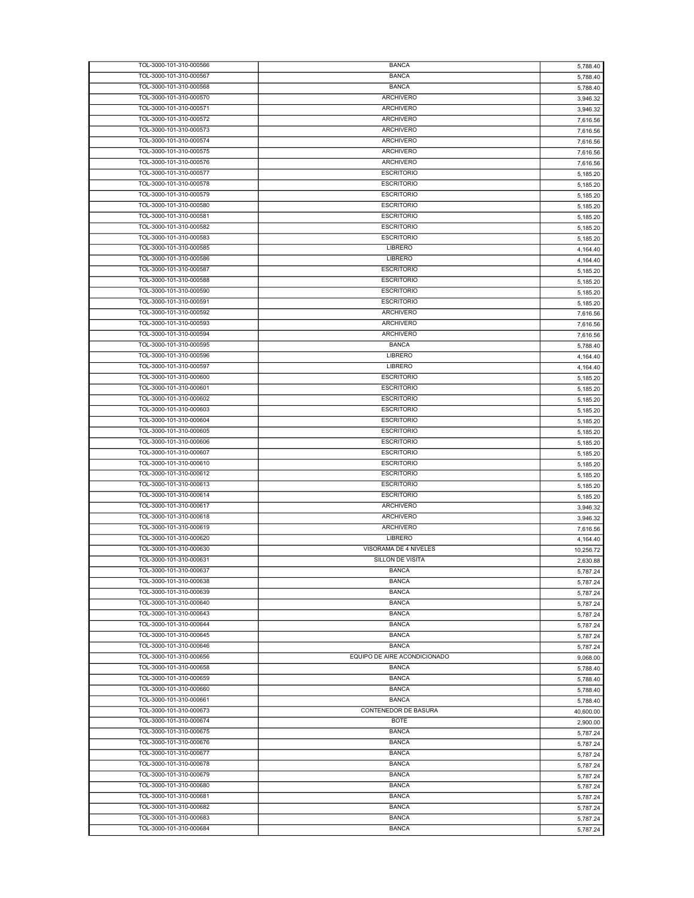| TOL-3000-101-310-000566 | BANCA | 5,788.40 |
|---|---|---|
| TOL-3000-101-310-000567 | BANCA | 5,788.40 |
| TOL-3000-101-310-000568 | BANCA | 5,788.40 |
| TOL-3000-101-310-000570 | ARCHIVERO | 3,946.32 |
| TOL-3000-101-310-000571 | ARCHIVERO | 3,946.32 |
| TOL-3000-101-310-000572 | ARCHIVERO | 7,616.56 |
| TOL-3000-101-310-000573 | ARCHIVERO | 7,616.56 |
| TOL-3000-101-310-000574 | ARCHIVERO | 7,616.56 |
| TOL-3000-101-310-000575 | ARCHIVERO | 7,616.56 |
| TOL-3000-101-310-000576 | ARCHIVERO | 7,616.56 |
| TOL-3000-101-310-000577 | ESCRITORIO | 5,185.20 |
| TOL-3000-101-310-000578 | ESCRITORIO | 5,185.20 |
| TOL-3000-101-310-000579 | ESCRITORIO | 5,185.20 |
| TOL-3000-101-310-000580 | ESCRITORIO | 5,185.20 |
| TOL-3000-101-310-000581 | ESCRITORIO | 5,185.20 |
| TOL-3000-101-310-000582 | ESCRITORIO | 5,185.20 |
| TOL-3000-101-310-000583 | ESCRITORIO | 5,185.20 |
| TOL-3000-101-310-000585 | LIBRERO | 4,164.40 |
| TOL-3000-101-310-000586 | LIBRERO | 4,164.40 |
| TOL-3000-101-310-000587 | ESCRITORIO | 5,185.20 |
| TOL-3000-101-310-000588 | ESCRITORIO | 5,185.20 |
| TOL-3000-101-310-000590 | ESCRITORIO | 5,185.20 |
| TOL-3000-101-310-000591 | ESCRITORIO | 5,185.20 |
| TOL-3000-101-310-000592 | ARCHIVERO | 7,616.56 |
| TOL-3000-101-310-000593 | ARCHIVERO | 7,616.56 |
| TOL-3000-101-310-000594 | ARCHIVERO | 7,616.56 |
| TOL-3000-101-310-000595 | BANCA | 5,788.40 |
| TOL-3000-101-310-000596 | LIBRERO | 4,164.40 |
| TOL-3000-101-310-000597 | LIBRERO | 4,164.40 |
| TOL-3000-101-310-000600 | ESCRITORIO | 5,185.20 |
| TOL-3000-101-310-000601 | ESCRITORIO | 5,185.20 |
| TOL-3000-101-310-000602 | ESCRITORIO | 5,185.20 |
| TOL-3000-101-310-000603 | ESCRITORIO | 5,185.20 |
| TOL-3000-101-310-000604 | ESCRITORIO | 5,185.20 |
| TOL-3000-101-310-000605 | ESCRITORIO | 5,185.20 |
| TOL-3000-101-310-000606 | ESCRITORIO | 5,185.20 |
| TOL-3000-101-310-000607 | ESCRITORIO | 5,185.20 |
| TOL-3000-101-310-000610 | ESCRITORIO | 5,185.20 |
| TOL-3000-101-310-000612 | ESCRITORIO | 5,185.20 |
| TOL-3000-101-310-000613 | ESCRITORIO | 5,185.20 |
| TOL-3000-101-310-000614 | ESCRITORIO | 5,185.20 |
| TOL-3000-101-310-000617 | ARCHIVERO | 3,946.32 |
| TOL-3000-101-310-000618 | ARCHIVERO | 3,946.32 |
| TOL-3000-101-310-000619 | ARCHIVERO | 7,616.56 |
| TOL-3000-101-310-000620 | LIBRERO | 4,164.40 |
| TOL-3000-101-310-000630 | VISORAMA DE 4 NIVELES | 10,256.72 |
| TOL-3000-101-310-000631 | SILLON DE VISITA | 2,630.88 |
| TOL-3000-101-310-000637 | BANCA | 5,787.24 |
| TOL-3000-101-310-000638 | BANCA | 5,787.24 |
| TOL-3000-101-310-000639 | BANCA | 5,787.24 |
| TOL-3000-101-310-000640 | BANCA | 5,787.24 |
| TOL-3000-101-310-000643 | BANCA | 5,787.24 |
| TOL-3000-101-310-000644 | BANCA | 5,787.24 |
| TOL-3000-101-310-000645 | BANCA | 5,787.24 |
| TOL-3000-101-310-000646 | BANCA | 5,787.24 |
| TOL-3000-101-310-000656 | EQUIPO DE AIRE ACONDICIONADO | 9,068.00 |
| TOL-3000-101-310-000658 | BANCA | 5,788.40 |
| TOL-3000-101-310-000659 | BANCA | 5,788.40 |
| TOL-3000-101-310-000660 | BANCA | 5,788.40 |
| TOL-3000-101-310-000661 | BANCA | 5,788.40 |
| TOL-3000-101-310-000673 | CONTENEDOR DE BASURA | 40,600.00 |
| TOL-3000-101-310-000674 | BOTE | 2,900.00 |
| TOL-3000-101-310-000675 | BANCA | 5,787.24 |
| TOL-3000-101-310-000676 | BANCA | 5,787.24 |
| TOL-3000-101-310-000677 | BANCA | 5,787.24 |
| TOL-3000-101-310-000678 | BANCA | 5,787.24 |
| TOL-3000-101-310-000679 | BANCA | 5,787.24 |
| TOL-3000-101-310-000680 | BANCA | 5,787.24 |
| TOL-3000-101-310-000681 | BANCA | 5,787.24 |
| TOL-3000-101-310-000682 | BANCA | 5,787.24 |
| TOL-3000-101-310-000683 | BANCA | 5,787.24 |
| TOL-3000-101-310-000684 | BANCA | 5,787.24 |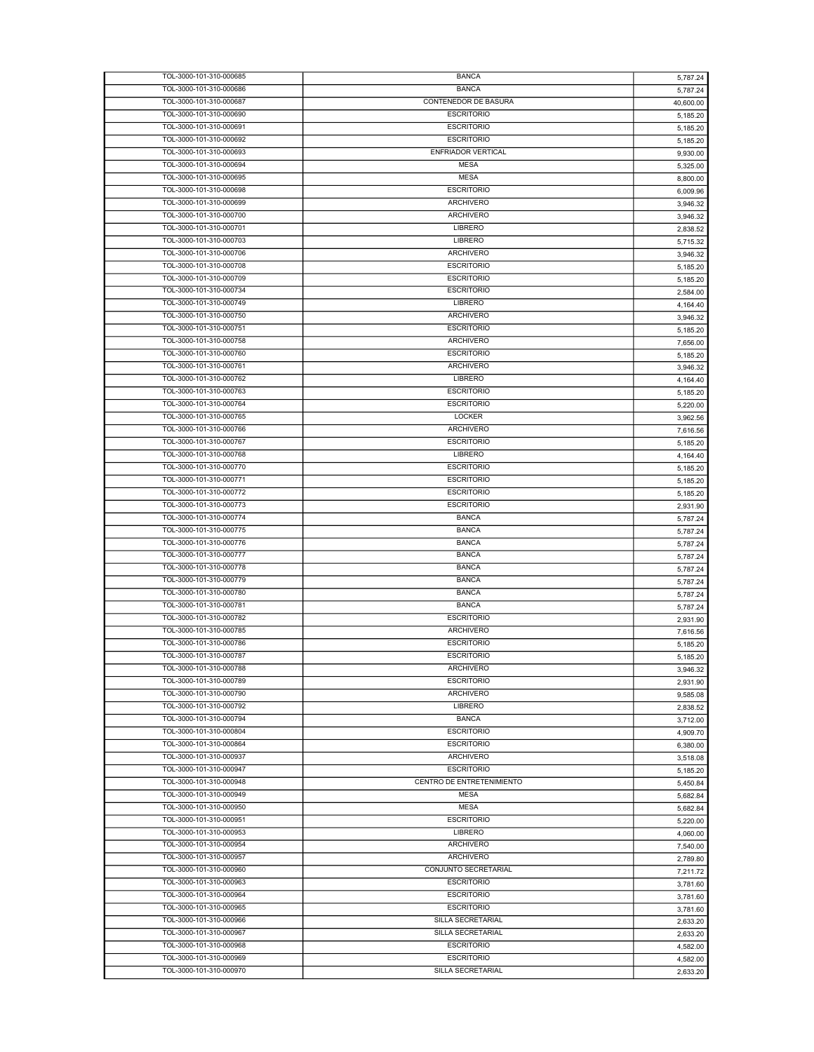| | | |
|---|---|---|
| TOL-3000-101-310-000685 | BANCA | 5,787.24 |
| TOL-3000-101-310-000686 | BANCA | 5,787.24 |
| TOL-3000-101-310-000687 | CONTENEDOR DE BASURA | 40,600.00 |
| TOL-3000-101-310-000690 | ESCRITORIO | 5,185.20 |
| TOL-3000-101-310-000691 | ESCRITORIO | 5,185.20 |
| TOL-3000-101-310-000692 | ESCRITORIO | 5,185.20 |
| TOL-3000-101-310-000693 | ENFRIADOR VERTICAL | 9,930.00 |
| TOL-3000-101-310-000694 | MESA | 5,325.00 |
| TOL-3000-101-310-000695 | MESA | 8,800.00 |
| TOL-3000-101-310-000698 | ESCRITORIO | 6,009.96 |
| TOL-3000-101-310-000699 | ARCHIVERO | 3,946.32 |
| TOL-3000-101-310-000700 | ARCHIVERO | 3,946.32 |
| TOL-3000-101-310-000701 | LIBRERO | 2,838.52 |
| TOL-3000-101-310-000703 | LIBRERO | 5,715.32 |
| TOL-3000-101-310-000706 | ARCHIVERO | 3,946.32 |
| TOL-3000-101-310-000708 | ESCRITORIO | 5,185.20 |
| TOL-3000-101-310-000709 | ESCRITORIO | 5,185.20 |
| TOL-3000-101-310-000734 | ESCRITORIO | 2,584.00 |
| TOL-3000-101-310-000749 | LIBRERO | 4,164.40 |
| TOL-3000-101-310-000750 | ARCHIVERO | 3,946.32 |
| TOL-3000-101-310-000751 | ESCRITORIO | 5,185.20 |
| TOL-3000-101-310-000758 | ARCHIVERO | 7,656.00 |
| TOL-3000-101-310-000760 | ESCRITORIO | 5,185.20 |
| TOL-3000-101-310-000761 | ARCHIVERO | 3,946.32 |
| TOL-3000-101-310-000762 | LIBRERO | 4,164.40 |
| TOL-3000-101-310-000763 | ESCRITORIO | 5,185.20 |
| TOL-3000-101-310-000764 | ESCRITORIO | 5,220.00 |
| TOL-3000-101-310-000765 | LOCKER | 3,962.56 |
| TOL-3000-101-310-000766 | ARCHIVERO | 7,616.56 |
| TOL-3000-101-310-000767 | ESCRITORIO | 5,185.20 |
| TOL-3000-101-310-000768 | LIBRERO | 4,164.40 |
| TOL-3000-101-310-000770 | ESCRITORIO | 5,185.20 |
| TOL-3000-101-310-000771 | ESCRITORIO | 5,185.20 |
| TOL-3000-101-310-000772 | ESCRITORIO | 5,185.20 |
| TOL-3000-101-310-000773 | ESCRITORIO | 2,931.90 |
| TOL-3000-101-310-000774 | BANCA | 5,787.24 |
| TOL-3000-101-310-000775 | BANCA | 5,787.24 |
| TOL-3000-101-310-000776 | BANCA | 5,787.24 |
| TOL-3000-101-310-000777 | BANCA | 5,787.24 |
| TOL-3000-101-310-000778 | BANCA | 5,787.24 |
| TOL-3000-101-310-000779 | BANCA | 5,787.24 |
| TOL-3000-101-310-000780 | BANCA | 5,787.24 |
| TOL-3000-101-310-000781 | BANCA | 5,787.24 |
| TOL-3000-101-310-000782 | ESCRITORIO | 2,931.90 |
| TOL-3000-101-310-000785 | ARCHIVERO | 7,616.56 |
| TOL-3000-101-310-000786 | ESCRITORIO | 5,185.20 |
| TOL-3000-101-310-000787 | ESCRITORIO | 5,185.20 |
| TOL-3000-101-310-000788 | ARCHIVERO | 3,946.32 |
| TOL-3000-101-310-000789 | ESCRITORIO | 2,931.90 |
| TOL-3000-101-310-000790 | ARCHIVERO | 9,585.08 |
| TOL-3000-101-310-000792 | LIBRERO | 2,838.52 |
| TOL-3000-101-310-000794 | BANCA | 3,712.00 |
| TOL-3000-101-310-000804 | ESCRITORIO | 4,909.70 |
| TOL-3000-101-310-000864 | ESCRITORIO | 6,380.00 |
| TOL-3000-101-310-000937 | ARCHIVERO | 3,518.08 |
| TOL-3000-101-310-000947 | ESCRITORIO | 5,185.20 |
| TOL-3000-101-310-000948 | CENTRO DE ENTRETENIMIENTO | 5,450.84 |
| TOL-3000-101-310-000949 | MESA | 5,682.84 |
| TOL-3000-101-310-000950 | MESA | 5,682.84 |
| TOL-3000-101-310-000951 | ESCRITORIO | 5,220.00 |
| TOL-3000-101-310-000953 | LIBRERO | 4,060.00 |
| TOL-3000-101-310-000954 | ARCHIVERO | 7,540.00 |
| TOL-3000-101-310-000957 | ARCHIVERO | 2,789.80 |
| TOL-3000-101-310-000960 | CONJUNTO SECRETARIAL | 7,211.72 |
| TOL-3000-101-310-000963 | ESCRITORIO | 3,781.60 |
| TOL-3000-101-310-000964 | ESCRITORIO | 3,781.60 |
| TOL-3000-101-310-000965 | ESCRITORIO | 3,781.60 |
| TOL-3000-101-310-000966 | SILLA SECRETARIAL | 2,633.20 |
| TOL-3000-101-310-000967 | SILLA SECRETARIAL | 2,633.20 |
| TOL-3000-101-310-000968 | ESCRITORIO | 4,582.00 |
| TOL-3000-101-310-000969 | ESCRITORIO | 4,582.00 |
| TOL-3000-101-310-000970 | SILLA SECRETARIAL | 2,633.20 |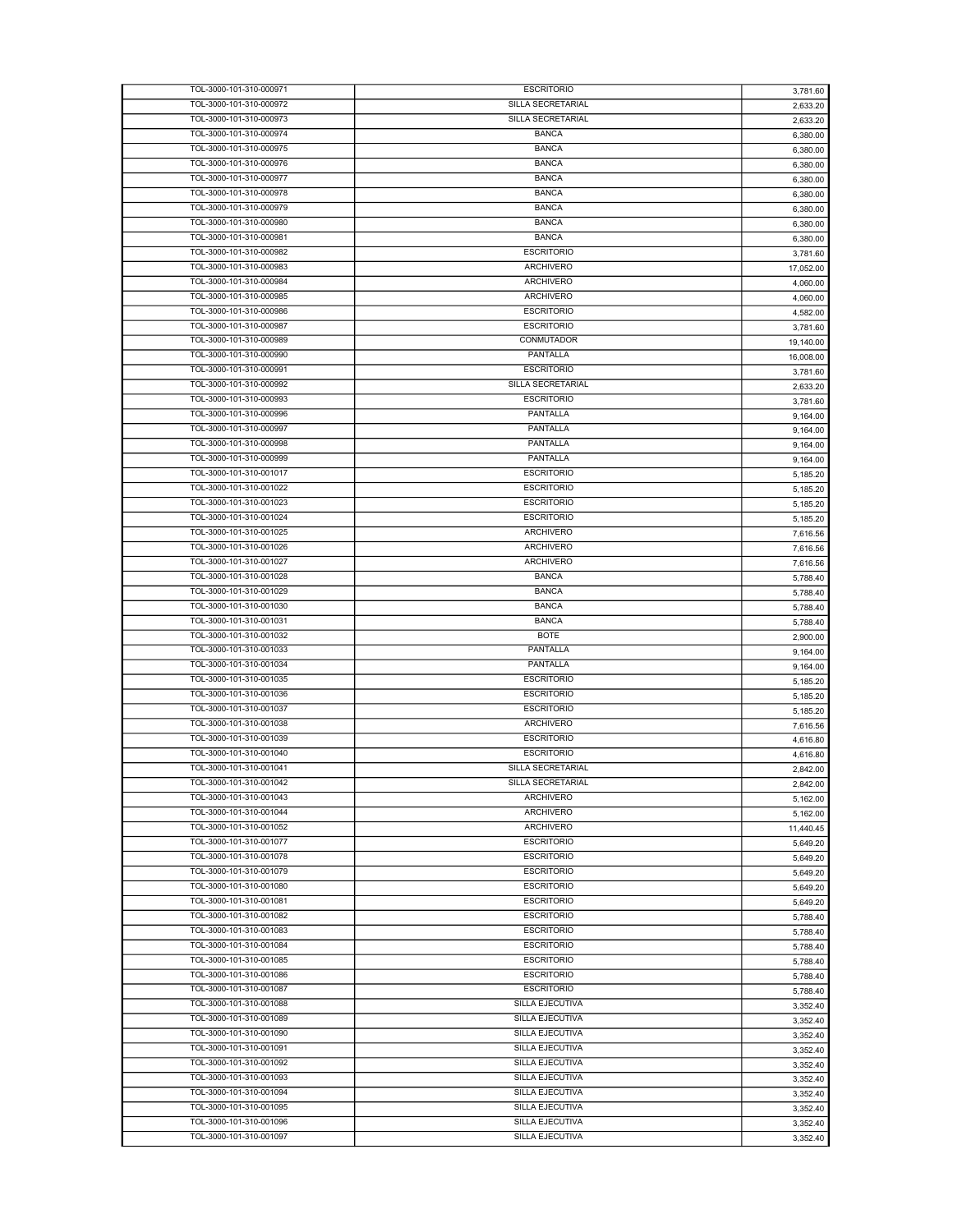| | | |
|---|---|---|
| TOL-3000-101-310-000971 | ESCRITORIO | 3,781.60 |
| TOL-3000-101-310-000972 | SILLA SECRETARIAL | 2,633.20 |
| TOL-3000-101-310-000973 | SILLA SECRETARIAL | 2,633.20 |
| TOL-3000-101-310-000974 | BANCA | 6,380.00 |
| TOL-3000-101-310-000975 | BANCA | 6,380.00 |
| TOL-3000-101-310-000976 | BANCA | 6,380.00 |
| TOL-3000-101-310-000977 | BANCA | 6,380.00 |
| TOL-3000-101-310-000978 | BANCA | 6,380.00 |
| TOL-3000-101-310-000979 | BANCA | 6,380.00 |
| TOL-3000-101-310-000980 | BANCA | 6,380.00 |
| TOL-3000-101-310-000981 | BANCA | 6,380.00 |
| TOL-3000-101-310-000982 | ESCRITORIO | 3,781.60 |
| TOL-3000-101-310-000983 | ARCHIVERO | 17,052.00 |
| TOL-3000-101-310-000984 | ARCHIVERO | 4,060.00 |
| TOL-3000-101-310-000985 | ARCHIVERO | 4,060.00 |
| TOL-3000-101-310-000986 | ESCRITORIO | 4,582.00 |
| TOL-3000-101-310-000987 | ESCRITORIO | 3,781.60 |
| TOL-3000-101-310-000989 | CONMUTADOR | 19,140.00 |
| TOL-3000-101-310-000990 | PANTALLA | 16,008.00 |
| TOL-3000-101-310-000991 | ESCRITORIO | 3,781.60 |
| TOL-3000-101-310-000992 | SILLA SECRETARIAL | 2,633.20 |
| TOL-3000-101-310-000993 | ESCRITORIO | 3,781.60 |
| TOL-3000-101-310-000996 | PANTALLA | 9,164.00 |
| TOL-3000-101-310-000997 | PANTALLA | 9,164.00 |
| TOL-3000-101-310-000998 | PANTALLA | 9,164.00 |
| TOL-3000-101-310-000999 | PANTALLA | 9,164.00 |
| TOL-3000-101-310-001017 | ESCRITORIO | 5,185.20 |
| TOL-3000-101-310-001022 | ESCRITORIO | 5,185.20 |
| TOL-3000-101-310-001023 | ESCRITORIO | 5,185.20 |
| TOL-3000-101-310-001024 | ESCRITORIO | 5,185.20 |
| TOL-3000-101-310-001025 | ARCHIVERO | 7,616.56 |
| TOL-3000-101-310-001026 | ARCHIVERO | 7,616.56 |
| TOL-3000-101-310-001027 | ARCHIVERO | 7,616.56 |
| TOL-3000-101-310-001028 | BANCA | 5,788.40 |
| TOL-3000-101-310-001029 | BANCA | 5,788.40 |
| TOL-3000-101-310-001030 | BANCA | 5,788.40 |
| TOL-3000-101-310-001031 | BANCA | 5,788.40 |
| TOL-3000-101-310-001032 | BOTE | 2,900.00 |
| TOL-3000-101-310-001033 | PANTALLA | 9,164.00 |
| TOL-3000-101-310-001034 | PANTALLA | 9,164.00 |
| TOL-3000-101-310-001035 | ESCRITORIO | 5,185.20 |
| TOL-3000-101-310-001036 | ESCRITORIO | 5,185.20 |
| TOL-3000-101-310-001037 | ESCRITORIO | 5,185.20 |
| TOL-3000-101-310-001038 | ARCHIVERO | 7,616.56 |
| TOL-3000-101-310-001039 | ESCRITORIO | 4,616.80 |
| TOL-3000-101-310-001040 | ESCRITORIO | 4,616.80 |
| TOL-3000-101-310-001041 | SILLA SECRETARIAL | 2,842.00 |
| TOL-3000-101-310-001042 | SILLA SECRETARIAL | 2,842.00 |
| TOL-3000-101-310-001043 | ARCHIVERO | 5,162.00 |
| TOL-3000-101-310-001044 | ARCHIVERO | 5,162.00 |
| TOL-3000-101-310-001052 | ARCHIVERO | 11,440.45 |
| TOL-3000-101-310-001077 | ESCRITORIO | 5,649.20 |
| TOL-3000-101-310-001078 | ESCRITORIO | 5,649.20 |
| TOL-3000-101-310-001079 | ESCRITORIO | 5,649.20 |
| TOL-3000-101-310-001080 | ESCRITORIO | 5,649.20 |
| TOL-3000-101-310-001081 | ESCRITORIO | 5,649.20 |
| TOL-3000-101-310-001082 | ESCRITORIO | 5,788.40 |
| TOL-3000-101-310-001083 | ESCRITORIO | 5,788.40 |
| TOL-3000-101-310-001084 | ESCRITORIO | 5,788.40 |
| TOL-3000-101-310-001085 | ESCRITORIO | 5,788.40 |
| TOL-3000-101-310-001086 | ESCRITORIO | 5,788.40 |
| TOL-3000-101-310-001087 | ESCRITORIO | 5,788.40 |
| TOL-3000-101-310-001088 | SILLA EJECUTIVA | 3,352.40 |
| TOL-3000-101-310-001089 | SILLA EJECUTIVA | 3,352.40 |
| TOL-3000-101-310-001090 | SILLA EJECUTIVA | 3,352.40 |
| TOL-3000-101-310-001091 | SILLA EJECUTIVA | 3,352.40 |
| TOL-3000-101-310-001092 | SILLA EJECUTIVA | 3,352.40 |
| TOL-3000-101-310-001093 | SILLA EJECUTIVA | 3,352.40 |
| TOL-3000-101-310-001094 | SILLA EJECUTIVA | 3,352.40 |
| TOL-3000-101-310-001095 | SILLA EJECUTIVA | 3,352.40 |
| TOL-3000-101-310-001096 | SILLA EJECUTIVA | 3,352.40 |
| TOL-3000-101-310-001097 | SILLA EJECUTIVA | 3,352.40 |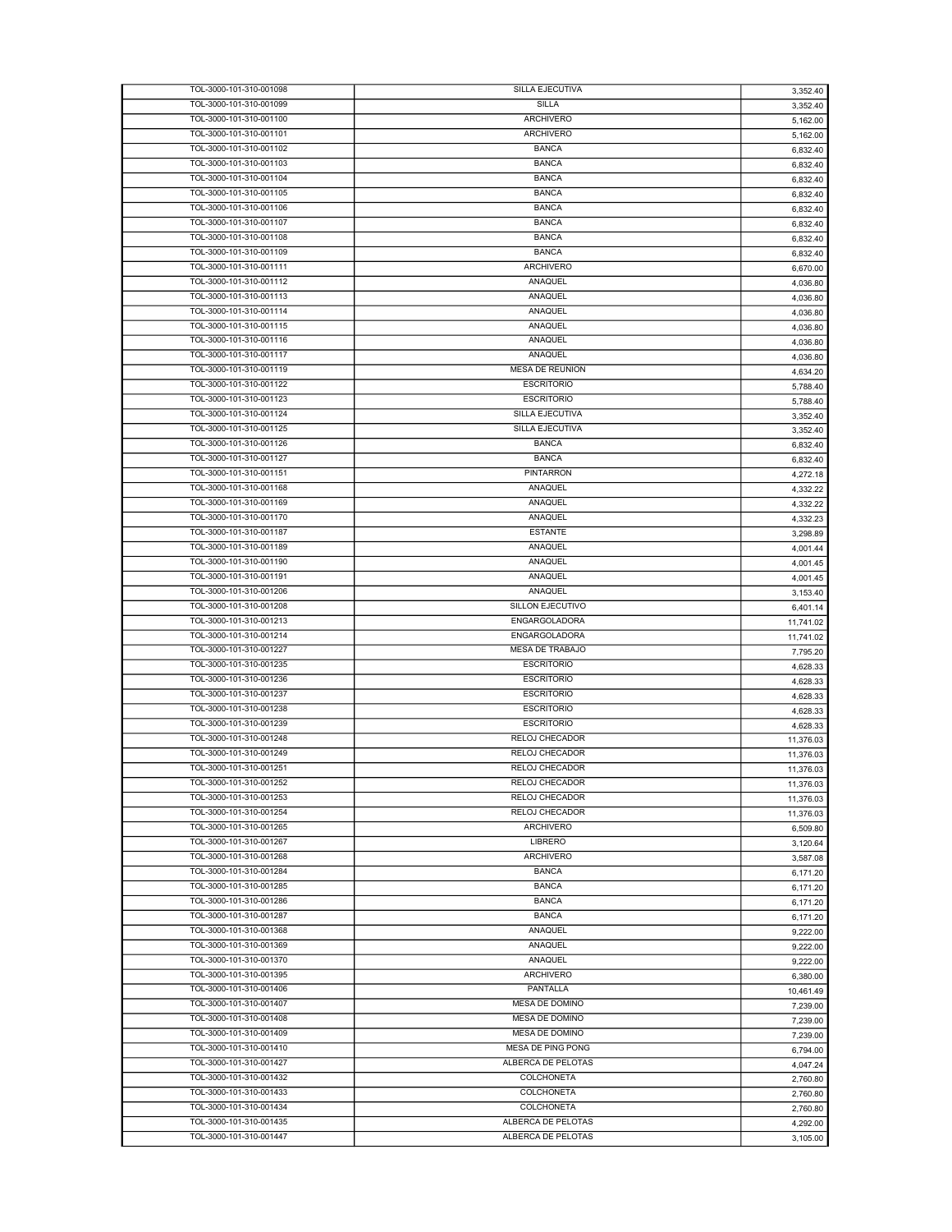| | | |
|---|---|---|
| TOL-3000-101-310-001098 | SILLA EJECUTIVA | 3,352.40 |
| TOL-3000-101-310-001099 | SILLA | 3,352.40 |
| TOL-3000-101-310-001100 | ARCHIVERO | 5,162.00 |
| TOL-3000-101-310-001101 | ARCHIVERO | 5,162.00 |
| TOL-3000-101-310-001102 | BANCA | 6,832.40 |
| TOL-3000-101-310-001103 | BANCA | 6,832.40 |
| TOL-3000-101-310-001104 | BANCA | 6,832.40 |
| TOL-3000-101-310-001105 | BANCA | 6,832.40 |
| TOL-3000-101-310-001106 | BANCA | 6,832.40 |
| TOL-3000-101-310-001107 | BANCA | 6,832.40 |
| TOL-3000-101-310-001108 | BANCA | 6,832.40 |
| TOL-3000-101-310-001109 | BANCA | 6,832.40 |
| TOL-3000-101-310-001111 | ARCHIVERO | 6,670.00 |
| TOL-3000-101-310-001112 | ANAQUEL | 4,036.80 |
| TOL-3000-101-310-001113 | ANAQUEL | 4,036.80 |
| TOL-3000-101-310-001114 | ANAQUEL | 4,036.80 |
| TOL-3000-101-310-001115 | ANAQUEL | 4,036.80 |
| TOL-3000-101-310-001116 | ANAQUEL | 4,036.80 |
| TOL-3000-101-310-001117 | ANAQUEL | 4,036.80 |
| TOL-3000-101-310-001119 | MESA DE REUNION | 4,634.20 |
| TOL-3000-101-310-001122 | ESCRITORIO | 5,788.40 |
| TOL-3000-101-310-001123 | ESCRITORIO | 5,788.40 |
| TOL-3000-101-310-001124 | SILLA EJECUTIVA | 3,352.40 |
| TOL-3000-101-310-001125 | SILLA EJECUTIVA | 3,352.40 |
| TOL-3000-101-310-001126 | BANCA | 6,832.40 |
| TOL-3000-101-310-001127 | BANCA | 6,832.40 |
| TOL-3000-101-310-001151 | PINTARRON | 4,272.18 |
| TOL-3000-101-310-001168 | ANAQUEL | 4,332.22 |
| TOL-3000-101-310-001169 | ANAQUEL | 4,332.22 |
| TOL-3000-101-310-001170 | ANAQUEL | 4,332.23 |
| TOL-3000-101-310-001187 | ESTANTE | 3,298.89 |
| TOL-3000-101-310-001189 | ANAQUEL | 4,001.44 |
| TOL-3000-101-310-001190 | ANAQUEL | 4,001.45 |
| TOL-3000-101-310-001191 | ANAQUEL | 4,001.45 |
| TOL-3000-101-310-001206 | ANAQUEL | 3,153.40 |
| TOL-3000-101-310-001208 | SILLON EJECUTIVO | 6,401.14 |
| TOL-3000-101-310-001213 | ENGARGOLADORA | 11,741.02 |
| TOL-3000-101-310-001214 | ENGARGOLADORA | 11,741.02 |
| TOL-3000-101-310-001227 | MESA DE TRABAJO | 7,795.20 |
| TOL-3000-101-310-001235 | ESCRITORIO | 4,628.33 |
| TOL-3000-101-310-001236 | ESCRITORIO | 4,628.33 |
| TOL-3000-101-310-001237 | ESCRITORIO | 4,628.33 |
| TOL-3000-101-310-001238 | ESCRITORIO | 4,628.33 |
| TOL-3000-101-310-001239 | ESCRITORIO | 4,628.33 |
| TOL-3000-101-310-001248 | RELOJ CHECADOR | 11,376.03 |
| TOL-3000-101-310-001249 | RELOJ CHECADOR | 11,376.03 |
| TOL-3000-101-310-001251 | RELOJ CHECADOR | 11,376.03 |
| TOL-3000-101-310-001252 | RELOJ CHECADOR | 11,376.03 |
| TOL-3000-101-310-001253 | RELOJ CHECADOR | 11,376.03 |
| TOL-3000-101-310-001254 | RELOJ CHECADOR | 11,376.03 |
| TOL-3000-101-310-001265 | ARCHIVERO | 6,509.80 |
| TOL-3000-101-310-001267 | LIBRERO | 3,120.64 |
| TOL-3000-101-310-001268 | ARCHIVERO | 3,587.08 |
| TOL-3000-101-310-001284 | BANCA | 6,171.20 |
| TOL-3000-101-310-001285 | BANCA | 6,171.20 |
| TOL-3000-101-310-001286 | BANCA | 6,171.20 |
| TOL-3000-101-310-001287 | BANCA | 6,171.20 |
| TOL-3000-101-310-001368 | ANAQUEL | 9,222.00 |
| TOL-3000-101-310-001369 | ANAQUEL | 9,222.00 |
| TOL-3000-101-310-001370 | ANAQUEL | 9,222.00 |
| TOL-3000-101-310-001395 | ARCHIVERO | 6,380.00 |
| TOL-3000-101-310-001406 | PANTALLA | 10,461.49 |
| TOL-3000-101-310-001407 | MESA DE DOMINO | 7,239.00 |
| TOL-3000-101-310-001408 | MESA DE DOMINO | 7,239.00 |
| TOL-3000-101-310-001409 | MESA DE DOMINO | 7,239.00 |
| TOL-3000-101-310-001410 | MESA DE PING PONG | 6,794.00 |
| TOL-3000-101-310-001427 | ALBERCA DE PELOTAS | 4,047.24 |
| TOL-3000-101-310-001432 | COLCHONETA | 2,760.80 |
| TOL-3000-101-310-001433 | COLCHONETA | 2,760.80 |
| TOL-3000-101-310-001434 | COLCHONETA | 2,760.80 |
| TOL-3000-101-310-001435 | ALBERCA DE PELOTAS | 4,292.00 |
| TOL-3000-101-310-001447 | ALBERCA DE PELOTAS | 3,105.00 |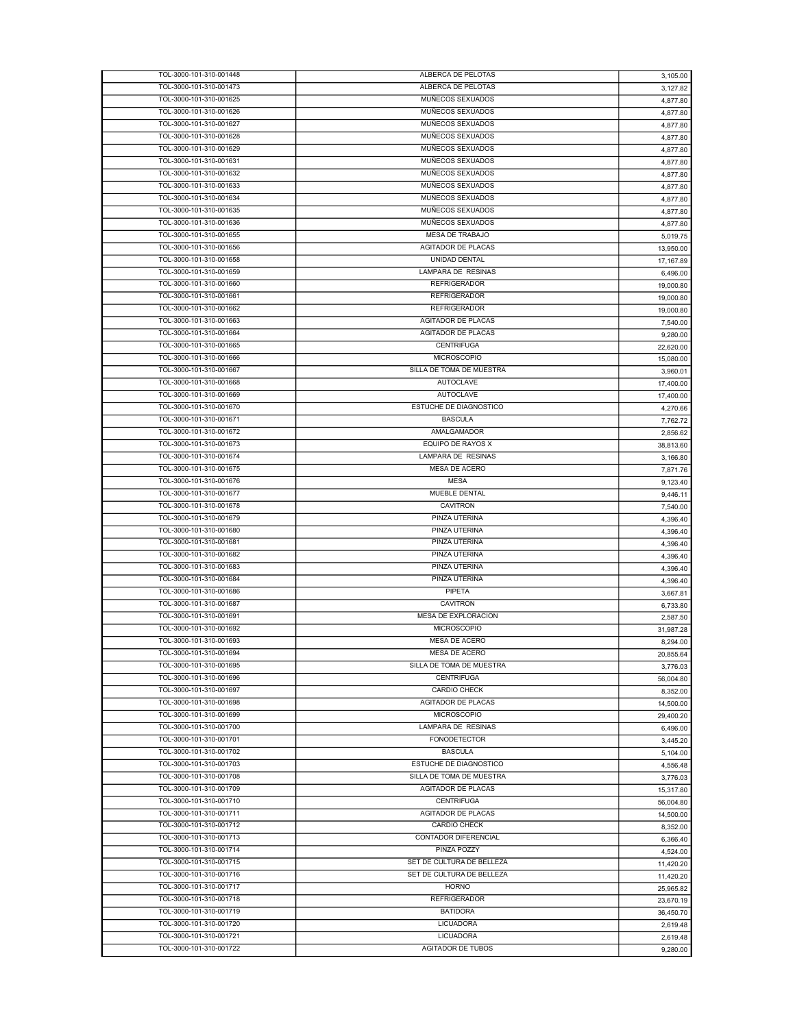| | | |
|---|---|---|
| TOL-3000-101-310-001448 | ALBERCA DE PELOTAS | 3,105.00 |
| TOL-3000-101-310-001473 | ALBERCA DE PELOTAS | 3,127.82 |
| TOL-3000-101-310-001625 | MUÑECOS SEXUADOS | 4,877.80 |
| TOL-3000-101-310-001626 | MUÑECOS SEXUADOS | 4,877.80 |
| TOL-3000-101-310-001627 | MUÑECOS SEXUADOS | 4,877.80 |
| TOL-3000-101-310-001628 | MUÑECOS SEXUADOS | 4,877.80 |
| TOL-3000-101-310-001629 | MUÑECOS SEXUADOS | 4,877.80 |
| TOL-3000-101-310-001631 | MUÑECOS SEXUADOS | 4,877.80 |
| TOL-3000-101-310-001632 | MUÑECOS SEXUADOS | 4,877.80 |
| TOL-3000-101-310-001633 | MUÑECOS SEXUADOS | 4,877.80 |
| TOL-3000-101-310-001634 | MUÑECOS SEXUADOS | 4,877.80 |
| TOL-3000-101-310-001635 | MUÑECOS SEXUADOS | 4,877.80 |
| TOL-3000-101-310-001636 | MUÑECOS SEXUADOS | 4,877.80 |
| TOL-3000-101-310-001655 | MESA DE TRABAJO | 5,019.75 |
| TOL-3000-101-310-001656 | AGITADOR DE PLACAS | 13,950.00 |
| TOL-3000-101-310-001658 | UNIDAD DENTAL | 17,167.89 |
| TOL-3000-101-310-001659 | LAMPARA DE RESINAS | 6,496.00 |
| TOL-3000-101-310-001660 | REFRIGERADOR | 19,000.80 |
| TOL-3000-101-310-001661 | REFRIGERADOR | 19,000.80 |
| TOL-3000-101-310-001662 | REFRIGERADOR | 19,000.80 |
| TOL-3000-101-310-001663 | AGITADOR DE PLACAS | 7,540.00 |
| TOL-3000-101-310-001664 | AGITADOR DE PLACAS | 9,280.00 |
| TOL-3000-101-310-001665 | CENTRIFUGA | 22,620.00 |
| TOL-3000-101-310-001666 | MICROSCOPIO | 15,080.00 |
| TOL-3000-101-310-001667 | SILLA DE TOMA DE MUESTRA | 3,960.01 |
| TOL-3000-101-310-001668 | AUTOCLAVE | 17,400.00 |
| TOL-3000-101-310-001669 | AUTOCLAVE | 17,400.00 |
| TOL-3000-101-310-001670 | ESTUCHE DE DIAGNOSTICO | 4,270.66 |
| TOL-3000-101-310-001671 | BASCULA | 7,762.72 |
| TOL-3000-101-310-001672 | AMALGAMADOR | 2,856.62 |
| TOL-3000-101-310-001673 | EQUIPO DE RAYOS X | 38,813.60 |
| TOL-3000-101-310-001674 | LAMPARA DE RESINAS | 3,166.80 |
| TOL-3000-101-310-001675 | MESA DE ACERO | 7,871.76 |
| TOL-3000-101-310-001676 | MESA | 9,123.40 |
| TOL-3000-101-310-001677 | MUEBLE DENTAL | 9,446.11 |
| TOL-3000-101-310-001678 | CAVITRON | 7,540.00 |
| TOL-3000-101-310-001679 | PINZA UTERINA | 4,396.40 |
| TOL-3000-101-310-001680 | PINZA UTERINA | 4,396.40 |
| TOL-3000-101-310-001681 | PINZA UTERINA | 4,396.40 |
| TOL-3000-101-310-001682 | PINZA UTERINA | 4,396.40 |
| TOL-3000-101-310-001683 | PINZA UTERINA | 4,396.40 |
| TOL-3000-101-310-001684 | PINZA UTERINA | 4,396.40 |
| TOL-3000-101-310-001686 | PIPETA | 3,667.81 |
| TOL-3000-101-310-001687 | CAVITRON | 6,733.80 |
| TOL-3000-101-310-001691 | MESA DE EXPLORACION | 2,587.50 |
| TOL-3000-101-310-001692 | MICROSCOPIO | 31,987.28 |
| TOL-3000-101-310-001693 | MESA DE ACERO | 8,294.00 |
| TOL-3000-101-310-001694 | MESA DE ACERO | 20,855.64 |
| TOL-3000-101-310-001695 | SILLA DE TOMA DE MUESTRA | 3,776.03 |
| TOL-3000-101-310-001696 | CENTRIFUGA | 56,004.80 |
| TOL-3000-101-310-001697 | CARDIO CHECK | 8,352.00 |
| TOL-3000-101-310-001698 | AGITADOR DE PLACAS | 14,500.00 |
| TOL-3000-101-310-001699 | MICROSCOPIO | 29,400.20 |
| TOL-3000-101-310-001700 | LAMPARA DE RESINAS | 6,496.00 |
| TOL-3000-101-310-001701 | FONODETECTOR | 3,445.20 |
| TOL-3000-101-310-001702 | BASCULA | 5,104.00 |
| TOL-3000-101-310-001703 | ESTUCHE DE DIAGNOSTICO | 4,556.48 |
| TOL-3000-101-310-001708 | SILLA DE TOMA DE MUESTRA | 3,776.03 |
| TOL-3000-101-310-001709 | AGITADOR DE PLACAS | 15,317.80 |
| TOL-3000-101-310-001710 | CENTRIFUGA | 56,004.80 |
| TOL-3000-101-310-001711 | AGITADOR DE PLACAS | 14,500.00 |
| TOL-3000-101-310-001712 | CARDIO CHECK | 8,352.00 |
| TOL-3000-101-310-001713 | CONTADOR DIFERENCIAL | 6,366.40 |
| TOL-3000-101-310-001714 | PINZA POZZY | 4,524.00 |
| TOL-3000-101-310-001715 | SET DE CULTURA DE BELLEZA | 11,420.20 |
| TOL-3000-101-310-001716 | SET DE CULTURA DE BELLEZA | 11,420.20 |
| TOL-3000-101-310-001717 | HORNO | 25,965.82 |
| TOL-3000-101-310-001718 | REFRIGERADOR | 23,670.19 |
| TOL-3000-101-310-001719 | BATIDORA | 36,450.70 |
| TOL-3000-101-310-001720 | LICUADORA | 2,619.48 |
| TOL-3000-101-310-001721 | LICUADORA | 2,619.48 |
| TOL-3000-101-310-001722 | AGITADOR DE TUBOS | 9,280.00 |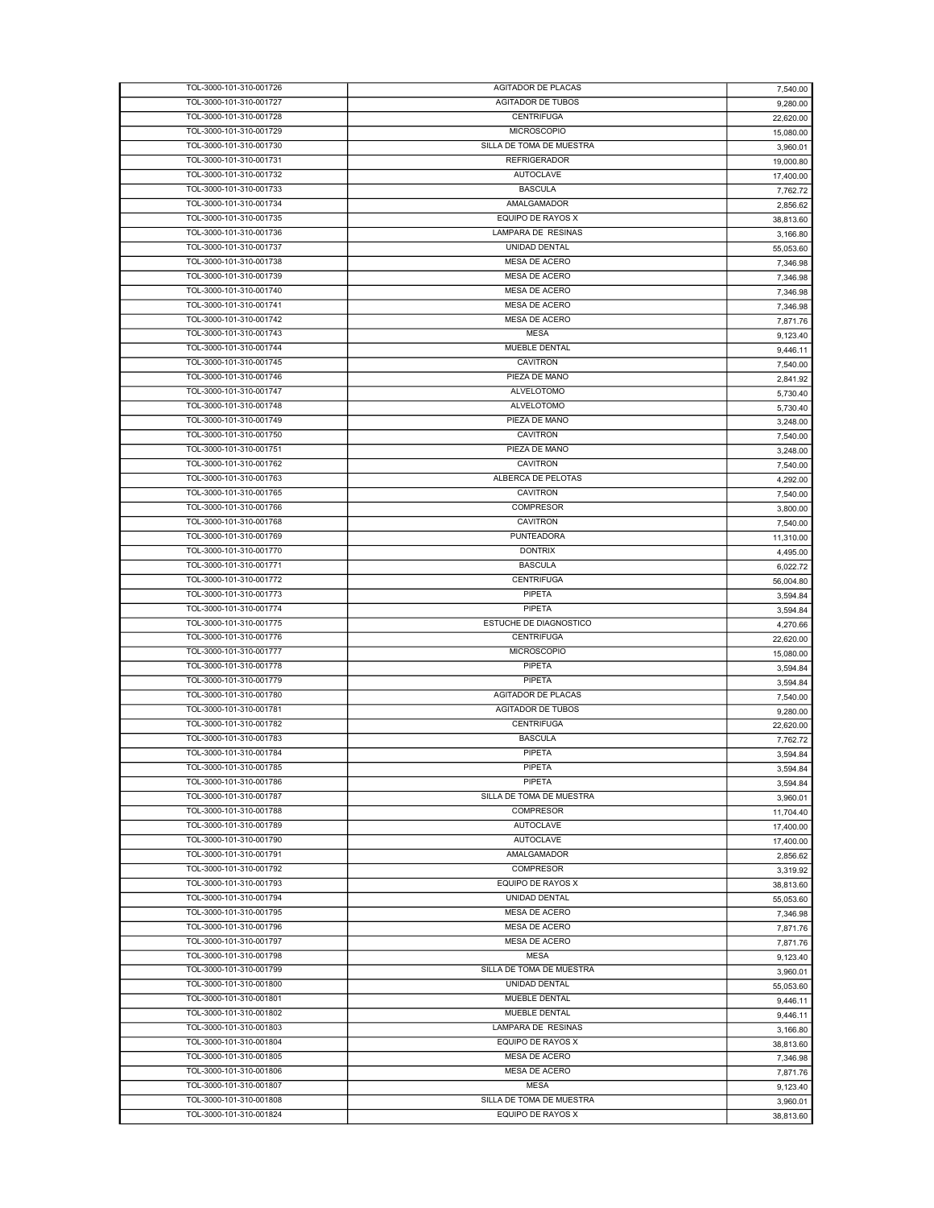| | | |
|---|---|---|
| TOL-3000-101-310-001726 | AGITADOR DE PLACAS | 7,540.00 |
| TOL-3000-101-310-001727 | AGITADOR DE TUBOS | 9,280.00 |
| TOL-3000-101-310-001728 | CENTRIFUGA | 22,620.00 |
| TOL-3000-101-310-001729 | MICROSCOPIO | 15,080.00 |
| TOL-3000-101-310-001730 | SILLA DE TOMA DE MUESTRA | 3,960.01 |
| TOL-3000-101-310-001731 | REFRIGERADOR | 19,000.80 |
| TOL-3000-101-310-001732 | AUTOCLAVE | 17,400.00 |
| TOL-3000-101-310-001733 | BASCULA | 7,762.72 |
| TOL-3000-101-310-001734 | AMALGAMADOR | 2,856.62 |
| TOL-3000-101-310-001735 | EQUIPO DE RAYOS X | 38,813.60 |
| TOL-3000-101-310-001736 | LAMPARA DE RESINAS | 3,166.80 |
| TOL-3000-101-310-001737 | UNIDAD DENTAL | 55,053.60 |
| TOL-3000-101-310-001738 | MESA DE ACERO | 7,346.98 |
| TOL-3000-101-310-001739 | MESA DE ACERO | 7,346.98 |
| TOL-3000-101-310-001740 | MESA DE ACERO | 7,346.98 |
| TOL-3000-101-310-001741 | MESA DE ACERO | 7,346.98 |
| TOL-3000-101-310-001742 | MESA DE ACERO | 7,871.76 |
| TOL-3000-101-310-001743 | MESA | 9,123.40 |
| TOL-3000-101-310-001744 | MUEBLE DENTAL | 9,446.11 |
| TOL-3000-101-310-001745 | CAVITRON | 7,540.00 |
| TOL-3000-101-310-001746 | PIEZA DE MANO | 2,841.92 |
| TOL-3000-101-310-001747 | ALVELOTOMO | 5,730.40 |
| TOL-3000-101-310-001748 | ALVELOTOMO | 5,730.40 |
| TOL-3000-101-310-001749 | PIEZA DE MANO | 3,248.00 |
| TOL-3000-101-310-001750 | CAVITRON | 7,540.00 |
| TOL-3000-101-310-001751 | PIEZA DE MANO | 3,248.00 |
| TOL-3000-101-310-001762 | CAVITRON | 7,540.00 |
| TOL-3000-101-310-001763 | ALBERCA DE PELOTAS | 4,292.00 |
| TOL-3000-101-310-001765 | CAVITRON | 7,540.00 |
| TOL-3000-101-310-001766 | COMPRESOR | 3,800.00 |
| TOL-3000-101-310-001768 | CAVITRON | 7,540.00 |
| TOL-3000-101-310-001769 | PUNTEADORA | 11,310.00 |
| TOL-3000-101-310-001770 | DONTRIX | 4,495.00 |
| TOL-3000-101-310-001771 | BASCULA | 6,022.72 |
| TOL-3000-101-310-001772 | CENTRIFUGA | 56,004.80 |
| TOL-3000-101-310-001773 | PIPETA | 3,594.84 |
| TOL-3000-101-310-001774 | PIPETA | 3,594.84 |
| TOL-3000-101-310-001775 | ESTUCHE DE DIAGNOSTICO | 4,270.66 |
| TOL-3000-101-310-001776 | CENTRIFUGA | 22,620.00 |
| TOL-3000-101-310-001777 | MICROSCOPIO | 15,080.00 |
| TOL-3000-101-310-001778 | PIPETA | 3,594.84 |
| TOL-3000-101-310-001779 | PIPETA | 3,594.84 |
| TOL-3000-101-310-001780 | AGITADOR DE PLACAS | 7,540.00 |
| TOL-3000-101-310-001781 | AGITADOR DE TUBOS | 9,280.00 |
| TOL-3000-101-310-001782 | CENTRIFUGA | 22,620.00 |
| TOL-3000-101-310-001783 | BASCULA | 7,762.72 |
| TOL-3000-101-310-001784 | PIPETA | 3,594.84 |
| TOL-3000-101-310-001785 | PIPETA | 3,594.84 |
| TOL-3000-101-310-001786 | PIPETA | 3,594.84 |
| TOL-3000-101-310-001787 | SILLA DE TOMA DE MUESTRA | 3,960.01 |
| TOL-3000-101-310-001788 | COMPRESOR | 11,704.40 |
| TOL-3000-101-310-001789 | AUTOCLAVE | 17,400.00 |
| TOL-3000-101-310-001790 | AUTOCLAVE | 17,400.00 |
| TOL-3000-101-310-001791 | AMALGAMADOR | 2,856.62 |
| TOL-3000-101-310-001792 | COMPRESOR | 3,319.92 |
| TOL-3000-101-310-001793 | EQUIPO DE RAYOS X | 38,813.60 |
| TOL-3000-101-310-001794 | UNIDAD DENTAL | 55,053.60 |
| TOL-3000-101-310-001795 | MESA DE ACERO | 7,346.98 |
| TOL-3000-101-310-001796 | MESA DE ACERO | 7,871.76 |
| TOL-3000-101-310-001797 | MESA DE ACERO | 7,871.76 |
| TOL-3000-101-310-001798 | MESA | 9,123.40 |
| TOL-3000-101-310-001799 | SILLA DE TOMA DE MUESTRA | 3,960.01 |
| TOL-3000-101-310-001800 | UNIDAD DENTAL | 55,053.60 |
| TOL-3000-101-310-001801 | MUEBLE DENTAL | 9,446.11 |
| TOL-3000-101-310-001802 | MUEBLE DENTAL | 9,446.11 |
| TOL-3000-101-310-001803 | LAMPARA DE RESINAS | 3,166.80 |
| TOL-3000-101-310-001804 | EQUIPO DE RAYOS X | 38,813.60 |
| TOL-3000-101-310-001805 | MESA DE ACERO | 7,346.98 |
| TOL-3000-101-310-001806 | MESA DE ACERO | 7,871.76 |
| TOL-3000-101-310-001807 | MESA | 9,123.40 |
| TOL-3000-101-310-001808 | SILLA DE TOMA DE MUESTRA | 3,960.01 |
| TOL-3000-101-310-001824 | EQUIPO DE RAYOS X | 38,813.60 |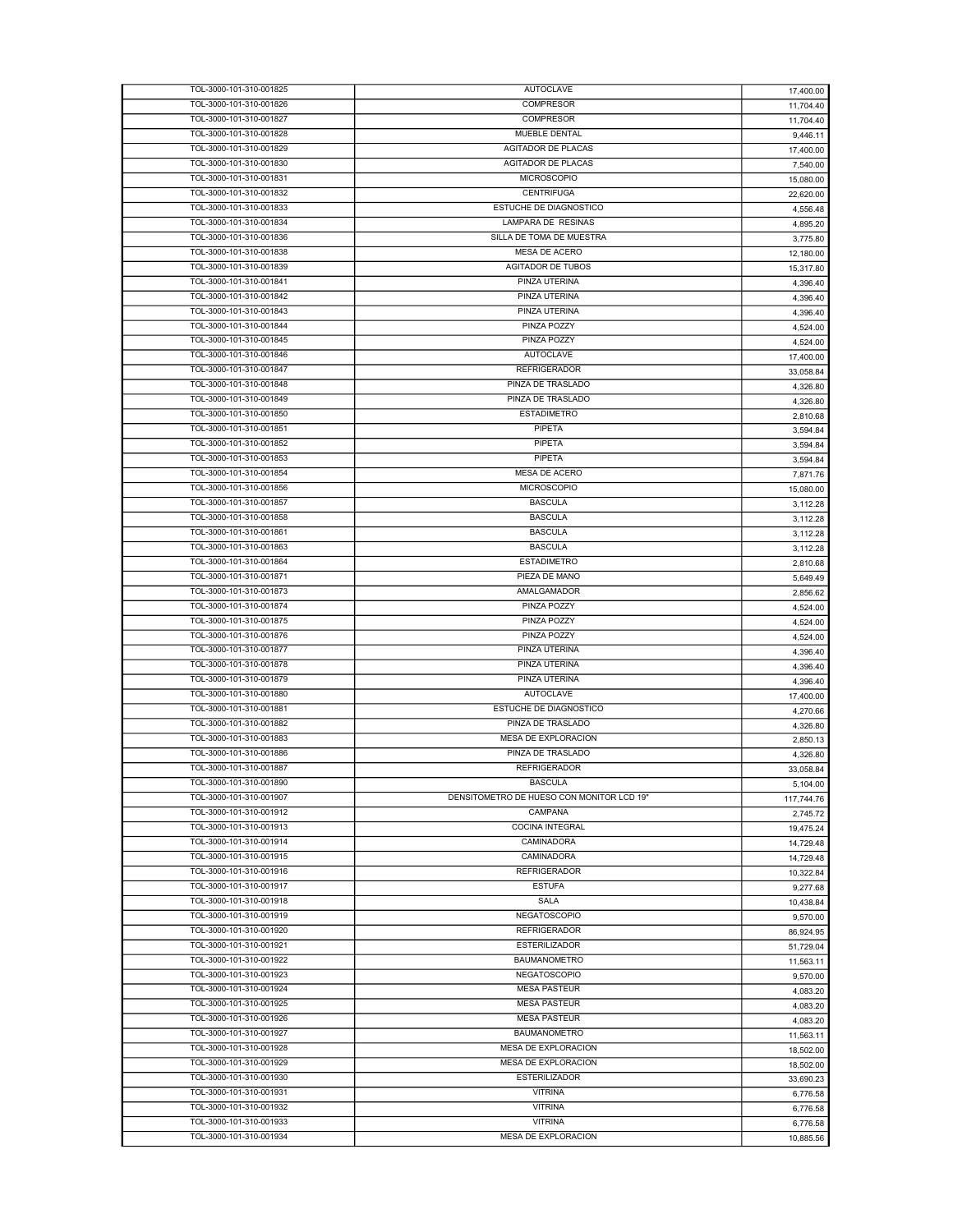| | | |
|---|---|---|
| TOL-3000-101-310-001825 | AUTOCLAVE | 17,400.00 |
| TOL-3000-101-310-001826 | COMPRESOR | 11,704.40 |
| TOL-3000-101-310-001827 | COMPRESOR | 11,704.40 |
| TOL-3000-101-310-001828 | MUEBLE DENTAL | 9,446.11 |
| TOL-3000-101-310-001829 | AGITADOR DE PLACAS | 17,400.00 |
| TOL-3000-101-310-001830 | AGITADOR DE PLACAS | 7,540.00 |
| TOL-3000-101-310-001831 | MICROSCOPIO | 15,080.00 |
| TOL-3000-101-310-001832 | CENTRIFUGA | 22,620.00 |
| TOL-3000-101-310-001833 | ESTUCHE DE DIAGNOSTICO | 4,556.48 |
| TOL-3000-101-310-001834 | LAMPARA DE RESINAS | 4,895.20 |
| TOL-3000-101-310-001836 | SILLA DE TOMA DE MUESTRA | 3,775.80 |
| TOL-3000-101-310-001838 | MESA DE ACERO | 12,180.00 |
| TOL-3000-101-310-001839 | AGITADOR DE TUBOS | 15,317.80 |
| TOL-3000-101-310-001841 | PINZA UTERINA | 4,396.40 |
| TOL-3000-101-310-001842 | PINZA UTERINA | 4,396.40 |
| TOL-3000-101-310-001843 | PINZA UTERINA | 4,396.40 |
| TOL-3000-101-310-001844 | PINZA POZZY | 4,524.00 |
| TOL-3000-101-310-001845 | PINZA POZZY | 4,524.00 |
| TOL-3000-101-310-001846 | AUTOCLAVE | 17,400.00 |
| TOL-3000-101-310-001847 | REFRIGERADOR | 33,058.84 |
| TOL-3000-101-310-001848 | PINZA DE TRASLADO | 4,326.80 |
| TOL-3000-101-310-001849 | PINZA DE TRASLADO | 4,326.80 |
| TOL-3000-101-310-001850 | ESTADIMETRO | 2,810.68 |
| TOL-3000-101-310-001851 | PIPETA | 3,594.84 |
| TOL-3000-101-310-001852 | PIPETA | 3,594.84 |
| TOL-3000-101-310-001853 | PIPETA | 3,594.84 |
| TOL-3000-101-310-001854 | MESA DE ACERO | 7,871.76 |
| TOL-3000-101-310-001856 | MICROSCOPIO | 15,080.00 |
| TOL-3000-101-310-001857 | BASCULA | 3,112.28 |
| TOL-3000-101-310-001858 | BASCULA | 3,112.28 |
| TOL-3000-101-310-001861 | BASCULA | 3,112.28 |
| TOL-3000-101-310-001863 | BASCULA | 3,112.28 |
| TOL-3000-101-310-001864 | ESTADIMETRO | 2,810.68 |
| TOL-3000-101-310-001871 | PIEZA DE MANO | 5,649.49 |
| TOL-3000-101-310-001873 | AMALGAMADOR | 2,856.62 |
| TOL-3000-101-310-001874 | PINZA POZZY | 4,524.00 |
| TOL-3000-101-310-001875 | PINZA POZZY | 4,524.00 |
| TOL-3000-101-310-001876 | PINZA POZZY | 4,524.00 |
| TOL-3000-101-310-001877 | PINZA UTERINA | 4,396.40 |
| TOL-3000-101-310-001878 | PINZA UTERINA | 4,396.40 |
| TOL-3000-101-310-001879 | PINZA UTERINA | 4,396.40 |
| TOL-3000-101-310-001880 | AUTOCLAVE | 17,400.00 |
| TOL-3000-101-310-001881 | ESTUCHE DE DIAGNOSTICO | 4,270.66 |
| TOL-3000-101-310-001882 | PINZA DE TRASLADO | 4,326.80 |
| TOL-3000-101-310-001883 | MESA DE EXPLORACION | 2,850.13 |
| TOL-3000-101-310-001886 | PINZA DE TRASLADO | 4,326.80 |
| TOL-3000-101-310-001887 | REFRIGERADOR | 33,058.84 |
| TOL-3000-101-310-001890 | BASCULA | 5,104.00 |
| TOL-3000-101-310-001907 | DENSITOMETRO DE HUESO CON MONITOR LCD 19" | 117,744.76 |
| TOL-3000-101-310-001912 | CAMPANA | 2,745.72 |
| TOL-3000-101-310-001913 | COCINA INTEGRAL | 19,475.24 |
| TOL-3000-101-310-001914 | CAMINADORA | 14,729.48 |
| TOL-3000-101-310-001915 | CAMINADORA | 14,729.48 |
| TOL-3000-101-310-001916 | REFRIGERADOR | 10,322.84 |
| TOL-3000-101-310-001917 | ESTUFA | 9,277.68 |
| TOL-3000-101-310-001918 | SALA | 10,438.84 |
| TOL-3000-101-310-001919 | NEGATOSCOPIO | 9,570.00 |
| TOL-3000-101-310-001920 | REFRIGERADOR | 86,924.95 |
| TOL-3000-101-310-001921 | ESTERILIZADOR | 51,729.04 |
| TOL-3000-101-310-001922 | BAUMANOMETRO | 11,563.11 |
| TOL-3000-101-310-001923 | NEGATOSCOPIO | 9,570.00 |
| TOL-3000-101-310-001924 | MESA PASTEUR | 4,083.20 |
| TOL-3000-101-310-001925 | MESA PASTEUR | 4,083.20 |
| TOL-3000-101-310-001926 | MESA PASTEUR | 4,083.20 |
| TOL-3000-101-310-001927 | BAUMANOMETRO | 11,563.11 |
| TOL-3000-101-310-001928 | MESA DE EXPLORACION | 18,502.00 |
| TOL-3000-101-310-001929 | MESA DE EXPLORACION | 18,502.00 |
| TOL-3000-101-310-001930 | ESTERILIZADOR | 33,690.23 |
| TOL-3000-101-310-001931 | VITRINA | 6,776.58 |
| TOL-3000-101-310-001932 | VITRINA | 6,776.58 |
| TOL-3000-101-310-001933 | VITRINA | 6,776.58 |
| TOL-3000-101-310-001934 | MESA DE EXPLORACION | 10,885.56 |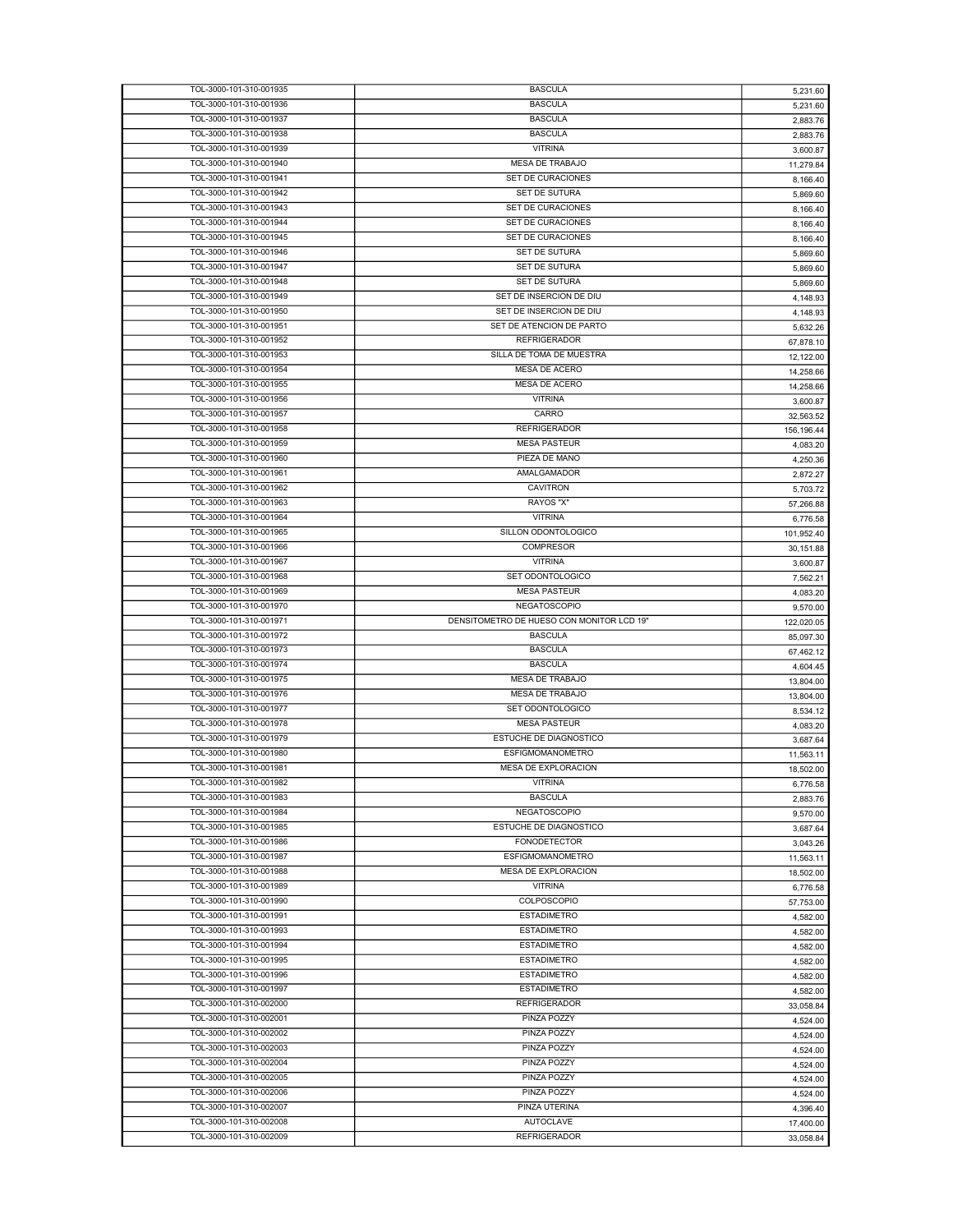| | | |
|---|---|---|
| TOL-3000-101-310-001935 | BASCULA | 5,231.60 |
| TOL-3000-101-310-001936 | BASCULA | 5,231.60 |
| TOL-3000-101-310-001937 | BASCULA | 2,883.76 |
| TOL-3000-101-310-001938 | BASCULA | 2,883.76 |
| TOL-3000-101-310-001939 | VITRINA | 3,600.87 |
| TOL-3000-101-310-001940 | MESA DE TRABAJO | 11,279.84 |
| TOL-3000-101-310-001941 | SET DE CURACIONES | 8,166.40 |
| TOL-3000-101-310-001942 | SET DE SUTURA | 5,869.60 |
| TOL-3000-101-310-001943 | SET DE CURACIONES | 8,166.40 |
| TOL-3000-101-310-001944 | SET DE CURACIONES | 8,166.40 |
| TOL-3000-101-310-001945 | SET DE CURACIONES | 8,166.40 |
| TOL-3000-101-310-001946 | SET DE SUTURA | 5,869.60 |
| TOL-3000-101-310-001947 | SET DE SUTURA | 5,869.60 |
| TOL-3000-101-310-001948 | SET DE SUTURA | 5,869.60 |
| TOL-3000-101-310-001949 | SET DE INSERCION DE DIU | 4,148.93 |
| TOL-3000-101-310-001950 | SET DE INSERCION DE DIU | 4,148.93 |
| TOL-3000-101-310-001951 | SET DE ATENCION DE PARTO | 5,632.26 |
| TOL-3000-101-310-001952 | REFRIGERADOR | 67,878.10 |
| TOL-3000-101-310-001953 | SILLA DE TOMA DE MUESTRA | 12,122.00 |
| TOL-3000-101-310-001954 | MESA DE ACERO | 14,258.66 |
| TOL-3000-101-310-001955 | MESA DE ACERO | 14,258.66 |
| TOL-3000-101-310-001956 | VITRINA | 3,600.87 |
| TOL-3000-101-310-001957 | CARRO | 32,563.52 |
| TOL-3000-101-310-001958 | REFRIGERADOR | 156,196.44 |
| TOL-3000-101-310-001959 | MESA PASTEUR | 4,083.20 |
| TOL-3000-101-310-001960 | PIEZA DE MANO | 4,250.36 |
| TOL-3000-101-310-001961 | AMALGAMADOR | 2,872.27 |
| TOL-3000-101-310-001962 | CAVITRON | 5,703.72 |
| TOL-3000-101-310-001963 | RAYOS "X" | 57,266.88 |
| TOL-3000-101-310-001964 | VITRINA | 6,776.58 |
| TOL-3000-101-310-001965 | SILLON ODONTOLOGICO | 101,952.40 |
| TOL-3000-101-310-001966 | COMPRESOR | 30,151.88 |
| TOL-3000-101-310-001967 | VITRINA | 3,600.87 |
| TOL-3000-101-310-001968 | SET ODONTOLOGICO | 7,562.21 |
| TOL-3000-101-310-001969 | MESA PASTEUR | 4,083.20 |
| TOL-3000-101-310-001970 | NEGATOSCOPIO | 9,570.00 |
| TOL-3000-101-310-001971 | DENSITOMETRO DE HUESO CON MONITOR LCD 19" | 122,020.05 |
| TOL-3000-101-310-001972 | BASCULA | 85,097.30 |
| TOL-3000-101-310-001973 | BASCULA | 67,462.12 |
| TOL-3000-101-310-001974 | BASCULA | 4,604.45 |
| TOL-3000-101-310-001975 | MESA DE TRABAJO | 13,804.00 |
| TOL-3000-101-310-001976 | MESA DE TRABAJO | 13,804.00 |
| TOL-3000-101-310-001977 | SET ODONTOLOGICO | 8,534.12 |
| TOL-3000-101-310-001978 | MESA PASTEUR | 4,083.20 |
| TOL-3000-101-310-001979 | ESTUCHE DE DIAGNOSTICO | 3,687.64 |
| TOL-3000-101-310-001980 | ESFIGMOMANOMETRO | 11,563.11 |
| TOL-3000-101-310-001981 | MESA DE EXPLORACION | 18,502.00 |
| TOL-3000-101-310-001982 | VITRINA | 6,776.58 |
| TOL-3000-101-310-001983 | BASCULA | 2,883.76 |
| TOL-3000-101-310-001984 | NEGATOSCOPIO | 9,570.00 |
| TOL-3000-101-310-001985 | ESTUCHE DE DIAGNOSTICO | 3,687.64 |
| TOL-3000-101-310-001986 | FONODETECTOR | 3,043.26 |
| TOL-3000-101-310-001987 | ESFIGMOMANOMETRO | 11,563.11 |
| TOL-3000-101-310-001988 | MESA DE EXPLORACION | 18,502.00 |
| TOL-3000-101-310-001989 | VITRINA | 6,776.58 |
| TOL-3000-101-310-001990 | COLPOSCOPIO | 57,753.00 |
| TOL-3000-101-310-001991 | ESTADIMETRO | 4,582.00 |
| TOL-3000-101-310-001993 | ESTADIMETRO | 4,582.00 |
| TOL-3000-101-310-001994 | ESTADIMETRO | 4,582.00 |
| TOL-3000-101-310-001995 | ESTADIMETRO | 4,582.00 |
| TOL-3000-101-310-001996 | ESTADIMETRO | 4,582.00 |
| TOL-3000-101-310-001997 | ESTADIMETRO | 4,582.00 |
| TOL-3000-101-310-002000 | REFRIGERADOR | 33,058.84 |
| TOL-3000-101-310-002001 | PINZA POZZY | 4,524.00 |
| TOL-3000-101-310-002002 | PINZA POZZY | 4,524.00 |
| TOL-3000-101-310-002003 | PINZA POZZY | 4,524.00 |
| TOL-3000-101-310-002004 | PINZA POZZY | 4,524.00 |
| TOL-3000-101-310-002005 | PINZA POZZY | 4,524.00 |
| TOL-3000-101-310-002006 | PINZA POZZY | 4,524.00 |
| TOL-3000-101-310-002007 | PINZA UTERINA | 4,396.40 |
| TOL-3000-101-310-002008 | AUTOCLAVE | 17,400.00 |
| TOL-3000-101-310-002009 | REFRIGERADOR | 33,058.84 |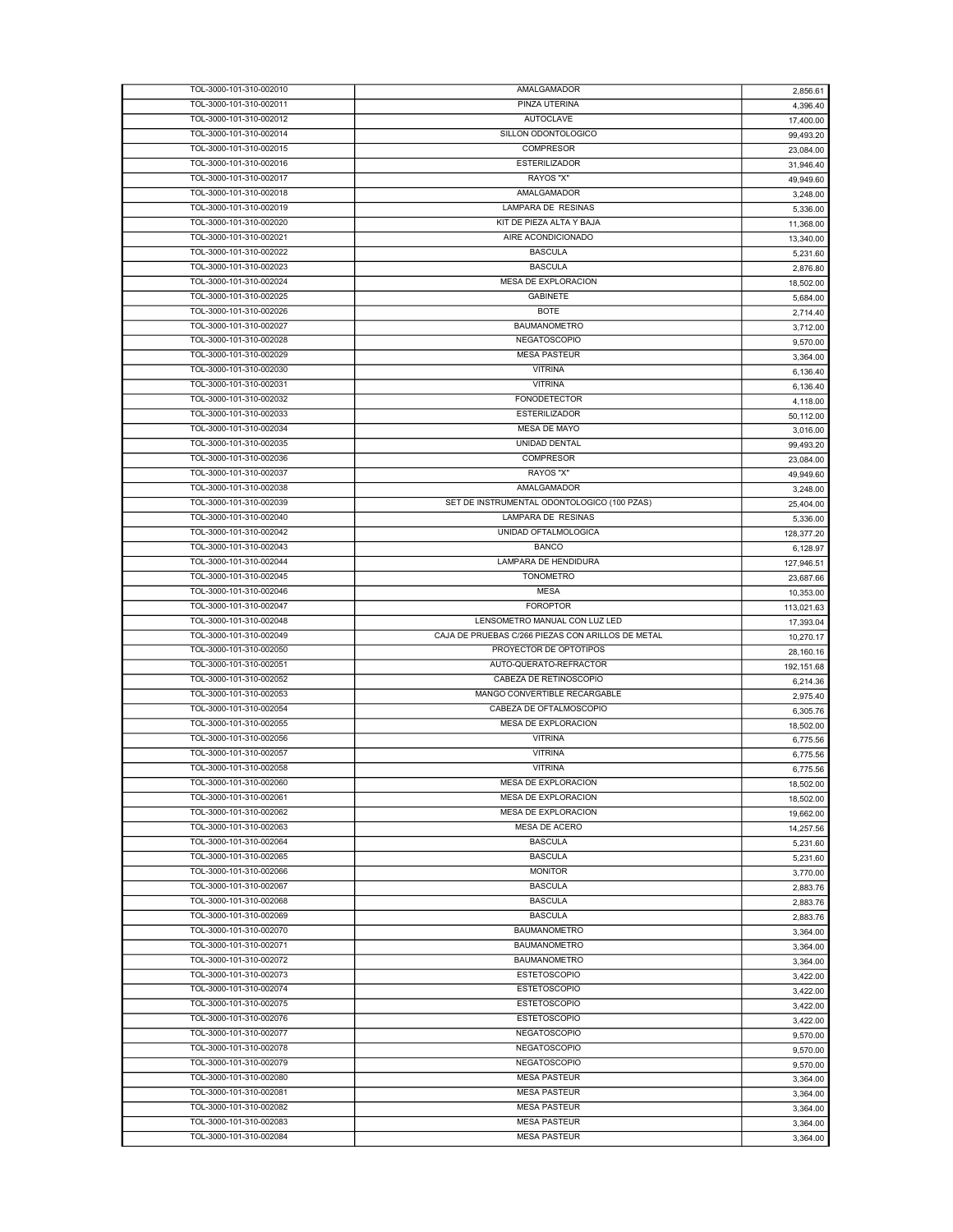| | | |
|---|---|---|
| TOL-3000-101-310-002010 | AMALGAMADOR | 2,856.61 |
| TOL-3000-101-310-002011 | PINZA UTERINA | 4,396.40 |
| TOL-3000-101-310-002012 | AUTOCLAVE | 17,400.00 |
| TOL-3000-101-310-002014 | SILLON ODONTOLOGICO | 99,493.20 |
| TOL-3000-101-310-002015 | COMPRESOR | 23,084.00 |
| TOL-3000-101-310-002016 | ESTERILIZADOR | 31,946.40 |
| TOL-3000-101-310-002017 | RAYOS "X" | 49,949.60 |
| TOL-3000-101-310-002018 | AMALGAMADOR | 3,248.00 |
| TOL-3000-101-310-002019 | LAMPARA DE RESINAS | 5,336.00 |
| TOL-3000-101-310-002020 | KIT DE PIEZA ALTA Y BAJA | 11,368.00 |
| TOL-3000-101-310-002021 | AIRE ACONDICIONADO | 13,340.00 |
| TOL-3000-101-310-002022 | BASCULA | 5,231.60 |
| TOL-3000-101-310-002023 | BASCULA | 2,876.80 |
| TOL-3000-101-310-002024 | MESA DE EXPLORACION | 18,502.00 |
| TOL-3000-101-310-002025 | GABINETE | 5,684.00 |
| TOL-3000-101-310-002026 | BOTE | 2,714.40 |
| TOL-3000-101-310-002027 | BAUMANOMETRO | 3,712.00 |
| TOL-3000-101-310-002028 | NEGATOSCOPIO | 9,570.00 |
| TOL-3000-101-310-002029 | MESA PASTEUR | 3,364.00 |
| TOL-3000-101-310-002030 | VITRINA | 6,136.40 |
| TOL-3000-101-310-002031 | VITRINA | 6,136.40 |
| TOL-3000-101-310-002032 | FONODETECTOR | 4,118.00 |
| TOL-3000-101-310-002033 | ESTERILIZADOR | 50,112.00 |
| TOL-3000-101-310-002034 | MESA DE MAYO | 3,016.00 |
| TOL-3000-101-310-002035 | UNIDAD DENTAL | 99,493.20 |
| TOL-3000-101-310-002036 | COMPRESOR | 23,084.00 |
| TOL-3000-101-310-002037 | RAYOS "X" | 49,949.60 |
| TOL-3000-101-310-002038 | AMALGAMADOR | 3,248.00 |
| TOL-3000-101-310-002039 | SET DE INSTRUMENTAL ODONTOLOGICO (100 PZAS) | 25,404.00 |
| TOL-3000-101-310-002040 | LAMPARA DE RESINAS | 5,336.00 |
| TOL-3000-101-310-002042 | UNIDAD OFTALMOLOGICA | 128,377.20 |
| TOL-3000-101-310-002043 | BANCO | 6,128.97 |
| TOL-3000-101-310-002044 | LAMPARA DE HENDIDURA | 127,946.51 |
| TOL-3000-101-310-002045 | TONOMETRO | 23,687.66 |
| TOL-3000-101-310-002046 | MESA | 10,353.00 |
| TOL-3000-101-310-002047 | FOROPTOR | 113,021.63 |
| TOL-3000-101-310-002048 | LENSOMETRO MANUAL CON LUZ LED | 17,393.04 |
| TOL-3000-101-310-002049 | CAJA DE PRUEBAS C/266 PIEZAS CON ARILLOS DE METAL | 10,270.17 |
| TOL-3000-101-310-002050 | PROYECTOR DE OPTOTIPOS | 28,160.16 |
| TOL-3000-101-310-002051 | AUTO-QUERATO-REFRACTOR | 192,151.68 |
| TOL-3000-101-310-002052 | CABEZA DE RETINOSCOPIO | 6,214.36 |
| TOL-3000-101-310-002053 | MANGO CONVERTIBLE RECARGABLE | 2,975.40 |
| TOL-3000-101-310-002054 | CABEZA DE OFTALMOSCOPIO | 6,305.76 |
| TOL-3000-101-310-002055 | MESA DE EXPLORACION | 18,502.00 |
| TOL-3000-101-310-002056 | VITRINA | 6,775.56 |
| TOL-3000-101-310-002057 | VITRINA | 6,775.56 |
| TOL-3000-101-310-002058 | VITRINA | 6,775.56 |
| TOL-3000-101-310-002060 | MESA DE EXPLORACION | 18,502.00 |
| TOL-3000-101-310-002061 | MESA DE EXPLORACION | 18,502.00 |
| TOL-3000-101-310-002062 | MESA DE EXPLORACION | 19,662.00 |
| TOL-3000-101-310-002063 | MESA DE ACERO | 14,257.56 |
| TOL-3000-101-310-002064 | BASCULA | 5,231.60 |
| TOL-3000-101-310-002065 | BASCULA | 5,231.60 |
| TOL-3000-101-310-002066 | MONITOR | 3,770.00 |
| TOL-3000-101-310-002067 | BASCULA | 2,883.76 |
| TOL-3000-101-310-002068 | BASCULA | 2,883.76 |
| TOL-3000-101-310-002069 | BASCULA | 2,883.76 |
| TOL-3000-101-310-002070 | BAUMANOMETRO | 3,364.00 |
| TOL-3000-101-310-002071 | BAUMANOMETRO | 3,364.00 |
| TOL-3000-101-310-002072 | BAUMANOMETRO | 3,364.00 |
| TOL-3000-101-310-002073 | ESTETOSCOPIO | 3,422.00 |
| TOL-3000-101-310-002074 | ESTETOSCOPIO | 3,422.00 |
| TOL-3000-101-310-002075 | ESTETOSCOPIO | 3,422.00 |
| TOL-3000-101-310-002076 | ESTETOSCOPIO | 3,422.00 |
| TOL-3000-101-310-002077 | NEGATOSCOPIO | 9,570.00 |
| TOL-3000-101-310-002078 | NEGATOSCOPIO | 9,570.00 |
| TOL-3000-101-310-002079 | NEGATOSCOPIO | 9,570.00 |
| TOL-3000-101-310-002080 | MESA PASTEUR | 3,364.00 |
| TOL-3000-101-310-002081 | MESA PASTEUR | 3,364.00 |
| TOL-3000-101-310-002082 | MESA PASTEUR | 3,364.00 |
| TOL-3000-101-310-002083 | MESA PASTEUR | 3,364.00 |
| TOL-3000-101-310-002084 | MESA PASTEUR | 3,364.00 |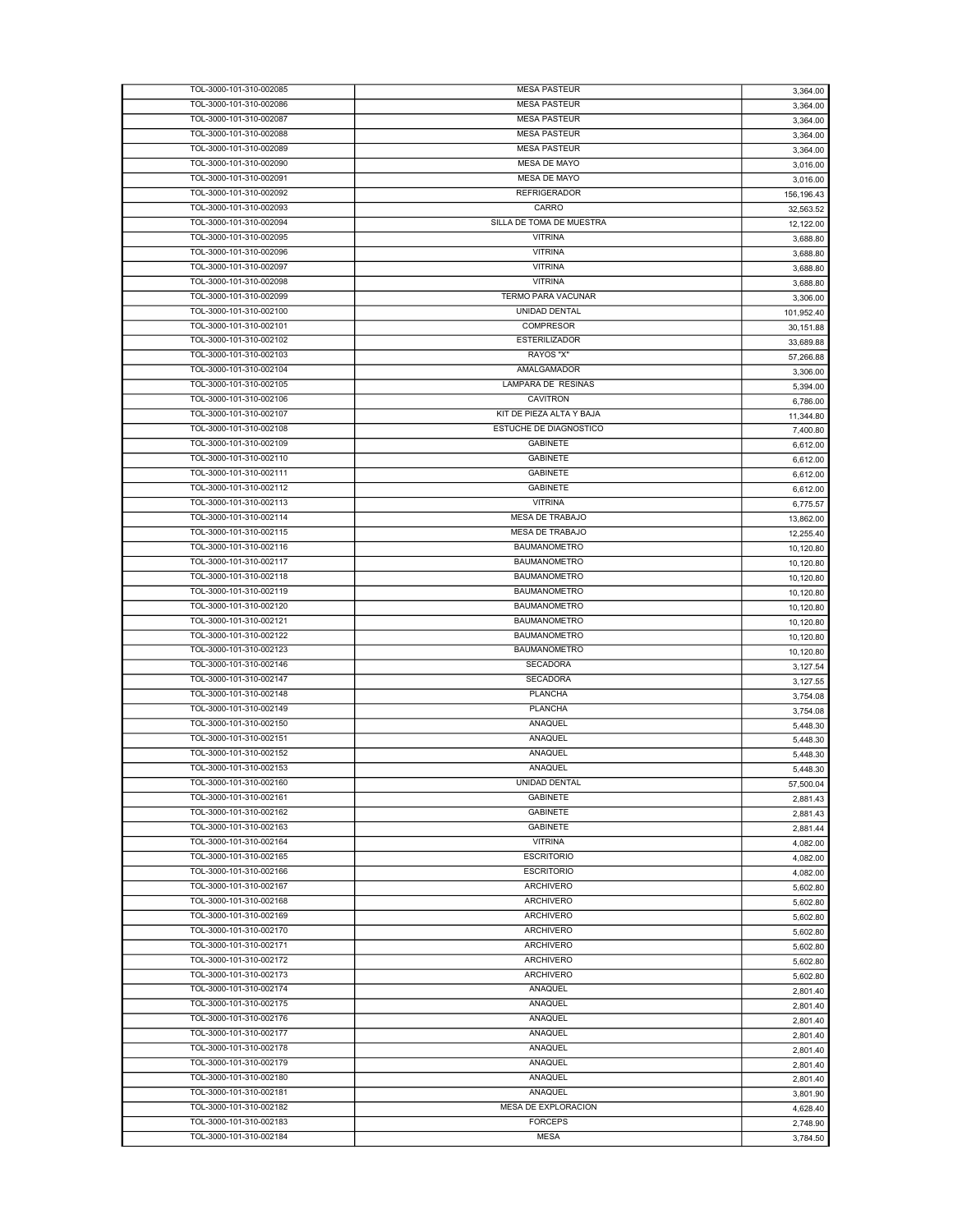| | | |
|---|---|---|
| TOL-3000-101-310-002085 | MESA PASTEUR | 3,364.00 |
| TOL-3000-101-310-002086 | MESA PASTEUR | 3,364.00 |
| TOL-3000-101-310-002087 | MESA PASTEUR | 3,364.00 |
| TOL-3000-101-310-002088 | MESA PASTEUR | 3,364.00 |
| TOL-3000-101-310-002089 | MESA PASTEUR | 3,364.00 |
| TOL-3000-101-310-002090 | MESA DE MAYO | 3,016.00 |
| TOL-3000-101-310-002091 | MESA DE MAYO | 3,016.00 |
| TOL-3000-101-310-002092 | REFRIGERADOR | 156,196.43 |
| TOL-3000-101-310-002093 | CARRO | 32,563.52 |
| TOL-3000-101-310-002094 | SILLA DE TOMA DE MUESTRA | 12,122.00 |
| TOL-3000-101-310-002095 | VITRINA | 3,688.80 |
| TOL-3000-101-310-002096 | VITRINA | 3,688.80 |
| TOL-3000-101-310-002097 | VITRINA | 3,688.80 |
| TOL-3000-101-310-002098 | VITRINA | 3,688.80 |
| TOL-3000-101-310-002099 | TERMO PARA VACUNAR | 3,306.00 |
| TOL-3000-101-310-002100 | UNIDAD DENTAL | 101,952.40 |
| TOL-3000-101-310-002101 | COMPRESOR | 30,151.88 |
| TOL-3000-101-310-002102 | ESTERILIZADOR | 33,689.88 |
| TOL-3000-101-310-002103 | RAYOS "X" | 57,266.88 |
| TOL-3000-101-310-002104 | AMALGAMADOR | 3,306.00 |
| TOL-3000-101-310-002105 | LAMPARA DE RESINAS | 5,394.00 |
| TOL-3000-101-310-002106 | CAVITRON | 6,786.00 |
| TOL-3000-101-310-002107 | KIT DE PIEZA ALTA Y BAJA | 11,344.80 |
| TOL-3000-101-310-002108 | ESTUCHE DE DIAGNOSTICO | 7,400.80 |
| TOL-3000-101-310-002109 | GABINETE | 6,612.00 |
| TOL-3000-101-310-002110 | GABINETE | 6,612.00 |
| TOL-3000-101-310-002111 | GABINETE | 6,612.00 |
| TOL-3000-101-310-002112 | GABINETE | 6,612.00 |
| TOL-3000-101-310-002113 | VITRINA | 6,775.57 |
| TOL-3000-101-310-002114 | MESA DE TRABAJO | 13,862.00 |
| TOL-3000-101-310-002115 | MESA DE TRABAJO | 12,255.40 |
| TOL-3000-101-310-002116 | BAUMANOMETRO | 10,120.80 |
| TOL-3000-101-310-002117 | BAUMANOMETRO | 10,120.80 |
| TOL-3000-101-310-002118 | BAUMANOMETRO | 10,120.80 |
| TOL-3000-101-310-002119 | BAUMANOMETRO | 10,120.80 |
| TOL-3000-101-310-002120 | BAUMANOMETRO | 10,120.80 |
| TOL-3000-101-310-002121 | BAUMANOMETRO | 10,120.80 |
| TOL-3000-101-310-002122 | BAUMANOMETRO | 10,120.80 |
| TOL-3000-101-310-002123 | BAUMANOMETRO | 10,120.80 |
| TOL-3000-101-310-002146 | SECADORA | 3,127.54 |
| TOL-3000-101-310-002147 | SECADORA | 3,127.55 |
| TOL-3000-101-310-002148 | PLANCHA | 3,754.08 |
| TOL-3000-101-310-002149 | PLANCHA | 3,754.08 |
| TOL-3000-101-310-002150 | ANAQUEL | 5,448.30 |
| TOL-3000-101-310-002151 | ANAQUEL | 5,448.30 |
| TOL-3000-101-310-002152 | ANAQUEL | 5,448.30 |
| TOL-3000-101-310-002153 | ANAQUEL | 5,448.30 |
| TOL-3000-101-310-002160 | UNIDAD DENTAL | 57,500.04 |
| TOL-3000-101-310-002161 | GABINETE | 2,881.43 |
| TOL-3000-101-310-002162 | GABINETE | 2,881.43 |
| TOL-3000-101-310-002163 | GABINETE | 2,881.44 |
| TOL-3000-101-310-002164 | VITRINA | 4,082.00 |
| TOL-3000-101-310-002165 | ESCRITORIO | 4,082.00 |
| TOL-3000-101-310-002166 | ESCRITORIO | 4,082.00 |
| TOL-3000-101-310-002167 | ARCHIVERO | 5,602.80 |
| TOL-3000-101-310-002168 | ARCHIVERO | 5,602.80 |
| TOL-3000-101-310-002169 | ARCHIVERO | 5,602.80 |
| TOL-3000-101-310-002170 | ARCHIVERO | 5,602.80 |
| TOL-3000-101-310-002171 | ARCHIVERO | 5,602.80 |
| TOL-3000-101-310-002172 | ARCHIVERO | 5,602.80 |
| TOL-3000-101-310-002173 | ARCHIVERO | 5,602.80 |
| TOL-3000-101-310-002174 | ANAQUEL | 2,801.40 |
| TOL-3000-101-310-002175 | ANAQUEL | 2,801.40 |
| TOL-3000-101-310-002176 | ANAQUEL | 2,801.40 |
| TOL-3000-101-310-002177 | ANAQUEL | 2,801.40 |
| TOL-3000-101-310-002178 | ANAQUEL | 2,801.40 |
| TOL-3000-101-310-002179 | ANAQUEL | 2,801.40 |
| TOL-3000-101-310-002180 | ANAQUEL | 2,801.40 |
| TOL-3000-101-310-002181 | ANAQUEL | 3,801.90 |
| TOL-3000-101-310-002182 | MESA DE EXPLORACION | 4,628.40 |
| TOL-3000-101-310-002183 | FORCEPS | 2,748.90 |
| TOL-3000-101-310-002184 | MESA | 3,784.50 |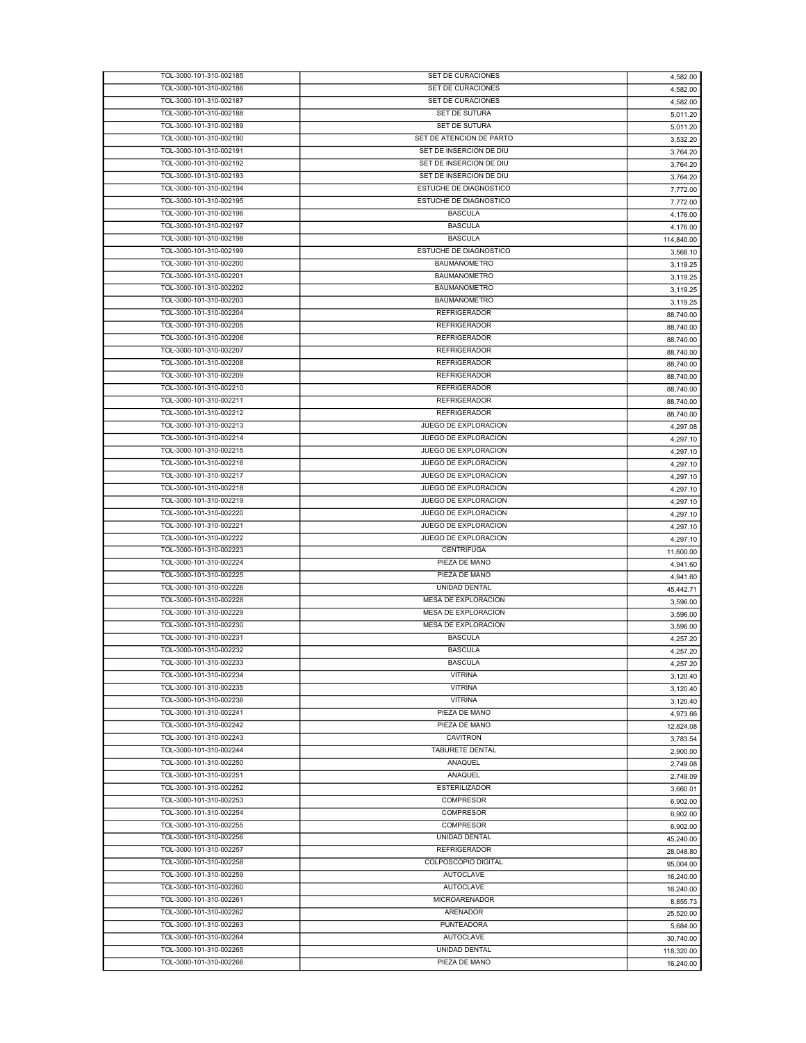| | | |
|---|---|---|
| TOL-3000-101-310-002185 | SET DE CURACIONES | 4,582.00 |
| TOL-3000-101-310-002186 | SET DE CURACIONES | 4,582.00 |
| TOL-3000-101-310-002187 | SET DE CURACIONES | 4,582.00 |
| TOL-3000-101-310-002188 | SET DE SUTURA | 5,011.20 |
| TOL-3000-101-310-002189 | SET DE SUTURA | 5,011.20 |
| TOL-3000-101-310-002190 | SET DE ATENCION DE PARTO | 3,532.20 |
| TOL-3000-101-310-002191 | SET DE INSERCION DE DIU | 3,764.20 |
| TOL-3000-101-310-002192 | SET DE INSERCION DE DIU | 3,764.20 |
| TOL-3000-101-310-002193 | SET DE INSERCION DE DIU | 3,764.20 |
| TOL-3000-101-310-002194 | ESTUCHE DE DIAGNOSTICO | 7,772.00 |
| TOL-3000-101-310-002195 | ESTUCHE DE DIAGNOSTICO | 7,772.00 |
| TOL-3000-101-310-002196 | BASCULA | 4,176.00 |
| TOL-3000-101-310-002197 | BASCULA | 4,176.00 |
| TOL-3000-101-310-002198 | BASCULA | 114,840.00 |
| TOL-3000-101-310-002199 | ESTUCHE DE DIAGNOSTICO | 3,568.10 |
| TOL-3000-101-310-002200 | BAUMANOMETRO | 3,119.25 |
| TOL-3000-101-310-002201 | BAUMANOMETRO | 3,119.25 |
| TOL-3000-101-310-002202 | BAUMANOMETRO | 3,119.25 |
| TOL-3000-101-310-002203 | BAUMANOMETRO | 3,119.25 |
| TOL-3000-101-310-002204 | REFRIGERADOR | 88,740.00 |
| TOL-3000-101-310-002205 | REFRIGERADOR | 88,740.00 |
| TOL-3000-101-310-002206 | REFRIGERADOR | 88,740.00 |
| TOL-3000-101-310-002207 | REFRIGERADOR | 88,740.00 |
| TOL-3000-101-310-002208 | REFRIGERADOR | 88,740.00 |
| TOL-3000-101-310-002209 | REFRIGERADOR | 88,740.00 |
| TOL-3000-101-310-002210 | REFRIGERADOR | 88,740.00 |
| TOL-3000-101-310-002211 | REFRIGERADOR | 88,740.00 |
| TOL-3000-101-310-002212 | REFRIGERADOR | 88,740.00 |
| TOL-3000-101-310-002213 | JUEGO DE EXPLORACION | 4,297.08 |
| TOL-3000-101-310-002214 | JUEGO DE EXPLORACION | 4,297.10 |
| TOL-3000-101-310-002215 | JUEGO DE EXPLORACION | 4,297.10 |
| TOL-3000-101-310-002216 | JUEGO DE EXPLORACION | 4,297.10 |
| TOL-3000-101-310-002217 | JUEGO DE EXPLORACION | 4,297.10 |
| TOL-3000-101-310-002218 | JUEGO DE EXPLORACION | 4,297.10 |
| TOL-3000-101-310-002219 | JUEGO DE EXPLORACION | 4,297.10 |
| TOL-3000-101-310-002220 | JUEGO DE EXPLORACION | 4,297.10 |
| TOL-3000-101-310-002221 | JUEGO DE EXPLORACION | 4,297.10 |
| TOL-3000-101-310-002222 | JUEGO DE EXPLORACION | 4,297.10 |
| TOL-3000-101-310-002223 | CENTRIFUGA | 11,600.00 |
| TOL-3000-101-310-002224 | PIEZA DE MANO | 4,941.60 |
| TOL-3000-101-310-002225 | PIEZA DE MANO | 4,941.60 |
| TOL-3000-101-310-002226 | UNIDAD DENTAL | 45,442.71 |
| TOL-3000-101-310-002228 | MESA DE EXPLORACION | 3,596.00 |
| TOL-3000-101-310-002229 | MESA DE EXPLORACION | 3,596.00 |
| TOL-3000-101-310-002230 | MESA DE EXPLORACION | 3,596.00 |
| TOL-3000-101-310-002231 | BASCULA | 4,257.20 |
| TOL-3000-101-310-002232 | BASCULA | 4,257.20 |
| TOL-3000-101-310-002233 | BASCULA | 4,257.20 |
| TOL-3000-101-310-002234 | VITRINA | 3,120.40 |
| TOL-3000-101-310-002235 | VITRINA | 3,120.40 |
| TOL-3000-101-310-002236 | VITRINA | 3,120.40 |
| TOL-3000-101-310-002241 | PIEZA DE MANO | 4,973.66 |
| TOL-3000-101-310-002242 | PIEZA DE MANO | 12,824.08 |
| TOL-3000-101-310-002243 | CAVITRON | 3,783.54 |
| TOL-3000-101-310-002244 | TABURETE DENTAL | 2,900.00 |
| TOL-3000-101-310-002250 | ANAQUEL | 2,749.08 |
| TOL-3000-101-310-002251 | ANAQUEL | 2,749.09 |
| TOL-3000-101-310-002252 | ESTERILIZADOR | 3,660.01 |
| TOL-3000-101-310-002253 | COMPRESOR | 6,902.00 |
| TOL-3000-101-310-002254 | COMPRESOR | 6,902.00 |
| TOL-3000-101-310-002255 | COMPRESOR | 6,902.00 |
| TOL-3000-101-310-002256 | UNIDAD DENTAL | 45,240.00 |
| TOL-3000-101-310-002257 | REFRIGERADOR | 28,048.80 |
| TOL-3000-101-310-002258 | COLPOSCOPIO DIGITAL | 95,004.00 |
| TOL-3000-101-310-002259 | AUTOCLAVE | 16,240.00 |
| TOL-3000-101-310-002260 | AUTOCLAVE | 16,240.00 |
| TOL-3000-101-310-002261 | MICROARENADOR | 8,855.73 |
| TOL-3000-101-310-002262 | ARENADOR | 25,520.00 |
| TOL-3000-101-310-002263 | PUNTEADORA | 5,684.00 |
| TOL-3000-101-310-002264 | AUTOCLAVE | 30,740.00 |
| TOL-3000-101-310-002265 | UNIDAD DENTAL | 118,320.00 |
| TOL-3000-101-310-002266 | PIEZA DE MANO | 16,240.00 |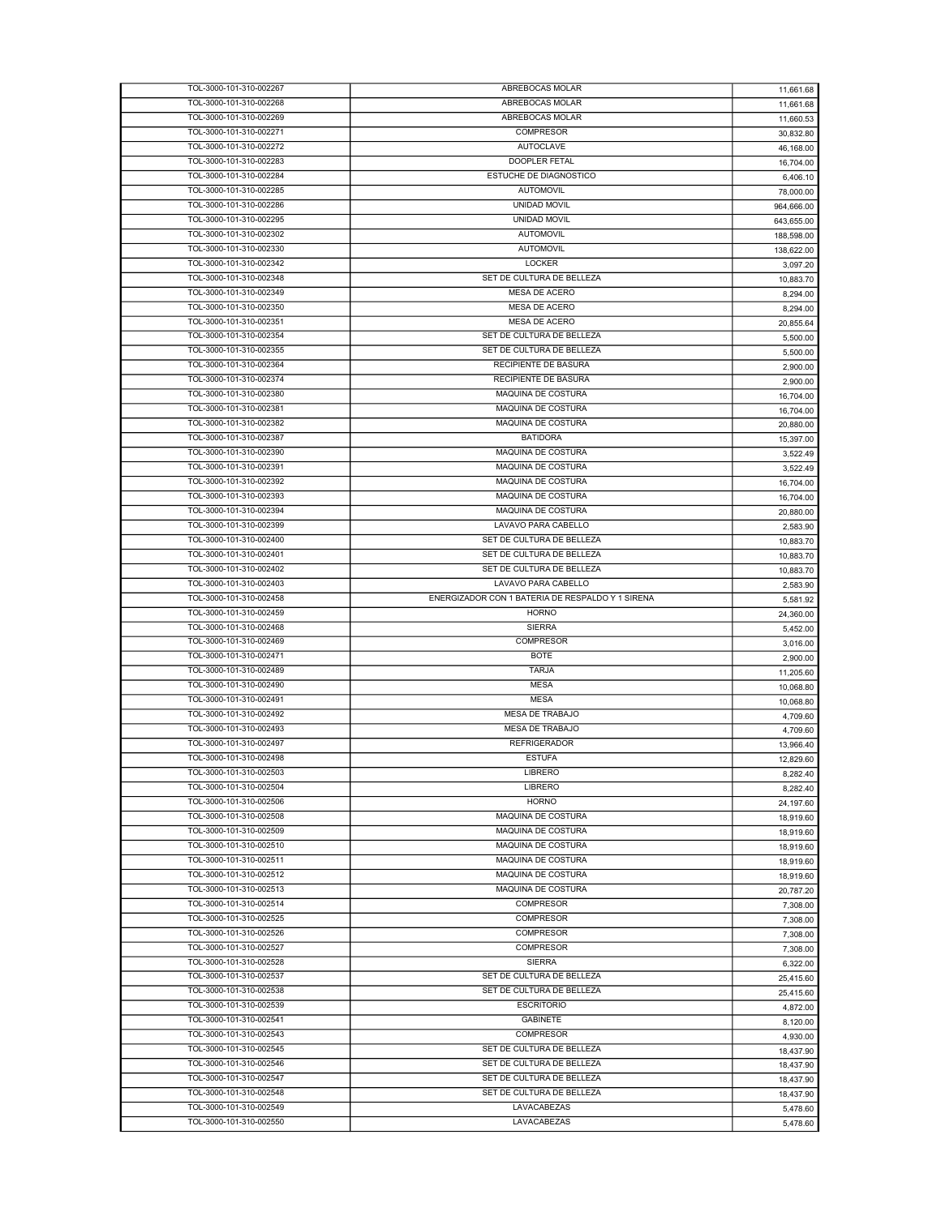| | | |
|---|---|---|
| TOL-3000-101-310-002267 | ABREBOCAS MOLAR | 11,661.68 |
| TOL-3000-101-310-002268 | ABREBOCAS MOLAR | 11,661.68 |
| TOL-3000-101-310-002269 | ABREBOCAS MOLAR | 11,660.53 |
| TOL-3000-101-310-002271 | COMPRESOR | 30,832.80 |
| TOL-3000-101-310-002272 | AUTOCLAVE | 46,168.00 |
| TOL-3000-101-310-002283 | DOOPLER FETAL | 16,704.00 |
| TOL-3000-101-310-002284 | ESTUCHE DE DIAGNOSTICO | 6,406.10 |
| TOL-3000-101-310-002285 | AUTOMOVIL | 78,000.00 |
| TOL-3000-101-310-002286 | UNIDAD MOVIL | 964,666.00 |
| TOL-3000-101-310-002295 | UNIDAD MOVIL | 643,655.00 |
| TOL-3000-101-310-002302 | AUTOMOVIL | 188,598.00 |
| TOL-3000-101-310-002330 | AUTOMOVIL | 138,622.00 |
| TOL-3000-101-310-002342 | LOCKER | 3,097.20 |
| TOL-3000-101-310-002348 | SET DE CULTURA DE BELLEZA | 10,883.70 |
| TOL-3000-101-310-002349 | MESA DE ACERO | 8,294.00 |
| TOL-3000-101-310-002350 | MESA DE ACERO | 8,294.00 |
| TOL-3000-101-310-002351 | MESA DE ACERO | 20,855.64 |
| TOL-3000-101-310-002354 | SET DE CULTURA DE BELLEZA | 5,500.00 |
| TOL-3000-101-310-002355 | SET DE CULTURA DE BELLEZA | 5,500.00 |
| TOL-3000-101-310-002364 | RECIPIENTE DE BASURA | 2,900.00 |
| TOL-3000-101-310-002374 | RECIPIENTE DE BASURA | 2,900.00 |
| TOL-3000-101-310-002380 | MAQUINA DE COSTURA | 16,704.00 |
| TOL-3000-101-310-002381 | MAQUINA DE COSTURA | 16,704.00 |
| TOL-3000-101-310-002382 | MAQUINA DE COSTURA | 20,880.00 |
| TOL-3000-101-310-002387 | BATIDORA | 15,397.00 |
| TOL-3000-101-310-002390 | MAQUINA DE COSTURA | 3,522.49 |
| TOL-3000-101-310-002391 | MAQUINA DE COSTURA | 3,522.49 |
| TOL-3000-101-310-002392 | MAQUINA DE COSTURA | 16,704.00 |
| TOL-3000-101-310-002393 | MAQUINA DE COSTURA | 16,704.00 |
| TOL-3000-101-310-002394 | MAQUINA DE COSTURA | 20,880.00 |
| TOL-3000-101-310-002399 | LAVAVO PARA CABELLO | 2,583.90 |
| TOL-3000-101-310-002400 | SET DE CULTURA DE BELLEZA | 10,883.70 |
| TOL-3000-101-310-002401 | SET DE CULTURA DE BELLEZA | 10,883.70 |
| TOL-3000-101-310-002402 | SET DE CULTURA DE BELLEZA | 10,883.70 |
| TOL-3000-101-310-002403 | LAVAVO PARA CABELLO | 2,583.90 |
| TOL-3000-101-310-002458 | ENERGIZADOR CON 1 BATERIA DE RESPALDO Y 1 SIRENA | 5,581.92 |
| TOL-3000-101-310-002459 | HORNO | 24,360.00 |
| TOL-3000-101-310-002468 | SIERRA | 5,452.00 |
| TOL-3000-101-310-002469 | COMPRESOR | 3,016.00 |
| TOL-3000-101-310-002471 | BOTE | 2,900.00 |
| TOL-3000-101-310-002489 | TARJA | 11,205.60 |
| TOL-3000-101-310-002490 | MESA | 10,068.80 |
| TOL-3000-101-310-002491 | MESA | 10,068.80 |
| TOL-3000-101-310-002492 | MESA DE TRABAJO | 4,709.60 |
| TOL-3000-101-310-002493 | MESA DE TRABAJO | 4,709.60 |
| TOL-3000-101-310-002497 | REFRIGERADOR | 13,966.40 |
| TOL-3000-101-310-002498 | ESTUFA | 12,829.60 |
| TOL-3000-101-310-002503 | LIBRERO | 8,282.40 |
| TOL-3000-101-310-002504 | LIBRERO | 8,282.40 |
| TOL-3000-101-310-002506 | HORNO | 24,197.60 |
| TOL-3000-101-310-002508 | MAQUINA DE COSTURA | 18,919.60 |
| TOL-3000-101-310-002509 | MAQUINA DE COSTURA | 18,919.60 |
| TOL-3000-101-310-002510 | MAQUINA DE COSTURA | 18,919.60 |
| TOL-3000-101-310-002511 | MAQUINA DE COSTURA | 18,919.60 |
| TOL-3000-101-310-002512 | MAQUINA DE COSTURA | 18,919.60 |
| TOL-3000-101-310-002513 | MAQUINA DE COSTURA | 20,787.20 |
| TOL-3000-101-310-002514 | COMPRESOR | 7,308.00 |
| TOL-3000-101-310-002525 | COMPRESOR | 7,308.00 |
| TOL-3000-101-310-002526 | COMPRESOR | 7,308.00 |
| TOL-3000-101-310-002527 | COMPRESOR | 7,308.00 |
| TOL-3000-101-310-002528 | SIERRA | 6,322.00 |
| TOL-3000-101-310-002537 | SET DE CULTURA DE BELLEZA | 25,415.60 |
| TOL-3000-101-310-002538 | SET DE CULTURA DE BELLEZA | 25,415.60 |
| TOL-3000-101-310-002539 | ESCRITORIO | 4,872.00 |
| TOL-3000-101-310-002541 | GABINETE | 8,120.00 |
| TOL-3000-101-310-002543 | COMPRESOR | 4,930.00 |
| TOL-3000-101-310-002545 | SET DE CULTURA DE BELLEZA | 18,437.90 |
| TOL-3000-101-310-002546 | SET DE CULTURA DE BELLEZA | 18,437.90 |
| TOL-3000-101-310-002547 | SET DE CULTURA DE BELLEZA | 18,437.90 |
| TOL-3000-101-310-002548 | SET DE CULTURA DE BELLEZA | 18,437.90 |
| TOL-3000-101-310-002549 | LAVACABEZAS | 5,478.60 |
| TOL-3000-101-310-002550 | LAVACABEZAS | 5,478.60 |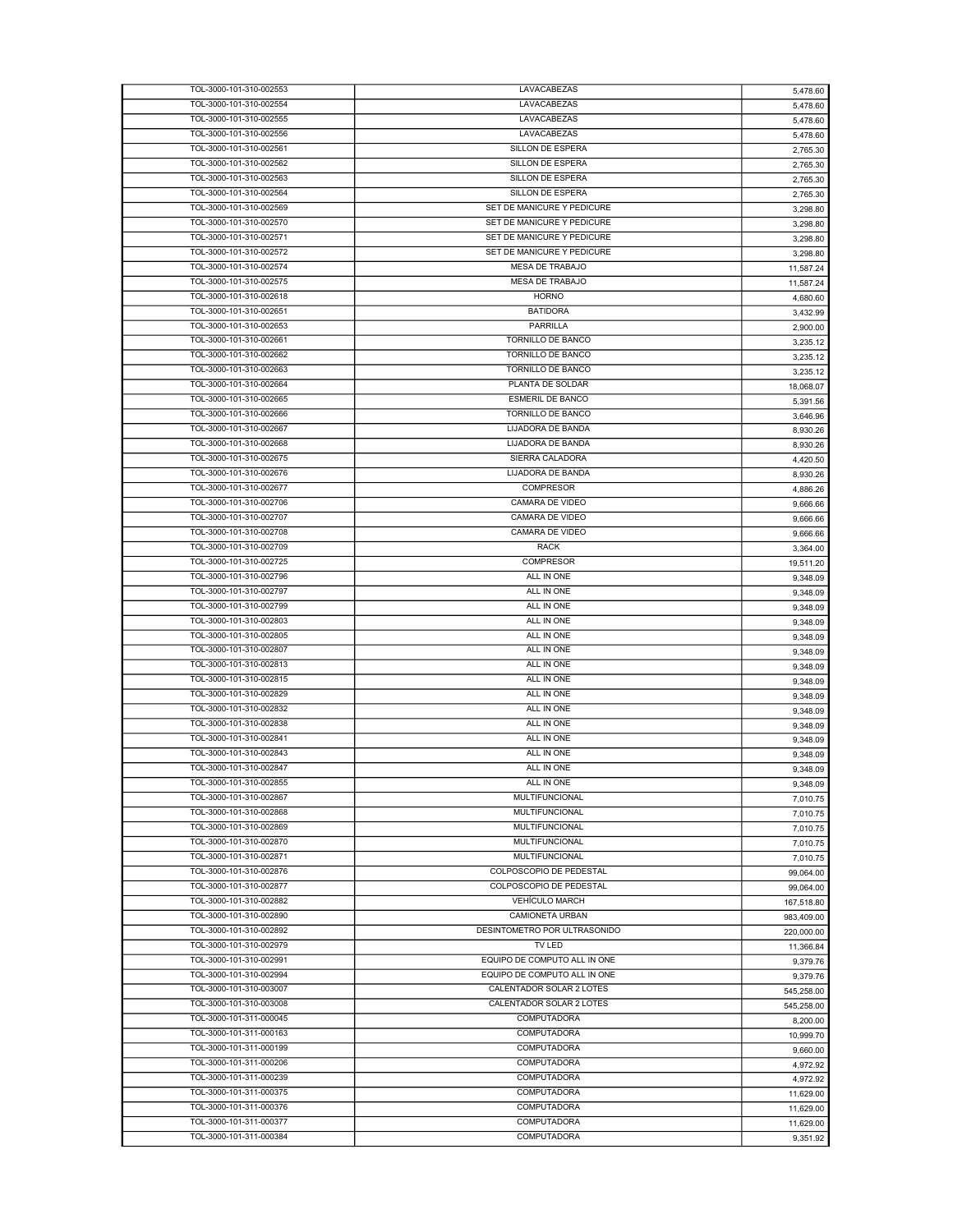| TOL-3000-101-310-002553 | LAVACABEZAS | 5,478.60 |
|---|---|---|
| TOL-3000-101-310-002554 | LAVACABEZAS | 5,478.60 |
| TOL-3000-101-310-002555 | LAVACABEZAS | 5,478.60 |
| TOL-3000-101-310-002556 | LAVACABEZAS | 5,478.60 |
| TOL-3000-101-310-002561 | SILLON DE ESPERA | 2,765.30 |
| TOL-3000-101-310-002562 | SILLON DE ESPERA | 2,765.30 |
| TOL-3000-101-310-002563 | SILLON DE ESPERA | 2,765.30 |
| TOL-3000-101-310-002564 | SILLON DE ESPERA | 2,765.30 |
| TOL-3000-101-310-002569 | SET DE MANICURE Y PEDICURE | 3,298.80 |
| TOL-3000-101-310-002570 | SET DE MANICURE Y PEDICURE | 3,298.80 |
| TOL-3000-101-310-002571 | SET DE MANICURE Y PEDICURE | 3,298.80 |
| TOL-3000-101-310-002572 | SET DE MANICURE Y PEDICURE | 3,298.80 |
| TOL-3000-101-310-002574 | MESA DE TRABAJO | 11,587.24 |
| TOL-3000-101-310-002575 | MESA DE TRABAJO | 11,587.24 |
| TOL-3000-101-310-002618 | HORNO | 4,680.60 |
| TOL-3000-101-310-002651 | BATIDORA | 3,432.99 |
| TOL-3000-101-310-002653 | PARRILLA | 2,900.00 |
| TOL-3000-101-310-002661 | TORNILLO DE BANCO | 3,235.12 |
| TOL-3000-101-310-002662 | TORNILLO DE BANCO | 3,235.12 |
| TOL-3000-101-310-002663 | TORNILLO DE BANCO | 3,235.12 |
| TOL-3000-101-310-002664 | PLANTA DE SOLDAR | 18,068.07 |
| TOL-3000-101-310-002665 | ESMERIL DE BANCO | 5,391.56 |
| TOL-3000-101-310-002666 | TORNILLO DE BANCO | 3,646.96 |
| TOL-3000-101-310-002667 | LIJADORA DE BANDA | 8,930.26 |
| TOL-3000-101-310-002668 | LIJADORA DE BANDA | 8,930.26 |
| TOL-3000-101-310-002675 | SIERRA CALADORA | 4,420.50 |
| TOL-3000-101-310-002676 | LIJADORA DE BANDA | 8,930.26 |
| TOL-3000-101-310-002677 | COMPRESOR | 4,886.26 |
| TOL-3000-101-310-002706 | CAMARA DE VIDEO | 9,666.66 |
| TOL-3000-101-310-002707 | CAMARA DE VIDEO | 9,666.66 |
| TOL-3000-101-310-002708 | CAMARA DE VIDEO | 9,666.66 |
| TOL-3000-101-310-002709 | RACK | 3,364.00 |
| TOL-3000-101-310-002725 | COMPRESOR | 19,511.20 |
| TOL-3000-101-310-002796 | ALL IN ONE | 9,348.09 |
| TOL-3000-101-310-002797 | ALL IN ONE | 9,348.09 |
| TOL-3000-101-310-002799 | ALL IN ONE | 9,348.09 |
| TOL-3000-101-310-002803 | ALL IN ONE | 9,348.09 |
| TOL-3000-101-310-002805 | ALL IN ONE | 9,348.09 |
| TOL-3000-101-310-002807 | ALL IN ONE | 9,348.09 |
| TOL-3000-101-310-002813 | ALL IN ONE | 9,348.09 |
| TOL-3000-101-310-002815 | ALL IN ONE | 9,348.09 |
| TOL-3000-101-310-002829 | ALL IN ONE | 9,348.09 |
| TOL-3000-101-310-002832 | ALL IN ONE | 9,348.09 |
| TOL-3000-101-310-002838 | ALL IN ONE | 9,348.09 |
| TOL-3000-101-310-002841 | ALL IN ONE | 9,348.09 |
| TOL-3000-101-310-002843 | ALL IN ONE | 9,348.09 |
| TOL-3000-101-310-002847 | ALL IN ONE | 9,348.09 |
| TOL-3000-101-310-002855 | ALL IN ONE | 9,348.09 |
| TOL-3000-101-310-002867 | MULTIFUNCIONAL | 7,010.75 |
| TOL-3000-101-310-002868 | MULTIFUNCIONAL | 7,010.75 |
| TOL-3000-101-310-002869 | MULTIFUNCIONAL | 7,010.75 |
| TOL-3000-101-310-002870 | MULTIFUNCIONAL | 7,010.75 |
| TOL-3000-101-310-002871 | MULTIFUNCIONAL | 7,010.75 |
| TOL-3000-101-310-002876 | COLPOSCOPIO DE PEDESTAL | 99,064.00 |
| TOL-3000-101-310-002877 | COLPOSCOPIO DE PEDESTAL | 99,064.00 |
| TOL-3000-101-310-002882 | VEHÍCULO MARCH | 167,518.80 |
| TOL-3000-101-310-002890 | CAMIONETA URBAN | 983,409.00 |
| TOL-3000-101-310-002892 | DESINTOMETRO POR ULTRASONIDO | 220,000.00 |
| TOL-3000-101-310-002979 | TV LED | 11,366.84 |
| TOL-3000-101-310-002991 | EQUIPO DE COMPUTO ALL IN ONE | 9,379.76 |
| TOL-3000-101-310-002994 | EQUIPO DE COMPUTO ALL IN ONE | 9,379.76 |
| TOL-3000-101-310-003007 | CALENTADOR SOLAR 2 LOTES | 545,258.00 |
| TOL-3000-101-310-003008 | CALENTADOR SOLAR 2 LOTES | 545,258.00 |
| TOL-3000-101-311-000045 | COMPUTADORA | 8,200.00 |
| TOL-3000-101-311-000163 | COMPUTADORA | 10,999.70 |
| TOL-3000-101-311-000199 | COMPUTADORA | 9,660.00 |
| TOL-3000-101-311-000206 | COMPUTADORA | 4,972.92 |
| TOL-3000-101-311-000239 | COMPUTADORA | 4,972.92 |
| TOL-3000-101-311-000375 | COMPUTADORA | 11,629.00 |
| TOL-3000-101-311-000376 | COMPUTADORA | 11,629.00 |
| TOL-3000-101-311-000377 | COMPUTADORA | 11,629.00 |
| TOL-3000-101-311-000384 | COMPUTADORA | 9,351.92 |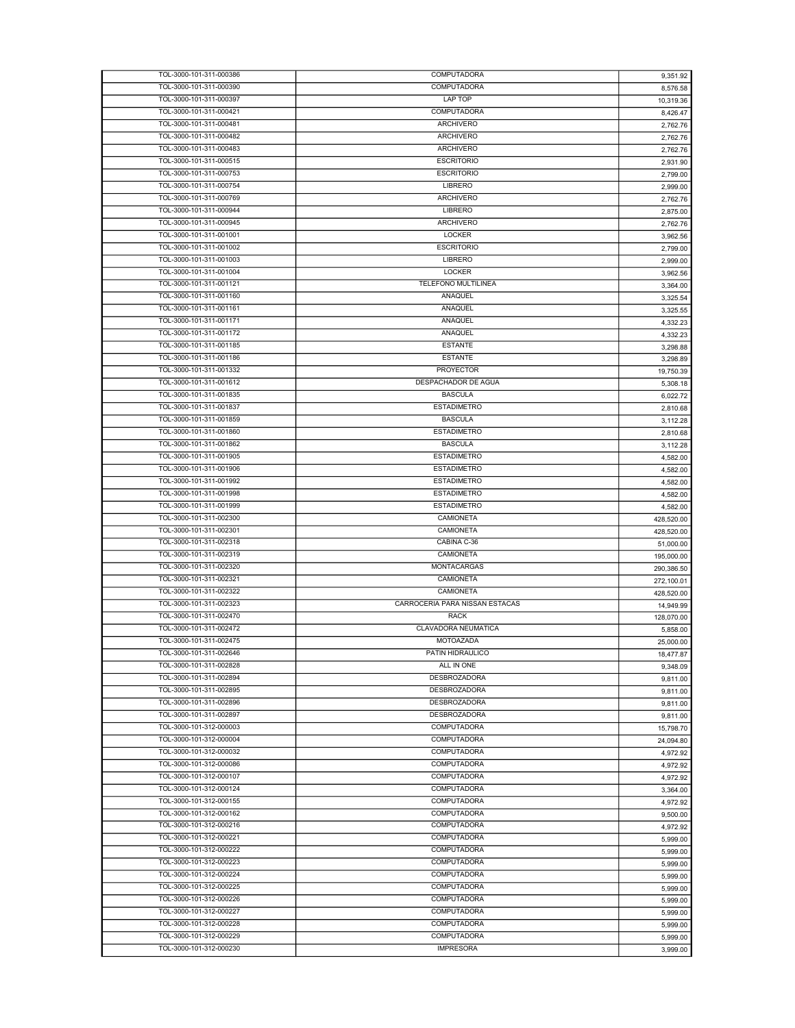| | | |
|---|---|---|
| TOL-3000-101-311-000386 | COMPUTADORA | 9,351.92 |
| TOL-3000-101-311-000390 | COMPUTADORA | 8,576.58 |
| TOL-3000-101-311-000397 | LAP TOP | 10,319.36 |
| TOL-3000-101-311-000421 | COMPUTADORA | 8,426.47 |
| TOL-3000-101-311-000481 | ARCHIVERO | 2,762.76 |
| TOL-3000-101-311-000482 | ARCHIVERO | 2,762.76 |
| TOL-3000-101-311-000483 | ARCHIVERO | 2,762.76 |
| TOL-3000-101-311-000515 | ESCRITORIO | 2,931.90 |
| TOL-3000-101-311-000753 | ESCRITORIO | 2,799.00 |
| TOL-3000-101-311-000754 | LIBRERO | 2,999.00 |
| TOL-3000-101-311-000769 | ARCHIVERO | 2,762.76 |
| TOL-3000-101-311-000944 | LIBRERO | 2,875.00 |
| TOL-3000-101-311-000945 | ARCHIVERO | 2,762.76 |
| TOL-3000-101-311-001001 | LOCKER | 3,962.56 |
| TOL-3000-101-311-001002 | ESCRITORIO | 2,799.00 |
| TOL-3000-101-311-001003 | LIBRERO | 2,999.00 |
| TOL-3000-101-311-001004 | LOCKER | 3,962.56 |
| TOL-3000-101-311-001121 | TELEFONO MULTILINEA | 3,364.00 |
| TOL-3000-101-311-001160 | ANAQUEL | 3,325.54 |
| TOL-3000-101-311-001161 | ANAQUEL | 3,325.55 |
| TOL-3000-101-311-001171 | ANAQUEL | 4,332.23 |
| TOL-3000-101-311-001172 | ANAQUEL | 4,332.23 |
| TOL-3000-101-311-001185 | ESTANTE | 3,298.88 |
| TOL-3000-101-311-001186 | ESTANTE | 3,298.89 |
| TOL-3000-101-311-001332 | PROYECTOR | 19,750.39 |
| TOL-3000-101-311-001612 | DESPACHADOR DE AGUA | 5,308.18 |
| TOL-3000-101-311-001835 | BASCULA | 6,022.72 |
| TOL-3000-101-311-001837 | ESTADIMETRO | 2,810.68 |
| TOL-3000-101-311-001859 | BASCULA | 3,112.28 |
| TOL-3000-101-311-001860 | ESTADIMETRO | 2,810.68 |
| TOL-3000-101-311-001862 | BASCULA | 3,112.28 |
| TOL-3000-101-311-001905 | ESTADIMETRO | 4,582.00 |
| TOL-3000-101-311-001906 | ESTADIMETRO | 4,582.00 |
| TOL-3000-101-311-001992 | ESTADIMETRO | 4,582.00 |
| TOL-3000-101-311-001998 | ESTADIMETRO | 4,582.00 |
| TOL-3000-101-311-001999 | ESTADIMETRO | 4,582.00 |
| TOL-3000-101-311-002300 | CAMIONETA | 428,520.00 |
| TOL-3000-101-311-002301 | CAMIONETA | 428,520.00 |
| TOL-3000-101-311-002318 | CABINA C-36 | 51,000.00 |
| TOL-3000-101-311-002319 | CAMIONETA | 195,000.00 |
| TOL-3000-101-311-002320 | MONTACARGAS | 290,386.50 |
| TOL-3000-101-311-002321 | CAMIONETA | 272,100.01 |
| TOL-3000-101-311-002322 | CAMIONETA | 428,520.00 |
| TOL-3000-101-311-002323 | CARROCERIA PARA NISSAN ESTACAS | 14,949.99 |
| TOL-3000-101-311-002470 | RACK | 128,070.00 |
| TOL-3000-101-311-002472 | CLAVADORA NEUMATICA | 5,858.00 |
| TOL-3000-101-311-002475 | MOTOAZADA | 25,000.00 |
| TOL-3000-101-311-002646 | PATIN HIDRAULICO | 18,477.87 |
| TOL-3000-101-311-002828 | ALL IN ONE | 9,348.09 |
| TOL-3000-101-311-002894 | DESBROZADORA | 9,811.00 |
| TOL-3000-101-311-002895 | DESBROZADORA | 9,811.00 |
| TOL-3000-101-311-002896 | DESBROZADORA | 9,811.00 |
| TOL-3000-101-311-002897 | DESBROZADORA | 9,811.00 |
| TOL-3000-101-312-000003 | COMPUTADORA | 15,798.70 |
| TOL-3000-101-312-000004 | COMPUTADORA | 24,094.80 |
| TOL-3000-101-312-000032 | COMPUTADORA | 4,972.92 |
| TOL-3000-101-312-000086 | COMPUTADORA | 4,972.92 |
| TOL-3000-101-312-000107 | COMPUTADORA | 4,972.92 |
| TOL-3000-101-312-000124 | COMPUTADORA | 3,364.00 |
| TOL-3000-101-312-000155 | COMPUTADORA | 4,972.92 |
| TOL-3000-101-312-000162 | COMPUTADORA | 9,500.00 |
| TOL-3000-101-312-000216 | COMPUTADORA | 4,972.92 |
| TOL-3000-101-312-000221 | COMPUTADORA | 5,999.00 |
| TOL-3000-101-312-000222 | COMPUTADORA | 5,999.00 |
| TOL-3000-101-312-000223 | COMPUTADORA | 5,999.00 |
| TOL-3000-101-312-000224 | COMPUTADORA | 5,999.00 |
| TOL-3000-101-312-000225 | COMPUTADORA | 5,999.00 |
| TOL-3000-101-312-000226 | COMPUTADORA | 5,999.00 |
| TOL-3000-101-312-000227 | COMPUTADORA | 5,999.00 |
| TOL-3000-101-312-000228 | COMPUTADORA | 5,999.00 |
| TOL-3000-101-312-000229 | COMPUTADORA | 5,999.00 |
| TOL-3000-101-312-000230 | IMPRESORA | 3,999.00 |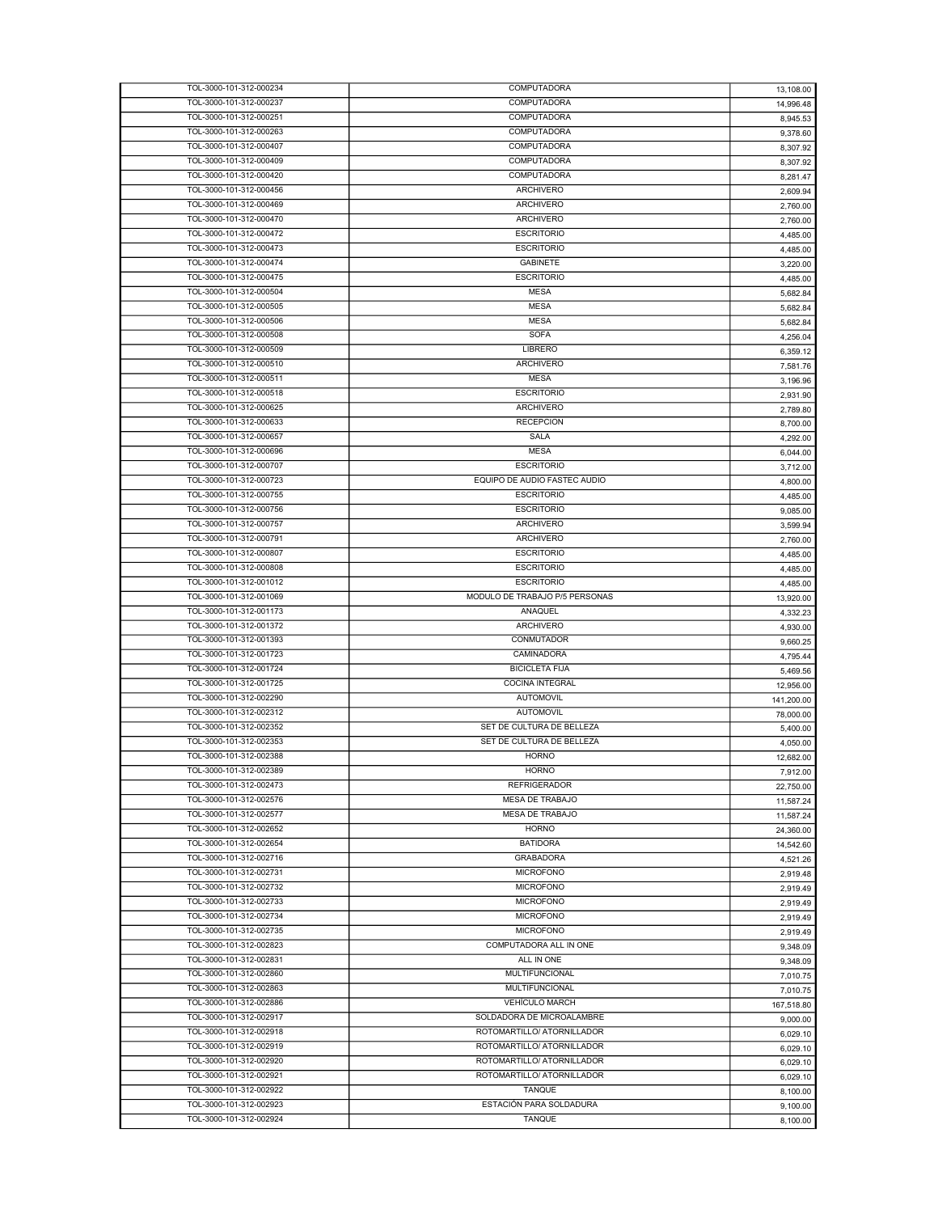| | | |
|---|---|---|
| TOL-3000-101-312-000234 | COMPUTADORA | 13,108.00 |
| TOL-3000-101-312-000237 | COMPUTADORA | 14,996.48 |
| TOL-3000-101-312-000251 | COMPUTADORA | 8,945.53 |
| TOL-3000-101-312-000263 | COMPUTADORA | 9,378.60 |
| TOL-3000-101-312-000407 | COMPUTADORA | 8,307.92 |
| TOL-3000-101-312-000409 | COMPUTADORA | 8,307.92 |
| TOL-3000-101-312-000420 | COMPUTADORA | 8,281.47 |
| TOL-3000-101-312-000456 | ARCHIVERO | 2,609.94 |
| TOL-3000-101-312-000469 | ARCHIVERO | 2,760.00 |
| TOL-3000-101-312-000470 | ARCHIVERO | 2,760.00 |
| TOL-3000-101-312-000472 | ESCRITORIO | 4,485.00 |
| TOL-3000-101-312-000473 | ESCRITORIO | 4,485.00 |
| TOL-3000-101-312-000474 | GABINETE | 3,220.00 |
| TOL-3000-101-312-000475 | ESCRITORIO | 4,485.00 |
| TOL-3000-101-312-000504 | MESA | 5,682.84 |
| TOL-3000-101-312-000505 | MESA | 5,682.84 |
| TOL-3000-101-312-000506 | MESA | 5,682.84 |
| TOL-3000-101-312-000508 | SOFA | 4,256.04 |
| TOL-3000-101-312-000509 | LIBRERO | 6,359.12 |
| TOL-3000-101-312-000510 | ARCHIVERO | 7,581.76 |
| TOL-3000-101-312-000511 | MESA | 3,196.96 |
| TOL-3000-101-312-000518 | ESCRITORIO | 2,931.90 |
| TOL-3000-101-312-000625 | ARCHIVERO | 2,789.80 |
| TOL-3000-101-312-000633 | RECEPCION | 8,700.00 |
| TOL-3000-101-312-000657 | SALA | 4,292.00 |
| TOL-3000-101-312-000696 | MESA | 6,044.00 |
| TOL-3000-101-312-000707 | ESCRITORIO | 3,712.00 |
| TOL-3000-101-312-000723 | EQUIPO DE AUDIO FASTEC AUDIO | 4,800.00 |
| TOL-3000-101-312-000755 | ESCRITORIO | 4,485.00 |
| TOL-3000-101-312-000756 | ESCRITORIO | 9,085.00 |
| TOL-3000-101-312-000757 | ARCHIVERO | 3,599.94 |
| TOL-3000-101-312-000791 | ARCHIVERO | 2,760.00 |
| TOL-3000-101-312-000807 | ESCRITORIO | 4,485.00 |
| TOL-3000-101-312-000808 | ESCRITORIO | 4,485.00 |
| TOL-3000-101-312-001012 | ESCRITORIO | 4,485.00 |
| TOL-3000-101-312-001069 | MODULO DE TRABAJO P/5 PERSONAS | 13,920.00 |
| TOL-3000-101-312-001173 | ANAQUEL | 4,332.23 |
| TOL-3000-101-312-001372 | ARCHIVERO | 4,930.00 |
| TOL-3000-101-312-001393 | CONMUTADOR | 9,660.25 |
| TOL-3000-101-312-001723 | CAMINADORA | 4,795.44 |
| TOL-3000-101-312-001724 | BICICLETA FIJA | 5,469.56 |
| TOL-3000-101-312-001725 | COCINA INTEGRAL | 12,956.00 |
| TOL-3000-101-312-002290 | AUTOMOVIL | 141,200.00 |
| TOL-3000-101-312-002312 | AUTOMOVIL | 78,000.00 |
| TOL-3000-101-312-002352 | SET DE CULTURA DE BELLEZA | 5,400.00 |
| TOL-3000-101-312-002353 | SET DE CULTURA DE BELLEZA | 4,050.00 |
| TOL-3000-101-312-002388 | HORNO | 12,682.00 |
| TOL-3000-101-312-002389 | HORNO | 7,912.00 |
| TOL-3000-101-312-002473 | REFRIGERADOR | 22,750.00 |
| TOL-3000-101-312-002576 | MESA DE TRABAJO | 11,587.24 |
| TOL-3000-101-312-002577 | MESA DE TRABAJO | 11,587.24 |
| TOL-3000-101-312-002652 | HORNO | 24,360.00 |
| TOL-3000-101-312-002654 | BATIDORA | 14,542.60 |
| TOL-3000-101-312-002716 | GRABADORA | 4,521.26 |
| TOL-3000-101-312-002731 | MICROFONO | 2,919.48 |
| TOL-3000-101-312-002732 | MICROFONO | 2,919.49 |
| TOL-3000-101-312-002733 | MICROFONO | 2,919.49 |
| TOL-3000-101-312-002734 | MICROFONO | 2,919.49 |
| TOL-3000-101-312-002735 | MICROFONO | 2,919.49 |
| TOL-3000-101-312-002823 | COMPUTADORA ALL IN ONE | 9,348.09 |
| TOL-3000-101-312-002831 | ALL IN ONE | 9,348.09 |
| TOL-3000-101-312-002860 | MULTIFUNCIONAL | 7,010.75 |
| TOL-3000-101-312-002863 | MULTIFUNCIONAL | 7,010.75 |
| TOL-3000-101-312-002886 | VEHÍCULO MARCH | 167,518.80 |
| TOL-3000-101-312-002917 | SOLDADORA DE MICROALAMBRE | 9,000.00 |
| TOL-3000-101-312-002918 | ROTOMARTILLO/ ATORNILLADOR | 6,029.10 |
| TOL-3000-101-312-002919 | ROTOMARTILLO/ ATORNILLADOR | 6,029.10 |
| TOL-3000-101-312-002920 | ROTOMARTILLO/ ATORNILLADOR | 6,029.10 |
| TOL-3000-101-312-002921 | ROTOMARTILLO/ ATORNILLADOR | 6,029.10 |
| TOL-3000-101-312-002922 | TANQUE | 8,100.00 |
| TOL-3000-101-312-002923 | ESTACIÓN PARA SOLDADURA | 9,100.00 |
| TOL-3000-101-312-002924 | TANQUE | 8,100.00 |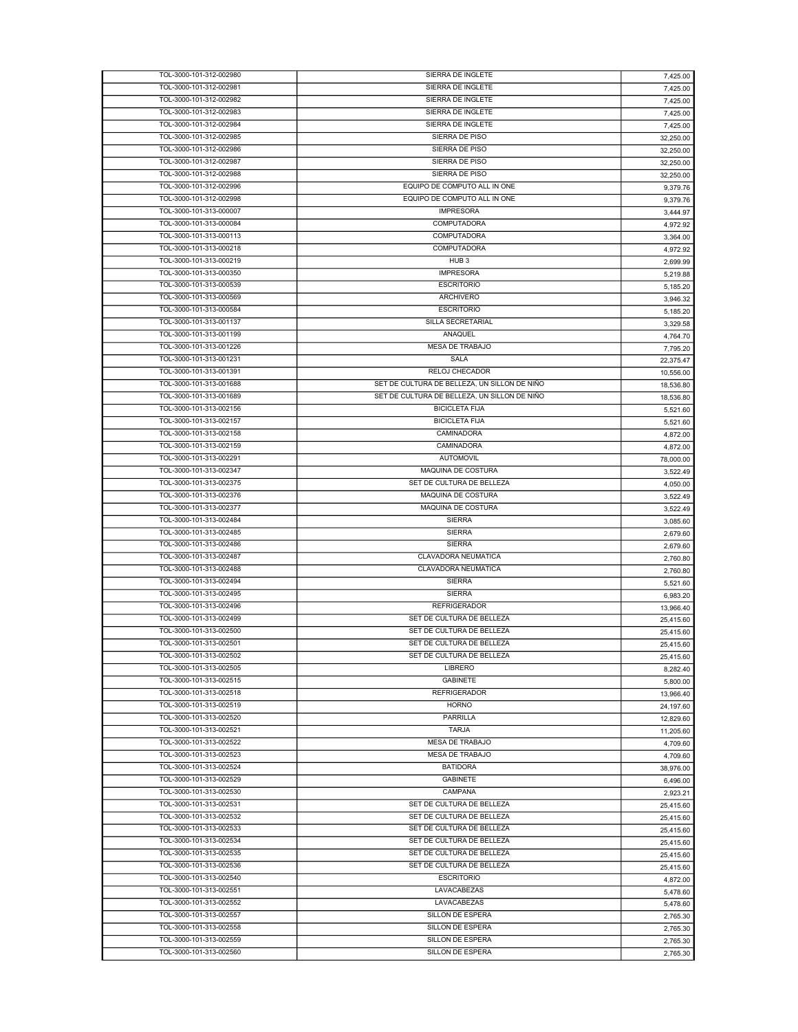| | | |
|---|---|---|
| TOL-3000-101-312-002980 | SIERRA DE INGLETE | 7,425.00 |
| TOL-3000-101-312-002981 | SIERRA DE INGLETE | 7,425.00 |
| TOL-3000-101-312-002982 | SIERRA DE INGLETE | 7,425.00 |
| TOL-3000-101-312-002983 | SIERRA DE INGLETE | 7,425.00 |
| TOL-3000-101-312-002984 | SIERRA DE INGLETE | 7,425.00 |
| TOL-3000-101-312-002985 | SIERRA DE PISO | 32,250.00 |
| TOL-3000-101-312-002986 | SIERRA DE PISO | 32,250.00 |
| TOL-3000-101-312-002987 | SIERRA DE PISO | 32,250.00 |
| TOL-3000-101-312-002988 | SIERRA DE PISO | 32,250.00 |
| TOL-3000-101-312-002996 | EQUIPO DE COMPUTO ALL IN ONE | 9,379.76 |
| TOL-3000-101-312-002998 | EQUIPO DE COMPUTO ALL IN ONE | 9,379.76 |
| TOL-3000-101-313-000007 | IMPRESORA | 3,444.97 |
| TOL-3000-101-313-000084 | COMPUTADORA | 4,972.92 |
| TOL-3000-101-313-000113 | COMPUTADORA | 3,364.00 |
| TOL-3000-101-313-000218 | COMPUTADORA | 4,972.92 |
| TOL-3000-101-313-000219 | HUB 3 | 2,699.99 |
| TOL-3000-101-313-000350 | IMPRESORA | 5,219.88 |
| TOL-3000-101-313-000539 | ESCRITORIO | 5,185.20 |
| TOL-3000-101-313-000569 | ARCHIVERO | 3,946.32 |
| TOL-3000-101-313-000584 | ESCRITORIO | 5,185.20 |
| TOL-3000-101-313-001137 | SILLA SECRETARIAL | 3,329.58 |
| TOL-3000-101-313-001199 | ANAQUEL | 4,764.70 |
| TOL-3000-101-313-001226 | MESA DE TRABAJO | 7,795.20 |
| TOL-3000-101-313-001231 | SALA | 22,375.47 |
| TOL-3000-101-313-001391 | RELOJ CHECADOR | 10,556.00 |
| TOL-3000-101-313-001688 | SET DE CULTURA DE BELLEZA, UN SILLON DE NIÑO | 18,536.80 |
| TOL-3000-101-313-001689 | SET DE CULTURA DE BELLEZA, UN SILLON DE NIÑO | 18,536.80 |
| TOL-3000-101-313-002156 | BICICLETA FIJA | 5,521.60 |
| TOL-3000-101-313-002157 | BICICLETA FIJA | 5,521.60 |
| TOL-3000-101-313-002158 | CAMINADORA | 4,872.00 |
| TOL-3000-101-313-002159 | CAMINADORA | 4,872.00 |
| TOL-3000-101-313-002291 | AUTOMOVIL | 78,000.00 |
| TOL-3000-101-313-002347 | MAQUINA DE COSTURA | 3,522.49 |
| TOL-3000-101-313-002375 | SET DE CULTURA DE BELLEZA | 4,050.00 |
| TOL-3000-101-313-002376 | MAQUINA DE COSTURA | 3,522.49 |
| TOL-3000-101-313-002377 | MAQUINA DE COSTURA | 3,522.49 |
| TOL-3000-101-313-002484 | SIERRA | 3,085.60 |
| TOL-3000-101-313-002485 | SIERRA | 2,679.60 |
| TOL-3000-101-313-002486 | SIERRA | 2,679.60 |
| TOL-3000-101-313-002487 | CLAVADORA NEUMATICA | 2,760.80 |
| TOL-3000-101-313-002488 | CLAVADORA NEUMATICA | 2,760.80 |
| TOL-3000-101-313-002494 | SIERRA | 5,521.60 |
| TOL-3000-101-313-002495 | SIERRA | 6,983.20 |
| TOL-3000-101-313-002496 | REFRIGERADOR | 13,966.40 |
| TOL-3000-101-313-002499 | SET DE CULTURA DE BELLEZA | 25,415.60 |
| TOL-3000-101-313-002500 | SET DE CULTURA DE BELLEZA | 25,415.60 |
| TOL-3000-101-313-002501 | SET DE CULTURA DE BELLEZA | 25,415.60 |
| TOL-3000-101-313-002502 | SET DE CULTURA DE BELLEZA | 25,415.60 |
| TOL-3000-101-313-002505 | LIBRERO | 8,282.40 |
| TOL-3000-101-313-002515 | GABINETE | 5,800.00 |
| TOL-3000-101-313-002518 | REFRIGERADOR | 13,966.40 |
| TOL-3000-101-313-002519 | HORNO | 24,197.60 |
| TOL-3000-101-313-002520 | PARRILLA | 12,829.60 |
| TOL-3000-101-313-002521 | TARJA | 11,205.60 |
| TOL-3000-101-313-002522 | MESA DE TRABAJO | 4,709.60 |
| TOL-3000-101-313-002523 | MESA DE TRABAJO | 4,709.60 |
| TOL-3000-101-313-002524 | BATIDORA | 38,976.00 |
| TOL-3000-101-313-002529 | GABINETE | 6,496.00 |
| TOL-3000-101-313-002530 | CAMPANA | 2,923.21 |
| TOL-3000-101-313-002531 | SET DE CULTURA DE BELLEZA | 25,415.60 |
| TOL-3000-101-313-002532 | SET DE CULTURA DE BELLEZA | 25,415.60 |
| TOL-3000-101-313-002533 | SET DE CULTURA DE BELLEZA | 25,415.60 |
| TOL-3000-101-313-002534 | SET DE CULTURA DE BELLEZA | 25,415.60 |
| TOL-3000-101-313-002535 | SET DE CULTURA DE BELLEZA | 25,415.60 |
| TOL-3000-101-313-002536 | SET DE CULTURA DE BELLEZA | 25,415.60 |
| TOL-3000-101-313-002540 | ESCRITORIO | 4,872.00 |
| TOL-3000-101-313-002551 | LAVACABEZAS | 5,478.60 |
| TOL-3000-101-313-002552 | LAVACABEZAS | 5,478.60 |
| TOL-3000-101-313-002557 | SILLON DE ESPERA | 2,765.30 |
| TOL-3000-101-313-002558 | SILLON DE ESPERA | 2,765.30 |
| TOL-3000-101-313-002559 | SILLON DE ESPERA | 2,765.30 |
| TOL-3000-101-313-002560 | SILLON DE ESPERA | 2,765.30 |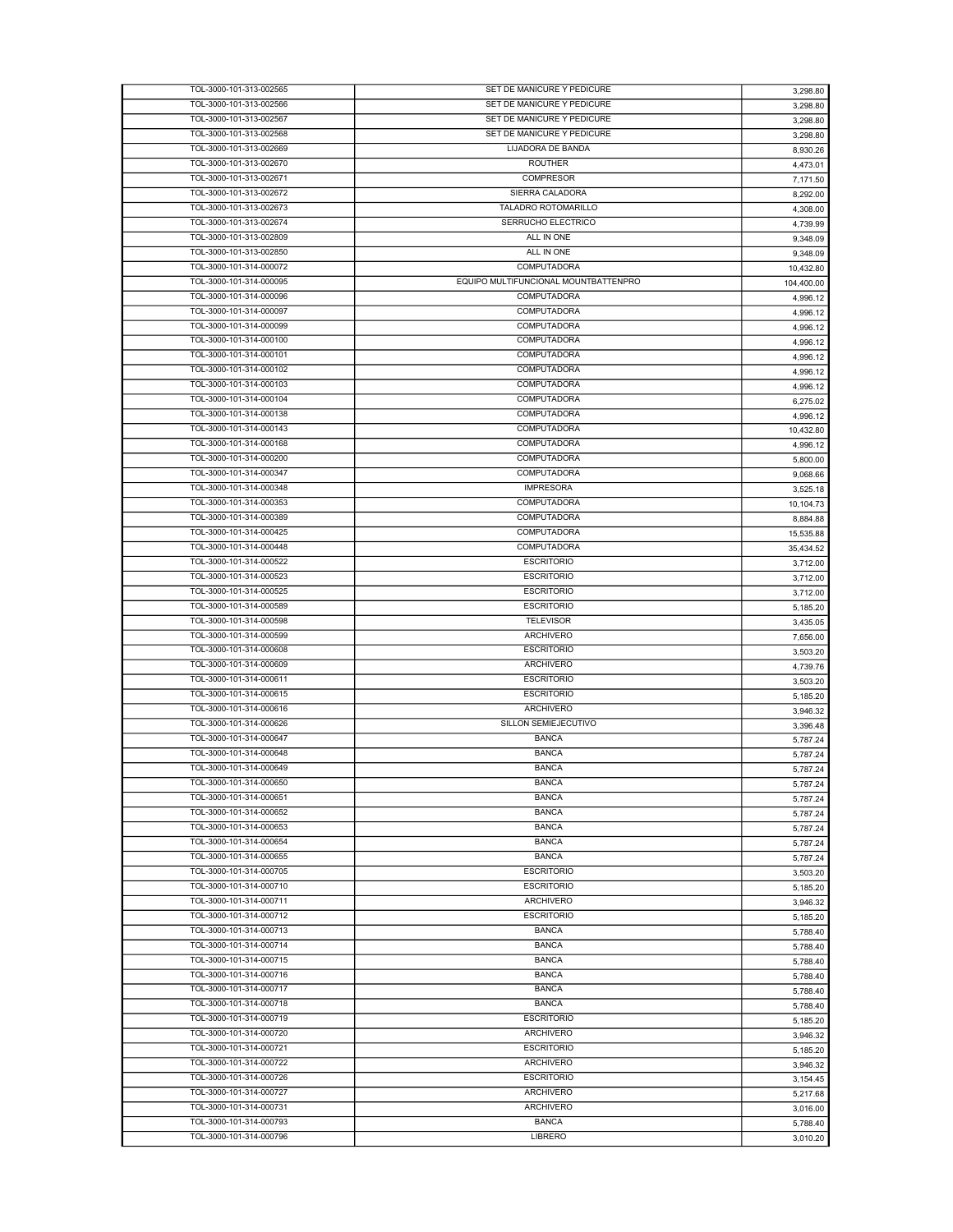| | | |
|---|---|---|
| TOL-3000-101-313-002565 | SET DE MANICURE Y PEDICURE | 3,298.80 |
| TOL-3000-101-313-002566 | SET DE MANICURE Y PEDICURE | 3,298.80 |
| TOL-3000-101-313-002567 | SET DE MANICURE Y PEDICURE | 3,298.80 |
| TOL-3000-101-313-002568 | SET DE MANICURE Y PEDICURE | 3,298.80 |
| TOL-3000-101-313-002669 | LIJADORA DE BANDA | 8,930.26 |
| TOL-3000-101-313-002670 | ROUTHER | 4,473.01 |
| TOL-3000-101-313-002671 | COMPRESOR | 7,171.50 |
| TOL-3000-101-313-002672 | SIERRA CALADORA | 8,292.00 |
| TOL-3000-101-313-002673 | TALADRO ROTOMARILLO | 4,308.00 |
| TOL-3000-101-313-002674 | SERRUCHO ELECTRICO | 4,739.99 |
| TOL-3000-101-313-002809 | ALL IN ONE | 9,348.09 |
| TOL-3000-101-313-002850 | ALL IN ONE | 9,348.09 |
| TOL-3000-101-314-000072 | COMPUTADORA | 10,432.80 |
| TOL-3000-101-314-000095 | EQUIPO MULTIFUNCIONAL MOUNTBATTENPRO | 104,400.00 |
| TOL-3000-101-314-000096 | COMPUTADORA | 4,996.12 |
| TOL-3000-101-314-000097 | COMPUTADORA | 4,996.12 |
| TOL-3000-101-314-000099 | COMPUTADORA | 4,996.12 |
| TOL-3000-101-314-000100 | COMPUTADORA | 4,996.12 |
| TOL-3000-101-314-000101 | COMPUTADORA | 4,996.12 |
| TOL-3000-101-314-000102 | COMPUTADORA | 4,996.12 |
| TOL-3000-101-314-000103 | COMPUTADORA | 4,996.12 |
| TOL-3000-101-314-000104 | COMPUTADORA | 6,275.02 |
| TOL-3000-101-314-000138 | COMPUTADORA | 4,996.12 |
| TOL-3000-101-314-000143 | COMPUTADORA | 10,432.80 |
| TOL-3000-101-314-000168 | COMPUTADORA | 4,996.12 |
| TOL-3000-101-314-000200 | COMPUTADORA | 5,800.00 |
| TOL-3000-101-314-000347 | COMPUTADORA | 9,068.66 |
| TOL-3000-101-314-000348 | IMPRESORA | 3,525.18 |
| TOL-3000-101-314-000353 | COMPUTADORA | 10,104.73 |
| TOL-3000-101-314-000389 | COMPUTADORA | 8,884.88 |
| TOL-3000-101-314-000425 | COMPUTADORA | 15,535.88 |
| TOL-3000-101-314-000448 | COMPUTADORA | 35,434.52 |
| TOL-3000-101-314-000522 | ESCRITORIO | 3,712.00 |
| TOL-3000-101-314-000523 | ESCRITORIO | 3,712.00 |
| TOL-3000-101-314-000525 | ESCRITORIO | 3,712.00 |
| TOL-3000-101-314-000589 | ESCRITORIO | 5,185.20 |
| TOL-3000-101-314-000598 | TELEVISOR | 3,435.05 |
| TOL-3000-101-314-000599 | ARCHIVERO | 7,656.00 |
| TOL-3000-101-314-000608 | ESCRITORIO | 3,503.20 |
| TOL-3000-101-314-000609 | ARCHIVERO | 4,739.76 |
| TOL-3000-101-314-000611 | ESCRITORIO | 3,503.20 |
| TOL-3000-101-314-000615 | ESCRITORIO | 5,185.20 |
| TOL-3000-101-314-000616 | ARCHIVERO | 3,946.32 |
| TOL-3000-101-314-000626 | SILLON SEMIEJECUTIVO | 3,396.48 |
| TOL-3000-101-314-000647 | BANCA | 5,787.24 |
| TOL-3000-101-314-000648 | BANCA | 5,787.24 |
| TOL-3000-101-314-000649 | BANCA | 5,787.24 |
| TOL-3000-101-314-000650 | BANCA | 5,787.24 |
| TOL-3000-101-314-000651 | BANCA | 5,787.24 |
| TOL-3000-101-314-000652 | BANCA | 5,787.24 |
| TOL-3000-101-314-000653 | BANCA | 5,787.24 |
| TOL-3000-101-314-000654 | BANCA | 5,787.24 |
| TOL-3000-101-314-000655 | BANCA | 5,787.24 |
| TOL-3000-101-314-000705 | ESCRITORIO | 3,503.20 |
| TOL-3000-101-314-000710 | ESCRITORIO | 5,185.20 |
| TOL-3000-101-314-000711 | ARCHIVERO | 3,946.32 |
| TOL-3000-101-314-000712 | ESCRITORIO | 5,185.20 |
| TOL-3000-101-314-000713 | BANCA | 5,788.40 |
| TOL-3000-101-314-000714 | BANCA | 5,788.40 |
| TOL-3000-101-314-000715 | BANCA | 5,788.40 |
| TOL-3000-101-314-000716 | BANCA | 5,788.40 |
| TOL-3000-101-314-000717 | BANCA | 5,788.40 |
| TOL-3000-101-314-000718 | BANCA | 5,788.40 |
| TOL-3000-101-314-000719 | ESCRITORIO | 5,185.20 |
| TOL-3000-101-314-000720 | ARCHIVERO | 3,946.32 |
| TOL-3000-101-314-000721 | ESCRITORIO | 5,185.20 |
| TOL-3000-101-314-000722 | ARCHIVERO | 3,946.32 |
| TOL-3000-101-314-000726 | ESCRITORIO | 3,154.45 |
| TOL-3000-101-314-000727 | ARCHIVERO | 5,217.68 |
| TOL-3000-101-314-000731 | ARCHIVERO | 3,016.00 |
| TOL-3000-101-314-000793 | BANCA | 5,788.40 |
| TOL-3000-101-314-000796 | LIBRERO | 3,010.20 |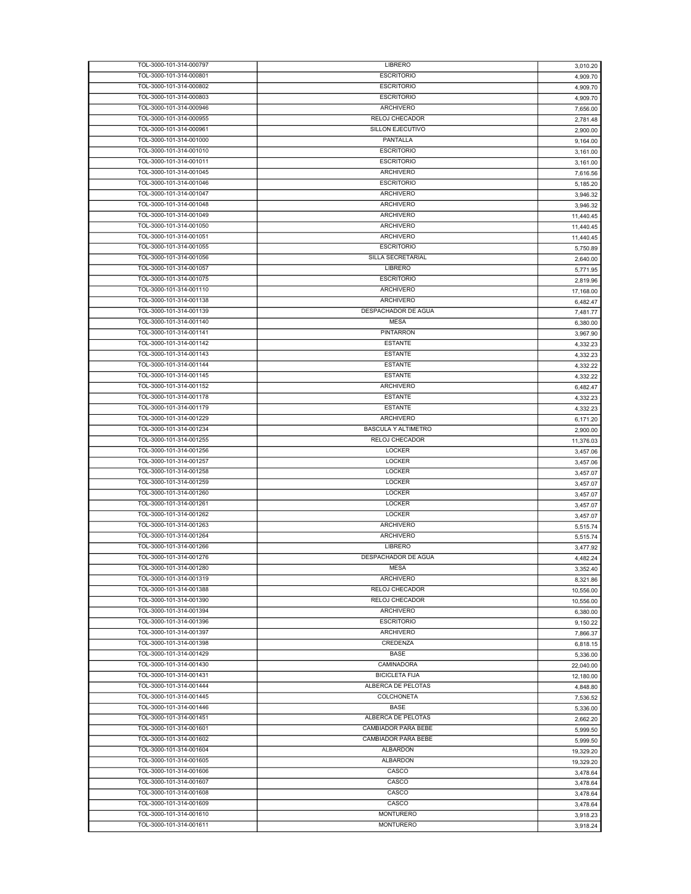| | | |
|---|---|---|
| TOL-3000-101-314-000797 | LIBRERO | 3,010.20 |
| TOL-3000-101-314-000801 | ESCRITORIO | 4,909.70 |
| TOL-3000-101-314-000802 | ESCRITORIO | 4,909.70 |
| TOL-3000-101-314-000803 | ESCRITORIO | 4,909.70 |
| TOL-3000-101-314-000946 | ARCHIVERO | 7,656.00 |
| TOL-3000-101-314-000955 | RELOJ CHECADOR | 2,781.48 |
| TOL-3000-101-314-000961 | SILLON EJECUTIVO | 2,900.00 |
| TOL-3000-101-314-001000 | PANTALLA | 9,164.00 |
| TOL-3000-101-314-001010 | ESCRITORIO | 3,161.00 |
| TOL-3000-101-314-001011 | ESCRITORIO | 3,161.00 |
| TOL-3000-101-314-001045 | ARCHIVERO | 7,616.56 |
| TOL-3000-101-314-001046 | ESCRITORIO | 5,185.20 |
| TOL-3000-101-314-001047 | ARCHIVERO | 3,946.32 |
| TOL-3000-101-314-001048 | ARCHIVERO | 3,946.32 |
| TOL-3000-101-314-001049 | ARCHIVERO | 11,440.45 |
| TOL-3000-101-314-001050 | ARCHIVERO | 11,440.45 |
| TOL-3000-101-314-001051 | ARCHIVERO | 11,440.45 |
| TOL-3000-101-314-001055 | ESCRITORIO | 5,750.89 |
| TOL-3000-101-314-001056 | SILLA SECRETARIAL | 2,640.00 |
| TOL-3000-101-314-001057 | LIBRERO | 5,771.95 |
| TOL-3000-101-314-001075 | ESCRITORIO | 2,819.96 |
| TOL-3000-101-314-001110 | ARCHIVERO | 17,168.00 |
| TOL-3000-101-314-001138 | ARCHIVERO | 6,482.47 |
| TOL-3000-101-314-001139 | DESPACHADOR DE AGUA | 7,481.77 |
| TOL-3000-101-314-001140 | MESA | 6,380.00 |
| TOL-3000-101-314-001141 | PINTARRON | 3,967.90 |
| TOL-3000-101-314-001142 | ESTANTE | 4,332.23 |
| TOL-3000-101-314-001143 | ESTANTE | 4,332.23 |
| TOL-3000-101-314-001144 | ESTANTE | 4,332.22 |
| TOL-3000-101-314-001145 | ESTANTE | 4,332.22 |
| TOL-3000-101-314-001152 | ARCHIVERO | 6,482.47 |
| TOL-3000-101-314-001178 | ESTANTE | 4,332.23 |
| TOL-3000-101-314-001179 | ESTANTE | 4,332.23 |
| TOL-3000-101-314-001229 | ARCHIVERO | 6,171.20 |
| TOL-3000-101-314-001234 | BASCULA Y ALTIMETRO | 2,900.00 |
| TOL-3000-101-314-001255 | RELOJ CHECADOR | 11,376.03 |
| TOL-3000-101-314-001256 | LOCKER | 3,457.06 |
| TOL-3000-101-314-001257 | LOCKER | 3,457.06 |
| TOL-3000-101-314-001258 | LOCKER | 3,457.07 |
| TOL-3000-101-314-001259 | LOCKER | 3,457.07 |
| TOL-3000-101-314-001260 | LOCKER | 3,457.07 |
| TOL-3000-101-314-001261 | LOCKER | 3,457.07 |
| TOL-3000-101-314-001262 | LOCKER | 3,457.07 |
| TOL-3000-101-314-001263 | ARCHIVERO | 5,515.74 |
| TOL-3000-101-314-001264 | ARCHIVERO | 5,515.74 |
| TOL-3000-101-314-001266 | LIBRERO | 3,477.92 |
| TOL-3000-101-314-001276 | DESPACHADOR DE AGUA | 4,482.24 |
| TOL-3000-101-314-001280 | MESA | 3,352.40 |
| TOL-3000-101-314-001319 | ARCHIVERO | 8,321.86 |
| TOL-3000-101-314-001388 | RELOJ CHECADOR | 10,556.00 |
| TOL-3000-101-314-001390 | RELOJ CHECADOR | 10,556.00 |
| TOL-3000-101-314-001394 | ARCHIVERO | 6,380.00 |
| TOL-3000-101-314-001396 | ESCRITORIO | 9,150.22 |
| TOL-3000-101-314-001397 | ARCHIVERO | 7,866.37 |
| TOL-3000-101-314-001398 | CREDENZA | 6,818.15 |
| TOL-3000-101-314-001429 | BASE | 5,336.00 |
| TOL-3000-101-314-001430 | CAMINADORA | 22,040.00 |
| TOL-3000-101-314-001431 | BICICLETA FIJA | 12,180.00 |
| TOL-3000-101-314-001444 | ALBERCA DE PELOTAS | 4,848.80 |
| TOL-3000-101-314-001445 | COLCHONETA | 7,536.52 |
| TOL-3000-101-314-001446 | BASE | 5,336.00 |
| TOL-3000-101-314-001451 | ALBERCA DE PELOTAS | 2,662.20 |
| TOL-3000-101-314-001601 | CAMBIADOR PARA BEBE | 5,999.50 |
| TOL-3000-101-314-001602 | CAMBIADOR PARA BEBE | 5,999.50 |
| TOL-3000-101-314-001604 | ALBARDON | 19,329.20 |
| TOL-3000-101-314-001605 | ALBARDON | 19,329.20 |
| TOL-3000-101-314-001606 | CASCO | 3,478.64 |
| TOL-3000-101-314-001607 | CASCO | 3,478.64 |
| TOL-3000-101-314-001608 | CASCO | 3,478.64 |
| TOL-3000-101-314-001609 | CASCO | 3,478.64 |
| TOL-3000-101-314-001610 | MONTURERO | 3,918.23 |
| TOL-3000-101-314-001611 | MONTURERO | 3,918.24 |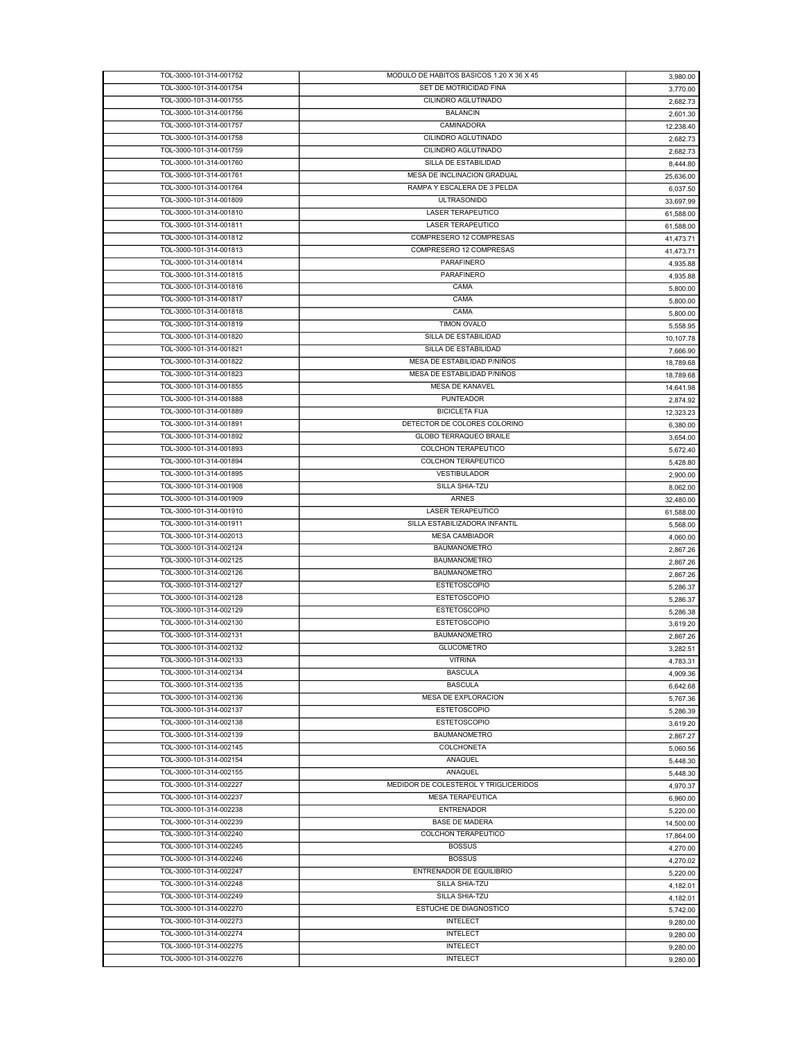| | | |
|---|---|---|
| TOL-3000-101-314-001752 | MODULO DE HABITOS BASICOS 1.20 X 36 X 45 | 3,980.00 |
| TOL-3000-101-314-001754 | SET DE MOTRICIDAD FINA | 3,770.00 |
| TOL-3000-101-314-001755 | CILINDRO AGLUTINADO | 2,682.73 |
| TOL-3000-101-314-001756 | BALANCIN | 2,601.30 |
| TOL-3000-101-314-001757 | CAMINADORA | 12,238.40 |
| TOL-3000-101-314-001758 | CILINDRO AGLUTINADO | 2,682.73 |
| TOL-3000-101-314-001759 | CILINDRO AGLUTINADO | 2,682.73 |
| TOL-3000-101-314-001760 | SILLA DE ESTABILIDAD | 8,444.80 |
| TOL-3000-101-314-001761 | MESA DE INCLINACION GRADUAL | 25,636.00 |
| TOL-3000-101-314-001764 | RAMPA Y ESCALERA DE 3 PELDA | 6,037.50 |
| TOL-3000-101-314-001809 | ULTRASONIDO | 33,697.99 |
| TOL-3000-101-314-001810 | LASER TERAPEUTICO | 61,588.00 |
| TOL-3000-101-314-001811 | LASER TERAPEUTICO | 61,588.00 |
| TOL-3000-101-314-001812 | COMPRESERO 12 COMPRESAS | 41,473.71 |
| TOL-3000-101-314-001813 | COMPRESERO 12 COMPRESAS | 41,473.71 |
| TOL-3000-101-314-001814 | PARAFINERO | 4,935.88 |
| TOL-3000-101-314-001815 | PARAFINERO | 4,935.88 |
| TOL-3000-101-314-001816 | CAMA | 5,800.00 |
| TOL-3000-101-314-001817 | CAMA | 5,800.00 |
| TOL-3000-101-314-001818 | CAMA | 5,800.00 |
| TOL-3000-101-314-001819 | TIMON OVALO | 5,558.95 |
| TOL-3000-101-314-001820 | SILLA DE ESTABILIDAD | 10,107.78 |
| TOL-3000-101-314-001821 | SILLA DE ESTABILIDAD | 7,666.90 |
| TOL-3000-101-314-001822 | MESA DE ESTABILIDAD P/NIÑOS | 18,789.68 |
| TOL-3000-101-314-001823 | MESA DE ESTABILIDAD P/NIÑOS | 18,789.68 |
| TOL-3000-101-314-001855 | MESA DE KANAVEL | 14,641.98 |
| TOL-3000-101-314-001888 | PUNTEADOR | 2,874.92 |
| TOL-3000-101-314-001889 | BICICLETA FIJA | 12,323.23 |
| TOL-3000-101-314-001891 | DETECTOR DE COLORES COLORINO | 6,380.00 |
| TOL-3000-101-314-001892 | GLOBO TERRAQUEO BRAILE | 3,654.00 |
| TOL-3000-101-314-001893 | COLCHON TERAPEUTICO | 5,672.40 |
| TOL-3000-101-314-001894 | COLCHON TERAPEUTICO | 5,428.80 |
| TOL-3000-101-314-001895 | VESTIBULADOR | 2,900.00 |
| TOL-3000-101-314-001908 | SILLA SHIA-TZU | 8,062.00 |
| TOL-3000-101-314-001909 | ARNES | 32,480.00 |
| TOL-3000-101-314-001910 | LASER TERAPEUTICO | 61,588.00 |
| TOL-3000-101-314-001911 | SILLA ESTABILIZADORA INFANTIL | 5,568.00 |
| TOL-3000-101-314-002013 | MESA CAMBIADOR | 4,060.00 |
| TOL-3000-101-314-002124 | BAUMANOMETRO | 2,867.26 |
| TOL-3000-101-314-002125 | BAUMANOMETRO | 2,867.26 |
| TOL-3000-101-314-002126 | BAUMANOMETRO | 2,867.26 |
| TOL-3000-101-314-002127 | ESTETOSCOPIO | 5,286.37 |
| TOL-3000-101-314-002128 | ESTETOSCOPIO | 5,286.37 |
| TOL-3000-101-314-002129 | ESTETOSCOPIO | 5,286.38 |
| TOL-3000-101-314-002130 | ESTETOSCOPIO | 3,619.20 |
| TOL-3000-101-314-002131 | BAUMANOMETRO | 2,867.26 |
| TOL-3000-101-314-002132 | GLUCOMETRO | 3,282.51 |
| TOL-3000-101-314-002133 | VITRINA | 4,783.31 |
| TOL-3000-101-314-002134 | BASCULA | 4,909.36 |
| TOL-3000-101-314-002135 | BASCULA | 6,642.68 |
| TOL-3000-101-314-002136 | MESA DE EXPLORACION | 5,767.36 |
| TOL-3000-101-314-002137 | ESTETOSCOPIO | 5,286.39 |
| TOL-3000-101-314-002138 | ESTETOSCOPIO | 3,619.20 |
| TOL-3000-101-314-002139 | BAUMANOMETRO | 2,867.27 |
| TOL-3000-101-314-002145 | COLCHONETA | 5,060.56 |
| TOL-3000-101-314-002154 | ANAQUEL | 5,448.30 |
| TOL-3000-101-314-002155 | ANAQUEL | 5,448.30 |
| TOL-3000-101-314-002227 | MEDIDOR DE COLESTEROL Y TRIGLICERIDOS | 4,970.37 |
| TOL-3000-101-314-002237 | MESA TERAPEUTICA | 6,960.00 |
| TOL-3000-101-314-002238 | ENTRENADOR | 5,220.00 |
| TOL-3000-101-314-002239 | BASE DE MADERA | 14,500.00 |
| TOL-3000-101-314-002240 | COLCHON TERAPEUTICO | 17,864.00 |
| TOL-3000-101-314-002245 | BOSSUS | 4,270.00 |
| TOL-3000-101-314-002246 | BOSSUS | 4,270.02 |
| TOL-3000-101-314-002247 | ENTRENADOR DE EQUILIBRIO | 5,220.00 |
| TOL-3000-101-314-002248 | SILLA SHIA-TZU | 4,182.01 |
| TOL-3000-101-314-002249 | SILLA SHIA-TZU | 4,182.01 |
| TOL-3000-101-314-002270 | ESTUCHE DE DIAGNOSTICO | 5,742.00 |
| TOL-3000-101-314-002273 | INTELECT | 9,280.00 |
| TOL-3000-101-314-002274 | INTELECT | 9,280.00 |
| TOL-3000-101-314-002275 | INTELECT | 9,280.00 |
| TOL-3000-101-314-002276 | INTELECT | 9,280.00 |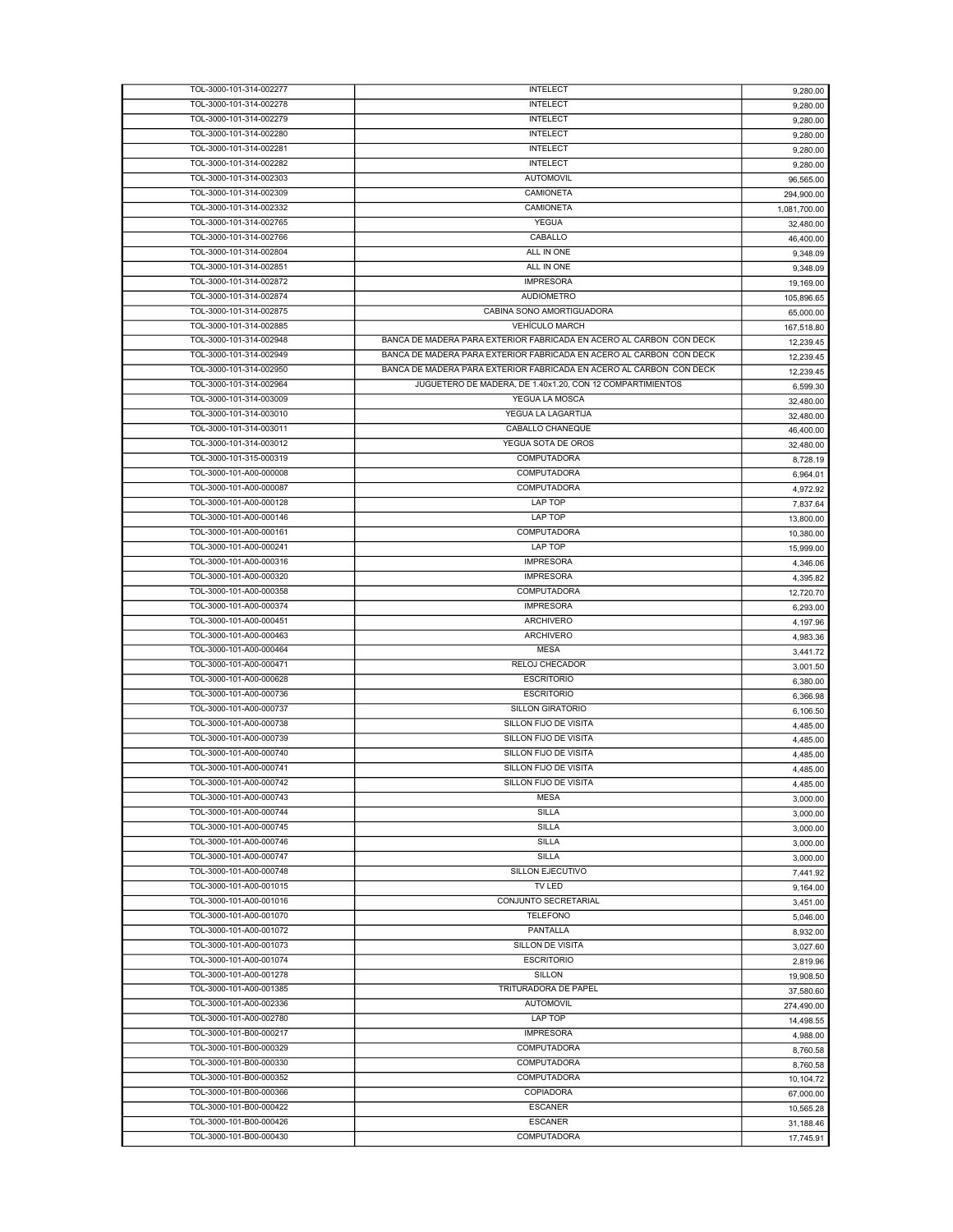| | | |
|---|---|---|
| TOL-3000-101-314-002277 | INTELECT | 9,280.00 |
| TOL-3000-101-314-002278 | INTELECT | 9,280.00 |
| TOL-3000-101-314-002279 | INTELECT | 9,280.00 |
| TOL-3000-101-314-002280 | INTELECT | 9,280.00 |
| TOL-3000-101-314-002281 | INTELECT | 9,280.00 |
| TOL-3000-101-314-002282 | INTELECT | 9,280.00 |
| TOL-3000-101-314-002303 | AUTOMOVIL | 96,565.00 |
| TOL-3000-101-314-002309 | CAMIONETA | 294,900.00 |
| TOL-3000-101-314-002332 | CAMIONETA | 1,081,700.00 |
| TOL-3000-101-314-002765 | YEGUA | 32,480.00 |
| TOL-3000-101-314-002766 | CABALLO | 46,400.00 |
| TOL-3000-101-314-002804 | ALL IN ONE | 9,348.09 |
| TOL-3000-101-314-002851 | ALL IN ONE | 9,348.09 |
| TOL-3000-101-314-002872 | IMPRESORA | 19,169.00 |
| TOL-3000-101-314-002874 | AUDIOMETRO | 105,896.65 |
| TOL-3000-101-314-002875 | CABINA SONO AMORTIGUADORA | 65,000.00 |
| TOL-3000-101-314-002885 | VEHÍCULO MARCH | 167,518.80 |
| TOL-3000-101-314-002948 | BANCA DE MADERA PARA EXTERIOR FABRICADA EN ACERO AL CARBON CON DECK | 12,239.45 |
| TOL-3000-101-314-002949 | BANCA DE MADERA PARA EXTERIOR FABRICADA EN ACERO AL CARBON CON DECK | 12,239.45 |
| TOL-3000-101-314-002950 | BANCA DE MADERA PARA EXTERIOR FABRICADA EN ACERO AL CARBON CON DECK | 12,239.45 |
| TOL-3000-101-314-002964 | JUGUETERO DE MADERA, DE 1.40x1.20, CON 12 COMPARTIMIENTOS | 6,599.30 |
| TOL-3000-101-314-003009 | YEGUA LA MOSCA | 32,480.00 |
| TOL-3000-101-314-003010 | YEGUA LA LAGARTIJA | 32,480.00 |
| TOL-3000-101-314-003011 | CABALLO CHANEQUE | 46,400.00 |
| TOL-3000-101-314-003012 | YEGUA SOTA DE OROS | 32,480.00 |
| TOL-3000-101-315-000319 | COMPUTADORA | 8,728.19 |
| TOL-3000-101-A00-000008 | COMPUTADORA | 6,964.01 |
| TOL-3000-101-A00-000087 | COMPUTADORA | 4,972.92 |
| TOL-3000-101-A00-000128 | LAP TOP | 7,837.64 |
| TOL-3000-101-A00-000146 | LAP TOP | 13,800.00 |
| TOL-3000-101-A00-000161 | COMPUTADORA | 10,380.00 |
| TOL-3000-101-A00-000241 | LAP TOP | 15,999.00 |
| TOL-3000-101-A00-000316 | IMPRESORA | 4,346.06 |
| TOL-3000-101-A00-000320 | IMPRESORA | 4,395.82 |
| TOL-3000-101-A00-000358 | COMPUTADORA | 12,720.70 |
| TOL-3000-101-A00-000374 | IMPRESORA | 6,293.00 |
| TOL-3000-101-A00-000451 | ARCHIVERO | 4,197.96 |
| TOL-3000-101-A00-000463 | ARCHIVERO | 4,983.36 |
| TOL-3000-101-A00-000464 | MESA | 3,441.72 |
| TOL-3000-101-A00-000471 | RELOJ CHECADOR | 3,001.50 |
| TOL-3000-101-A00-000628 | ESCRITORIO | 6,380.00 |
| TOL-3000-101-A00-000736 | ESCRITORIO | 6,366.98 |
| TOL-3000-101-A00-000737 | SILLON GIRATORIO | 6,106.50 |
| TOL-3000-101-A00-000738 | SILLON FIJO DE VISITA | 4,485.00 |
| TOL-3000-101-A00-000739 | SILLON FIJO DE VISITA | 4,485.00 |
| TOL-3000-101-A00-000740 | SILLON FIJO DE VISITA | 4,485.00 |
| TOL-3000-101-A00-000741 | SILLON FIJO DE VISITA | 4,485.00 |
| TOL-3000-101-A00-000742 | SILLON FIJO DE VISITA | 4,485.00 |
| TOL-3000-101-A00-000743 | MESA | 3,000.00 |
| TOL-3000-101-A00-000744 | SILLA | 3,000.00 |
| TOL-3000-101-A00-000745 | SILLA | 3,000.00 |
| TOL-3000-101-A00-000746 | SILLA | 3,000.00 |
| TOL-3000-101-A00-000747 | SILLA | 3,000.00 |
| TOL-3000-101-A00-000748 | SILLON EJECUTIVO | 7,441.92 |
| TOL-3000-101-A00-001015 | TV LED | 9,164.00 |
| TOL-3000-101-A00-001016 | CONJUNTO SECRETARIAL | 3,451.00 |
| TOL-3000-101-A00-001070 | TELEFONO | 5,046.00 |
| TOL-3000-101-A00-001072 | PANTALLA | 8,932.00 |
| TOL-3000-101-A00-001073 | SILLON DE VISITA | 3,027.60 |
| TOL-3000-101-A00-001074 | ESCRITORIO | 2,819.96 |
| TOL-3000-101-A00-001278 | SILLON | 19,908.50 |
| TOL-3000-101-A00-001385 | TRITURADORA DE PAPEL | 37,580.60 |
| TOL-3000-101-A00-002336 | AUTOMOVIL | 274,490.00 |
| TOL-3000-101-A00-002780 | LAP TOP | 14,498.55 |
| TOL-3000-101-B00-000217 | IMPRESORA | 4,988.00 |
| TOL-3000-101-B00-000329 | COMPUTADORA | 8,760.58 |
| TOL-3000-101-B00-000330 | COMPUTADORA | 8,760.58 |
| TOL-3000-101-B00-000352 | COMPUTADORA | 10,104.72 |
| TOL-3000-101-B00-000366 | COPIADORA | 67,000.00 |
| TOL-3000-101-B00-000422 | ESCANER | 10,565.28 |
| TOL-3000-101-B00-000426 | ESCANER | 31,188.46 |
| TOL-3000-101-B00-000430 | COMPUTADORA | 17,745.91 |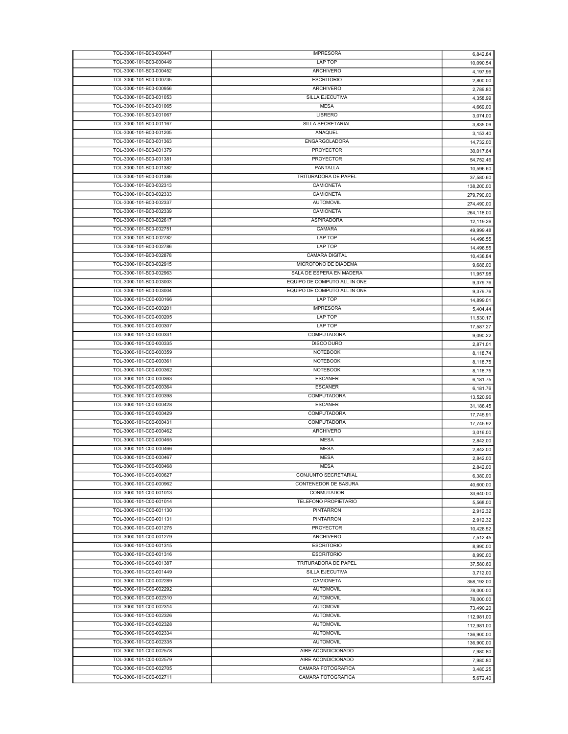| | | |
|---|---|---|
| TOL-3000-101-B00-000447 | IMPRESORA | 6,842.84 |
| TOL-3000-101-B00-000449 | LAP TOP | 10,090.54 |
| TOL-3000-101-B00-000452 | ARCHIVERO | 4,197.96 |
| TOL-3000-101-B00-000735 | ESCRITORIO | 2,800.00 |
| TOL-3000-101-B00-000956 | ARCHIVERO | 2,789.80 |
| TOL-3000-101-B00-001053 | SILLA EJECUTIVA | 4,358.99 |
| TOL-3000-101-B00-001065 | MESA | 4,669.00 |
| TOL-3000-101-B00-001067 | LIBRERO | 3,074.00 |
| TOL-3000-101-B00-001167 | SILLA SECRETARIAL | 3,835.09 |
| TOL-3000-101-B00-001205 | ANAQUEL | 3,153.40 |
| TOL-3000-101-B00-001363 | ENGARGOLADORA | 14,732.00 |
| TOL-3000-101-B00-001379 | PROYECTOR | 30,017.64 |
| TOL-3000-101-B00-001381 | PROYECTOR | 54,752.46 |
| TOL-3000-101-B00-001382 | PANTALLA | 10,596.60 |
| TOL-3000-101-B00-001386 | TRITURADORA DE PAPEL | 37,580.60 |
| TOL-3000-101-B00-002313 | CAMIONETA | 138,200.00 |
| TOL-3000-101-B00-002333 | CAMIONETA | 279,790.00 |
| TOL-3000-101-B00-002337 | AUTOMOVIL | 274,490.00 |
| TOL-3000-101-B00-002339 | CAMIONETA | 264,118.00 |
| TOL-3000-101-B00-002617 | ASPIRADORA | 12,119.26 |
| TOL-3000-101-B00-002751 | CAMARA | 49,999.48 |
| TOL-3000-101-B00-002782 | LAP TOP | 14,498.55 |
| TOL-3000-101-B00-002786 | LAP TOP | 14,498.55 |
| TOL-3000-101-B00-002878 | CAMARA DIGITAL | 10,438.84 |
| TOL-3000-101-B00-002915 | MICROFONO DE DIADEMA | 9,686.00 |
| TOL-3000-101-B00-002963 | SALA DE ESPERA EN MADERA | 11,957.98 |
| TOL-3000-101-B00-003003 | EQUIPO DE COMPUTO ALL IN ONE | 9,379.76 |
| TOL-3000-101-B00-003004 | EQUIPO DE COMPUTO ALL IN ONE | 9,379.76 |
| TOL-3000-101-C00-000166 | LAP TOP | 14,899.01 |
| TOL-3000-101-C00-000201 | IMPRESORA | 5,404.44 |
| TOL-3000-101-C00-000205 | LAP TOP | 11,530.17 |
| TOL-3000-101-C00-000307 | LAP TOP | 17,587.27 |
| TOL-3000-101-C00-000331 | COMPUTADORA | 9,090.22 |
| TOL-3000-101-C00-000335 | DISCO DURO | 2,871.01 |
| TOL-3000-101-C00-000359 | NOTEBOOK | 8,118.74 |
| TOL-3000-101-C00-000361 | NOTEBOOK | 8,118.75 |
| TOL-3000-101-C00-000362 | NOTEBOOK | 8,118.75 |
| TOL-3000-101-C00-000363 | ESCANER | 6,181.75 |
| TOL-3000-101-C00-000364 | ESCANER | 6,181.76 |
| TOL-3000-101-C00-000398 | COMPUTADORA | 13,520.96 |
| TOL-3000-101-C00-000428 | ESCANER | 31,188.45 |
| TOL-3000-101-C00-000429 | COMPUTADORA | 17,745.91 |
| TOL-3000-101-C00-000431 | COMPUTADORA | 17,745.92 |
| TOL-3000-101-C00-000462 | ARCHIVERO | 3,016.00 |
| TOL-3000-101-C00-000465 | MESA | 2,842.00 |
| TOL-3000-101-C00-000466 | MESA | 2,842.00 |
| TOL-3000-101-C00-000467 | MESA | 2,842.00 |
| TOL-3000-101-C00-000468 | MESA | 2,842.00 |
| TOL-3000-101-C00-000627 | CONJUNTO SECRETARIAL | 6,380.00 |
| TOL-3000-101-C00-000962 | CONTENEDOR DE BASURA | 40,600.00 |
| TOL-3000-101-C00-001013 | CONMUTADOR | 33,640.00 |
| TOL-3000-101-C00-001014 | TELEFONO PROPIETARIO | 5,568.00 |
| TOL-3000-101-C00-001130 | PINTARRON | 2,912.32 |
| TOL-3000-101-C00-001131 | PINTARRON | 2,912.32 |
| TOL-3000-101-C00-001275 | PROYECTOR | 10,428.52 |
| TOL-3000-101-C00-001279 | ARCHIVERO | 7,512.45 |
| TOL-3000-101-C00-001315 | ESCRITORIO | 8,990.00 |
| TOL-3000-101-C00-001316 | ESCRITORIO | 8,990.00 |
| TOL-3000-101-C00-001387 | TRITURADORA DE PAPEL | 37,580.60 |
| TOL-3000-101-C00-001449 | SILLA EJECUTIVA | 3,712.00 |
| TOL-3000-101-C00-002289 | CAMIONETA | 358,192.00 |
| TOL-3000-101-C00-002292 | AUTOMOVIL | 78,000.00 |
| TOL-3000-101-C00-002310 | AUTOMOVIL | 78,000.00 |
| TOL-3000-101-C00-002314 | AUTOMOVIL | 73,490.20 |
| TOL-3000-101-C00-002326 | AUTOMOVIL | 112,981.00 |
| TOL-3000-101-C00-002328 | AUTOMOVIL | 112,981.00 |
| TOL-3000-101-C00-002334 | AUTOMOVIL | 136,900.00 |
| TOL-3000-101-C00-002335 | AUTOMOVIL | 136,900.00 |
| TOL-3000-101-C00-002578 | AIRE ACONDICIONADO | 7,980.80 |
| TOL-3000-101-C00-002579 | AIRE ACONDICIONADO | 7,980.80 |
| TOL-3000-101-C00-002705 | CAMARA FOTOGRAFICA | 3,480.25 |
| TOL-3000-101-C00-002711 | CAMARA FOTOGRAFICA | 5,672.40 |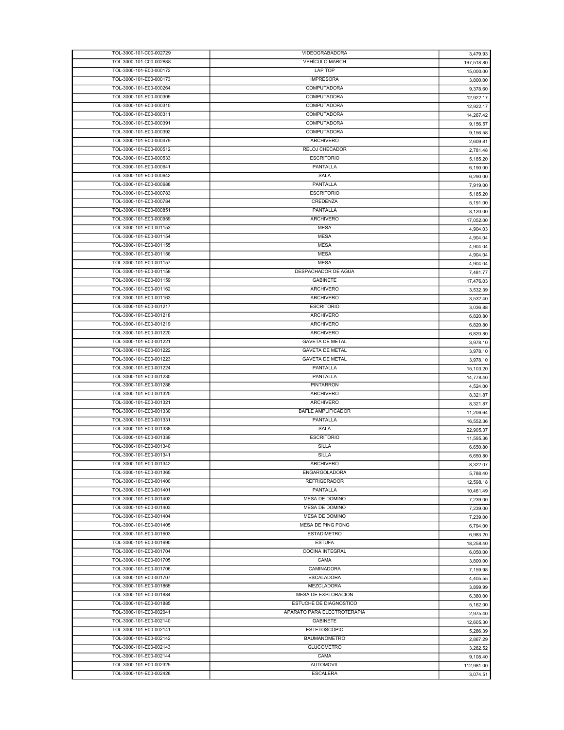| | | |
|---|---|---|
| TOL-3000-101-C00-002729 | VIDEOGRABADORA | 3,479.93 |
| TOL-3000-101-C00-002888 | VEHÍCULO MARCH | 167,518.80 |
| TOL-3000-101-E00-000172 | LAP TOP | 15,000.00 |
| TOL-3000-101-E00-000173 | IMPRESORA | 3,800.00 |
| TOL-3000-101-E00-000264 | COMPUTADORA | 9,378.60 |
| TOL-3000-101-E00-000309 | COMPUTADORA | 12,922.17 |
| TOL-3000-101-E00-000310 | COMPUTADORA | 12,922.17 |
| TOL-3000-101-E00-000311 | COMPUTADORA | 14,267.42 |
| TOL-3000-101-E00-000391 | COMPUTADORA | 9,156.57 |
| TOL-3000-101-E00-000392 | COMPUTADORA | 9,156.58 |
| TOL-3000-101-E00-000479 | ARCHIVERO | 2,609.81 |
| TOL-3000-101-E00-000512 | RELOJ CHECADOR | 2,781.48 |
| TOL-3000-101-E00-000533 | ESCRITORIO | 5,185.20 |
| TOL-3000-101-E00-000641 | PANTALLA | 6,190.00 |
| TOL-3000-101-E00-000642 | SALA | 6,290.00 |
| TOL-3000-101-E00-000688 | PANTALLA | 7,919.00 |
| TOL-3000-101-E00-000783 | ESCRITORIO | 5,185.20 |
| TOL-3000-101-E00-000784 | CREDENZA | 5,191.00 |
| TOL-3000-101-E00-000851 | PANTALLA | 8,120.00 |
| TOL-3000-101-E00-000959 | ARCHIVERO | 17,052.00 |
| TOL-3000-101-E00-001153 | MESA | 4,904.03 |
| TOL-3000-101-E00-001154 | MESA | 4,904.04 |
| TOL-3000-101-E00-001155 | MESA | 4,904.04 |
| TOL-3000-101-E00-001156 | MESA | 4,904.04 |
| TOL-3000-101-E00-001157 | MESA | 4,904.04 |
| TOL-3000-101-E00-001158 | DESPACHADOR DE AGUA | 7,481.77 |
| TOL-3000-101-E00-001159 | GABINETE | 17,476.03 |
| TOL-3000-101-E00-001162 | ARCHIVERO | 3,532.39 |
| TOL-3000-101-E00-001163 | ARCHIVERO | 3,532.40 |
| TOL-3000-101-E00-001217 | ESCRITORIO | 3,036.88 |
| TOL-3000-101-E00-001218 | ARCHIVERO | 6,820.80 |
| TOL-3000-101-E00-001219 | ARCHIVERO | 6,820.80 |
| TOL-3000-101-E00-001220 | ARCHIVERO | 6,820.80 |
| TOL-3000-101-E00-001221 | GAVETA DE METAL | 3,978.10 |
| TOL-3000-101-E00-001222 | GAVETA DE METAL | 3,978.10 |
| TOL-3000-101-E00-001223 | GAVETA DE METAL | 3,978.10 |
| TOL-3000-101-E00-001224 | PANTALLA | 15,103.20 |
| TOL-3000-101-E00-001230 | PANTALLA | 14,778.40 |
| TOL-3000-101-E00-001288 | PINTARRON | 4,524.00 |
| TOL-3000-101-E00-001320 | ARCHIVERO | 8,321.87 |
| TOL-3000-101-E00-001321 | ARCHIVERO | 8,321.87 |
| TOL-3000-101-E00-001330 | BAFLE AMPLIFICADOR | 11,206.64 |
| TOL-3000-101-E00-001331 | PANTALLA | 16,552.36 |
| TOL-3000-101-E00-001338 | SALA | 22,905.37 |
| TOL-3000-101-E00-001339 | ESCRITORIO | 11,595.36 |
| TOL-3000-101-E00-001340 | SILLA | 6,650.80 |
| TOL-3000-101-E00-001341 | SILLA | 6,650.80 |
| TOL-3000-101-E00-001342 | ARCHIVERO | 8,322.07 |
| TOL-3000-101-E00-001365 | ENGARGOLADORA | 5,788.40 |
| TOL-3000-101-E00-001400 | REFRIGERADOR | 12,598.18 |
| TOL-3000-101-E00-001401 | PANTALLA | 10,461.49 |
| TOL-3000-101-E00-001402 | MESA DE DOMINO | 7,239.00 |
| TOL-3000-101-E00-001403 | MESA DE DOMINO | 7,239.00 |
| TOL-3000-101-E00-001404 | MESA DE DOMINO | 7,239.00 |
| TOL-3000-101-E00-001405 | MESA DE PING PONG | 6,794.00 |
| TOL-3000-101-E00-001603 | ESTADIMETRO | 6,983.20 |
| TOL-3000-101-E00-001690 | ESTUFA | 18,258.40 |
| TOL-3000-101-E00-001704 | COCINA INTEGRAL | 6,050.00 |
| TOL-3000-101-E00-001705 | CAMA | 3,800.00 |
| TOL-3000-101-E00-001706 | CAMINADORA | 7,159.98 |
| TOL-3000-101-E00-001707 | ESCALADORA | 4,405.55 |
| TOL-3000-101-E00-001865 | MEZCLADORA | 3,899.99 |
| TOL-3000-101-E00-001884 | MESA DE EXPLORACION | 6,380.00 |
| TOL-3000-101-E00-001885 | ESTUCHE DE DIAGNOSTICO | 5,162.00 |
| TOL-3000-101-E00-002041 | APARATO PARA ELECTROTERAPIA | 2,975.40 |
| TOL-3000-101-E00-002140 | GABINETE | 12,605.30 |
| TOL-3000-101-E00-002141 | ESTETOSCOPIO | 5,286.39 |
| TOL-3000-101-E00-002142 | BAUMANOMETRO | 2,867.29 |
| TOL-3000-101-E00-002143 | GLUCOMETRO | 3,282.52 |
| TOL-3000-101-E00-002144 | CAMA | 9,108.40 |
| TOL-3000-101-E00-002325 | AUTOMOVIL | 112,981.00 |
| TOL-3000-101-E00-002426 | ESCALERA | 3,074.51 |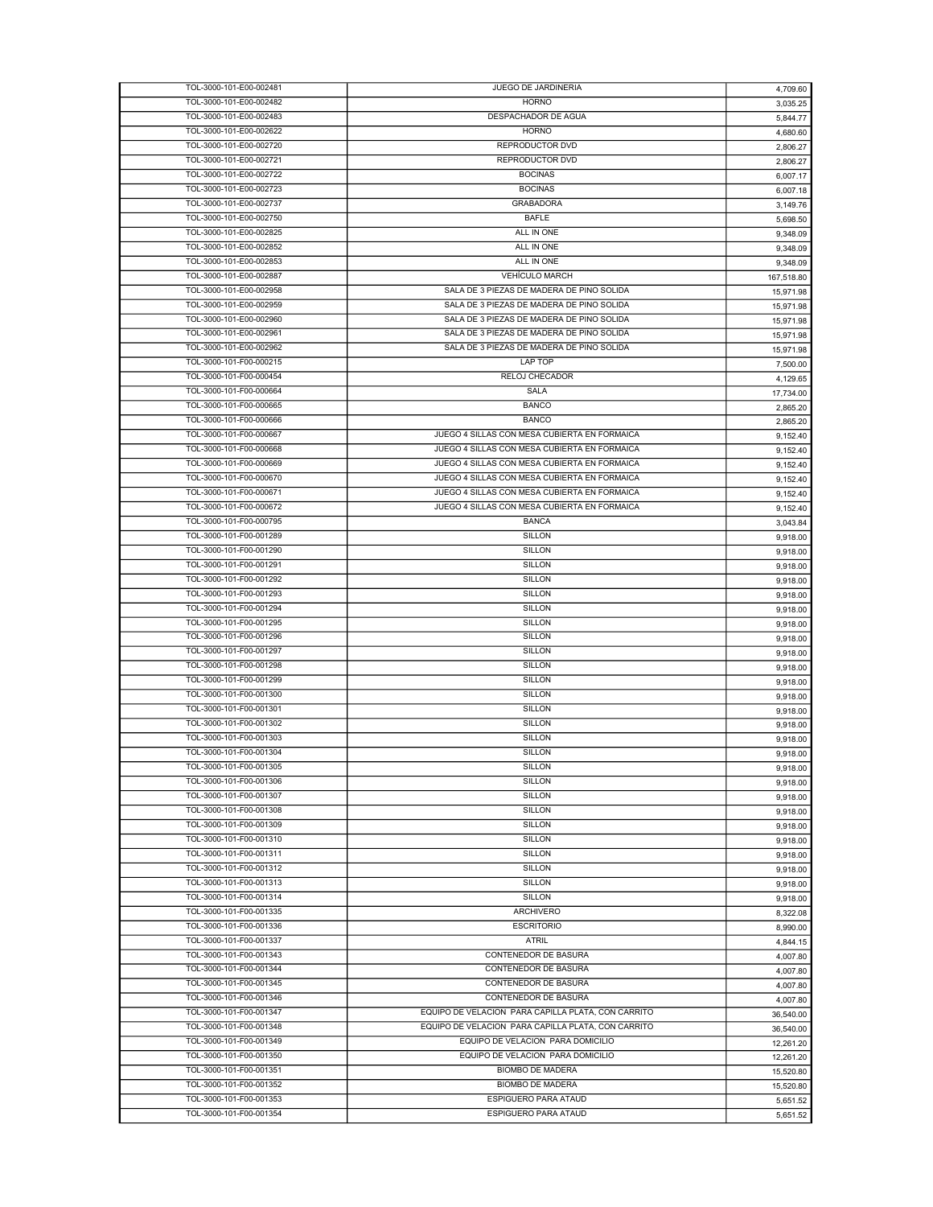| | | |
|---|---|---|
| TOL-3000-101-E00-002481 | JUEGO DE JARDINERIA | 4,709.60 |
| TOL-3000-101-E00-002482 | HORNO | 3,035.25 |
| TOL-3000-101-E00-002483 | DESPACHADOR DE AGUA | 5,844.77 |
| TOL-3000-101-E00-002622 | HORNO | 4,680.60 |
| TOL-3000-101-E00-002720 | REPRODUCTOR DVD | 2,806.27 |
| TOL-3000-101-E00-002721 | REPRODUCTOR DVD | 2,806.27 |
| TOL-3000-101-E00-002722 | BOCINAS | 6,007.17 |
| TOL-3000-101-E00-002723 | BOCINAS | 6,007.18 |
| TOL-3000-101-E00-002737 | GRABADORA | 3,149.76 |
| TOL-3000-101-E00-002750 | BAFLE | 5,698.50 |
| TOL-3000-101-E00-002825 | ALL IN ONE | 9,348.09 |
| TOL-3000-101-E00-002852 | ALL IN ONE | 9,348.09 |
| TOL-3000-101-E00-002853 | ALL IN ONE | 9,348.09 |
| TOL-3000-101-E00-002887 | VEHÍCULO MARCH | 167,518.80 |
| TOL-3000-101-E00-002958 | SALA DE 3 PIEZAS DE MADERA DE PINO SOLIDA | 15,971.98 |
| TOL-3000-101-E00-002959 | SALA DE 3 PIEZAS DE MADERA DE PINO SOLIDA | 15,971.98 |
| TOL-3000-101-E00-002960 | SALA DE 3 PIEZAS DE MADERA DE PINO SOLIDA | 15,971.98 |
| TOL-3000-101-E00-002961 | SALA DE 3 PIEZAS DE MADERA DE PINO SOLIDA | 15,971.98 |
| TOL-3000-101-E00-002962 | SALA DE 3 PIEZAS DE MADERA DE PINO SOLIDA | 15,971.98 |
| TOL-3000-101-F00-000215 | LAP TOP | 7,500.00 |
| TOL-3000-101-F00-000454 | RELOJ CHECADOR | 4,129.65 |
| TOL-3000-101-F00-000664 | SALA | 17,734.00 |
| TOL-3000-101-F00-000665 | BANCO | 2,865.20 |
| TOL-3000-101-F00-000666 | BANCO | 2,865.20 |
| TOL-3000-101-F00-000667 | JUEGO 4 SILLAS CON MESA CUBIERTA EN FORMAICA | 9,152.40 |
| TOL-3000-101-F00-000668 | JUEGO 4 SILLAS CON MESA CUBIERTA EN FORMAICA | 9,152.40 |
| TOL-3000-101-F00-000669 | JUEGO 4 SILLAS CON MESA CUBIERTA EN FORMAICA | 9,152.40 |
| TOL-3000-101-F00-000670 | JUEGO 4 SILLAS CON MESA CUBIERTA EN FORMAICA | 9,152.40 |
| TOL-3000-101-F00-000671 | JUEGO 4 SILLAS CON MESA CUBIERTA EN FORMAICA | 9,152.40 |
| TOL-3000-101-F00-000672 | JUEGO 4 SILLAS CON MESA CUBIERTA EN FORMAICA | 9,152.40 |
| TOL-3000-101-F00-000795 | BANCA | 3,043.84 |
| TOL-3000-101-F00-001289 | SILLON | 9,918.00 |
| TOL-3000-101-F00-001290 | SILLON | 9,918.00 |
| TOL-3000-101-F00-001291 | SILLON | 9,918.00 |
| TOL-3000-101-F00-001292 | SILLON | 9,918.00 |
| TOL-3000-101-F00-001293 | SILLON | 9,918.00 |
| TOL-3000-101-F00-001294 | SILLON | 9,918.00 |
| TOL-3000-101-F00-001295 | SILLON | 9,918.00 |
| TOL-3000-101-F00-001296 | SILLON | 9,918.00 |
| TOL-3000-101-F00-001297 | SILLON | 9,918.00 |
| TOL-3000-101-F00-001298 | SILLON | 9,918.00 |
| TOL-3000-101-F00-001299 | SILLON | 9,918.00 |
| TOL-3000-101-F00-001300 | SILLON | 9,918.00 |
| TOL-3000-101-F00-001301 | SILLON | 9,918.00 |
| TOL-3000-101-F00-001302 | SILLON | 9,918.00 |
| TOL-3000-101-F00-001303 | SILLON | 9,918.00 |
| TOL-3000-101-F00-001304 | SILLON | 9,918.00 |
| TOL-3000-101-F00-001305 | SILLON | 9,918.00 |
| TOL-3000-101-F00-001306 | SILLON | 9,918.00 |
| TOL-3000-101-F00-001307 | SILLON | 9,918.00 |
| TOL-3000-101-F00-001308 | SILLON | 9,918.00 |
| TOL-3000-101-F00-001309 | SILLON | 9,918.00 |
| TOL-3000-101-F00-001310 | SILLON | 9,918.00 |
| TOL-3000-101-F00-001311 | SILLON | 9,918.00 |
| TOL-3000-101-F00-001312 | SILLON | 9,918.00 |
| TOL-3000-101-F00-001313 | SILLON | 9,918.00 |
| TOL-3000-101-F00-001314 | SILLON | 9,918.00 |
| TOL-3000-101-F00-001335 | ARCHIVERO | 8,322.08 |
| TOL-3000-101-F00-001336 | ESCRITORIO | 8,990.00 |
| TOL-3000-101-F00-001337 | ATRIL | 4,844.15 |
| TOL-3000-101-F00-001343 | CONTENEDOR DE BASURA | 4,007.80 |
| TOL-3000-101-F00-001344 | CONTENEDOR DE BASURA | 4,007.80 |
| TOL-3000-101-F00-001345 | CONTENEDOR DE BASURA | 4,007.80 |
| TOL-3000-101-F00-001346 | CONTENEDOR DE BASURA | 4,007.80 |
| TOL-3000-101-F00-001347 | EQUIPO DE VELACION PARA CAPILLA PLATA, CON CARRITO | 36,540.00 |
| TOL-3000-101-F00-001348 | EQUIPO DE VELACION PARA CAPILLA PLATA, CON CARRITO | 36,540.00 |
| TOL-3000-101-F00-001349 | EQUIPO DE VELACION PARA DOMICILIO | 12,261.20 |
| TOL-3000-101-F00-001350 | EQUIPO DE VELACION PARA DOMICILIO | 12,261.20 |
| TOL-3000-101-F00-001351 | BIOMBO DE MADERA | 15,520.80 |
| TOL-3000-101-F00-001352 | BIOMBO DE MADERA | 15,520.80 |
| TOL-3000-101-F00-001353 | ESPIGUERO PARA ATAUD | 5,651.52 |
| TOL-3000-101-F00-001354 | ESPIGUERO PARA ATAUD | 5,651.52 |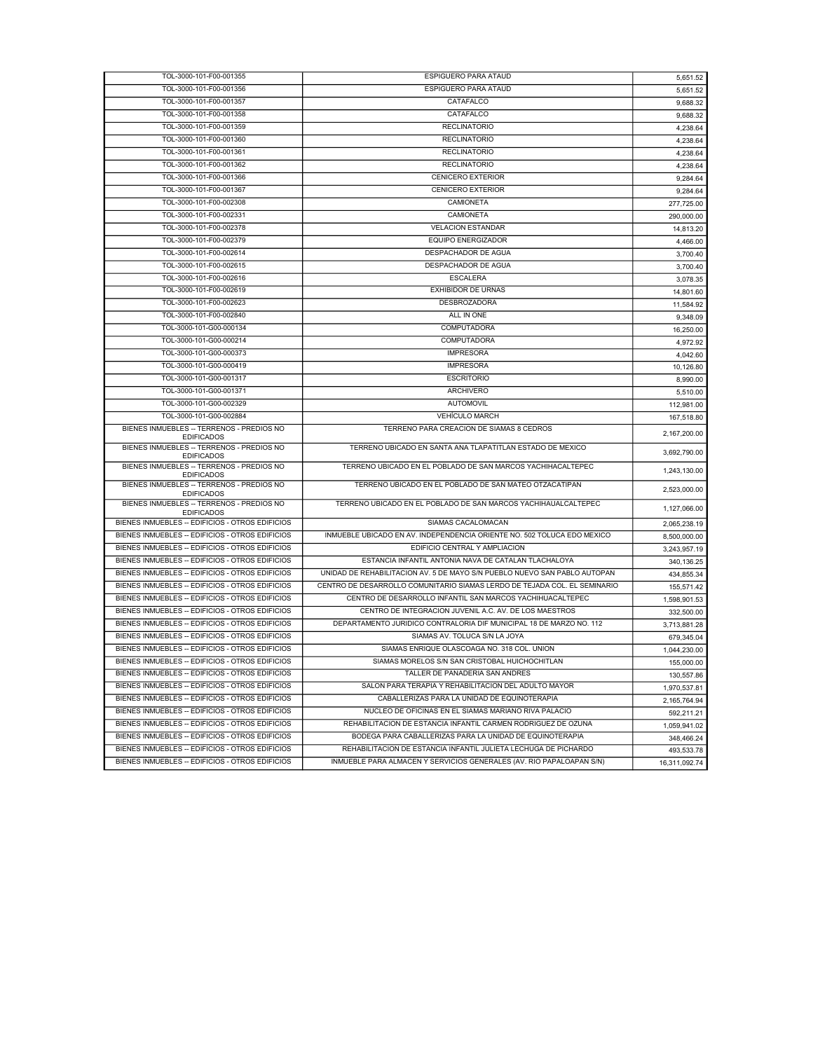| | | |
|---|---|---|
| TOL-3000-101-F00-001355 | ESPIGUERO PARA ATAUD | 5,651.52 |
| TOL-3000-101-F00-001356 | ESPIGUERO PARA ATAUD | 5,651.52 |
| TOL-3000-101-F00-001357 | CATAFALCO | 9,688.32 |
| TOL-3000-101-F00-001358 | CATAFALCO | 9,688.32 |
| TOL-3000-101-F00-001359 | RECLINATORIO | 4,238.64 |
| TOL-3000-101-F00-001360 | RECLINATORIO | 4,238.64 |
| TOL-3000-101-F00-001361 | RECLINATORIO | 4,238.64 |
| TOL-3000-101-F00-001362 | RECLINATORIO | 4,238.64 |
| TOL-3000-101-F00-001366 | CENICERO EXTERIOR | 9,284.64 |
| TOL-3000-101-F00-001367 | CENICERO EXTERIOR | 9,284.64 |
| TOL-3000-101-F00-002308 | CAMIONETA | 277,725.00 |
| TOL-3000-101-F00-002331 | CAMIONETA | 290,000.00 |
| TOL-3000-101-F00-002378 | VELACION ESTANDAR | 14,813.20 |
| TOL-3000-101-F00-002379 | EQUIPO ENERGIZADOR | 4,466.00 |
| TOL-3000-101-F00-002614 | DESPACHADOR DE AGUA | 3,700.40 |
| TOL-3000-101-F00-002615 | DESPACHADOR DE AGUA | 3,700.40 |
| TOL-3000-101-F00-002616 | ESCALERA | 3,078.35 |
| TOL-3000-101-F00-002619 | EXHIBIDOR DE URNAS | 14,801.60 |
| TOL-3000-101-F00-002623 | DESBROZADORA | 11,584.92 |
| TOL-3000-101-F00-002840 | ALL IN ONE | 9,348.09 |
| TOL-3000-101-G00-000134 | COMPUTADORA | 16,250.00 |
| TOL-3000-101-G00-000214 | COMPUTADORA | 4,972.92 |
| TOL-3000-101-G00-000373 | IMPRESORA | 4,042.60 |
| TOL-3000-101-G00-000419 | IMPRESORA | 10,126.80 |
| TOL-3000-101-G00-001317 | ESCRITORIO | 8,990.00 |
| TOL-3000-101-G00-001371 | ARCHIVERO | 5,510.00 |
| TOL-3000-101-G00-002329 | AUTOMOVIL | 112,981.00 |
| TOL-3000-101-G00-002884 | VEHÍCULO MARCH | 167,518.80 |
| BIENES INMUEBLES -- TERRENOS - PREDIOS NO EDIFICADOS | TERRENO PARA CREACION DE SIAMAS 8 CEDROS | 2,167,200.00 |
| BIENES INMUEBLES -- TERRENOS - PREDIOS NO EDIFICADOS | TERRENO UBICADO EN SANTA ANA TLAPATITLAN ESTADO DE MEXICO | 3,692,790.00 |
| BIENES INMUEBLES -- TERRENOS - PREDIOS NO EDIFICADOS | TERRENO UBICADO EN EL POBLADO DE SAN MARCOS YACHIHACALTEPEC | 1,243,130.00 |
| BIENES INMUEBLES -- TERRENOS - PREDIOS NO EDIFICADOS | TERRENO UBICADO EN EL POBLADO DE SAN MATEO OTZACATIPAN | 2,523,000.00 |
| BIENES INMUEBLES -- TERRENOS - PREDIOS NO EDIFICADOS | TERRENO UBICADO EN EL POBLADO DE SAN MARCOS YACHIHAUALCALTEPEC | 1,127,066.00 |
| BIENES INMUEBLES -- EDIFICIOS - OTROS EDIFICIOS | SIAMAS CACALOMACAN | 2,065,238.19 |
| BIENES INMUEBLES -- EDIFICIOS - OTROS EDIFICIOS | INMUEBLE UBICADO EN AV. INDEPENDENCIA ORIENTE NO. 502 TOLUCA EDO MEXICO | 8,500,000.00 |
| BIENES INMUEBLES -- EDIFICIOS - OTROS EDIFICIOS | EDIFICIO CENTRAL Y AMPLIACION | 3,243,957.19 |
| BIENES INMUEBLES -- EDIFICIOS - OTROS EDIFICIOS | ESTANCIA INFANTIL ANTONIA NAVA DE CATALAN TLACHALOYA | 340,136.25 |
| BIENES INMUEBLES -- EDIFICIOS - OTROS EDIFICIOS | UNIDAD DE REHABILITACION AV. 5 DE MAYO S/N PUEBLO NUEVO SAN PABLO AUTOPAN | 434,855.34 |
| BIENES INMUEBLES -- EDIFICIOS - OTROS EDIFICIOS | CENTRO DE DESARROLLO COMUNITARIO SIAMAS LERDO DE TEJADA COL. EL SEMINARIO | 155,571.42 |
| BIENES INMUEBLES -- EDIFICIOS - OTROS EDIFICIOS | CENTRO DE DESARROLLO INFANTIL SAN MARCOS YACHIHUACALTEPEC | 1,598,901.53 |
| BIENES INMUEBLES -- EDIFICIOS - OTROS EDIFICIOS | CENTRO DE INTEGRACION JUVENIL A.C. AV. DE LOS MAESTROS | 332,500.00 |
| BIENES INMUEBLES -- EDIFICIOS - OTROS EDIFICIOS | DEPARTAMENTO JURIDICO CONTRALORIA DIF MUNICIPAL 18 DE MARZO NO. 112 | 3,713,881.28 |
| BIENES INMUEBLES -- EDIFICIOS - OTROS EDIFICIOS | SIAMAS AV. TOLUCA S/N LA JOYA | 679,345.04 |
| BIENES INMUEBLES -- EDIFICIOS - OTROS EDIFICIOS | SIAMAS ENRIQUE OLASCOAGA NO. 318 COL. UNION | 1,044,230.00 |
| BIENES INMUEBLES -- EDIFICIOS - OTROS EDIFICIOS | SIAMAS MORELOS S/N SAN CRISTOBAL HUICHOCHITLAN | 155,000.00 |
| BIENES INMUEBLES -- EDIFICIOS - OTROS EDIFICIOS | TALLER DE PANADERIA SAN ANDRES | 130,557.86 |
| BIENES INMUEBLES -- EDIFICIOS - OTROS EDIFICIOS | SALON PARA TERAPIA Y REHABILITACION DEL ADULTO MAYOR | 1,970,537.81 |
| BIENES INMUEBLES -- EDIFICIOS - OTROS EDIFICIOS | CABALLERIZAS PARA LA UNIDAD DE EQUINOTERAPIA | 2,165,764.94 |
| BIENES INMUEBLES -- EDIFICIOS - OTROS EDIFICIOS | NUCLEO DE OFICINAS EN EL SIAMAS MARIANO RIVA PALACIO | 592,211.21 |
| BIENES INMUEBLES -- EDIFICIOS - OTROS EDIFICIOS | REHABILITACION DE ESTANCIA INFANTIL CARMEN RODRIGUEZ DE OZUNA | 1,059,941.02 |
| BIENES INMUEBLES -- EDIFICIOS - OTROS EDIFICIOS | BODEGA PARA CABALLERIZAS PARA LA UNIDAD DE EQUINOTERAPIA | 348,466.24 |
| BIENES INMUEBLES -- EDIFICIOS - OTROS EDIFICIOS | REHABILITACION DE ESTANCIA INFANTIL JULIETA LECHUGA DE PICHARDO | 493,533.78 |
| BIENES INMUEBLES -- EDIFICIOS - OTROS EDIFICIOS | INMUEBLE PARA ALMACEN Y SERVICIOS GENERALES (AV. RIO PAPALOAPAN S/N) | 16,311,092.74 |